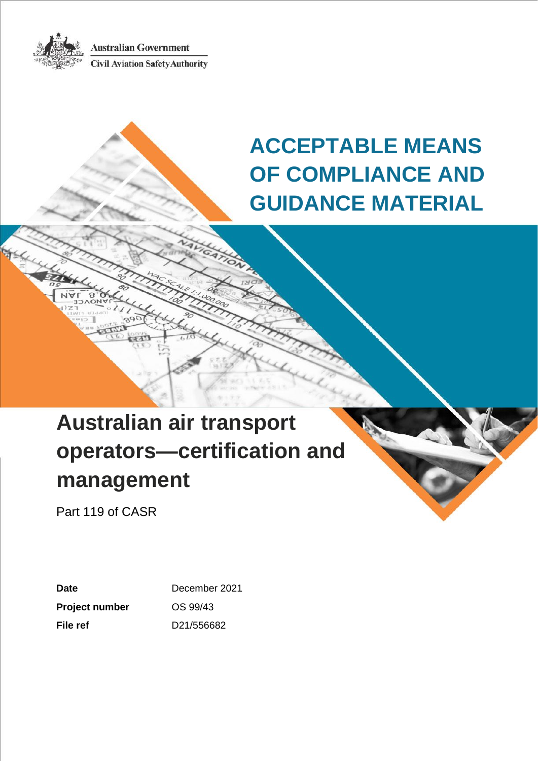Australian Government
Civil Aviation Safety Authority

# ACCEPTABLE MEANS OF COMPLIANCE AND GUIDANCE MATERIAL

# Australian air transport operators—certification and management

Part 119 of CASR

| | |
|---|---|
| **Date** | December 2021 |
| **Project number** | OS 99/43 |
| **File ref** | D21/556682 |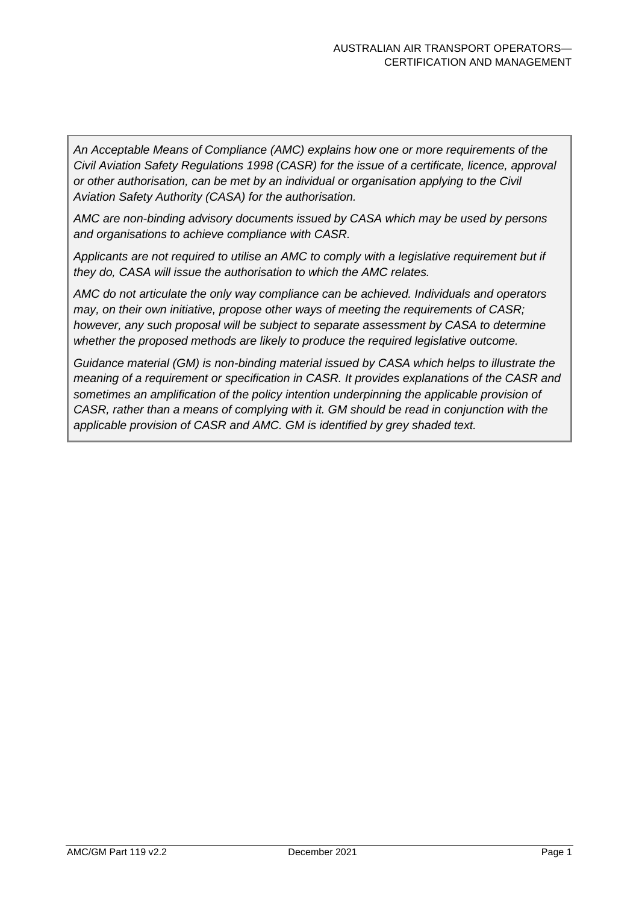*An Acceptable Means of Compliance (AMC) explains how one or more requirements of the Civil Aviation Safety Regulations 1998 (CASR) for the issue of a certificate, licence, approval or other authorisation, can be met by an individual or organisation applying to the Civil Aviation Safety Authority (CASA) for the authorisation.*

*AMC are non-binding advisory documents issued by CASA which may be used by persons and organisations to achieve compliance with CASR.*

*Applicants are not required to utilise an AMC to comply with a legislative requirement but if they do, CASA will issue the authorisation to which the AMC relates.*

*AMC do not articulate the only way compliance can be achieved. Individuals and operators may, on their own initiative, propose other ways of meeting the requirements of CASR; however, any such proposal will be subject to separate assessment by CASA to determine whether the proposed methods are likely to produce the required legislative outcome.*

*Guidance material (GM) is non-binding material issued by CASA which helps to illustrate the meaning of a requirement or specification in CASR. It provides explanations of the CASR and sometimes an amplification of the policy intention underpinning the applicable provision of CASR, rather than a means of complying with it. GM should be read in conjunction with the applicable provision of CASR and AMC. GM is identified by grey shaded text.*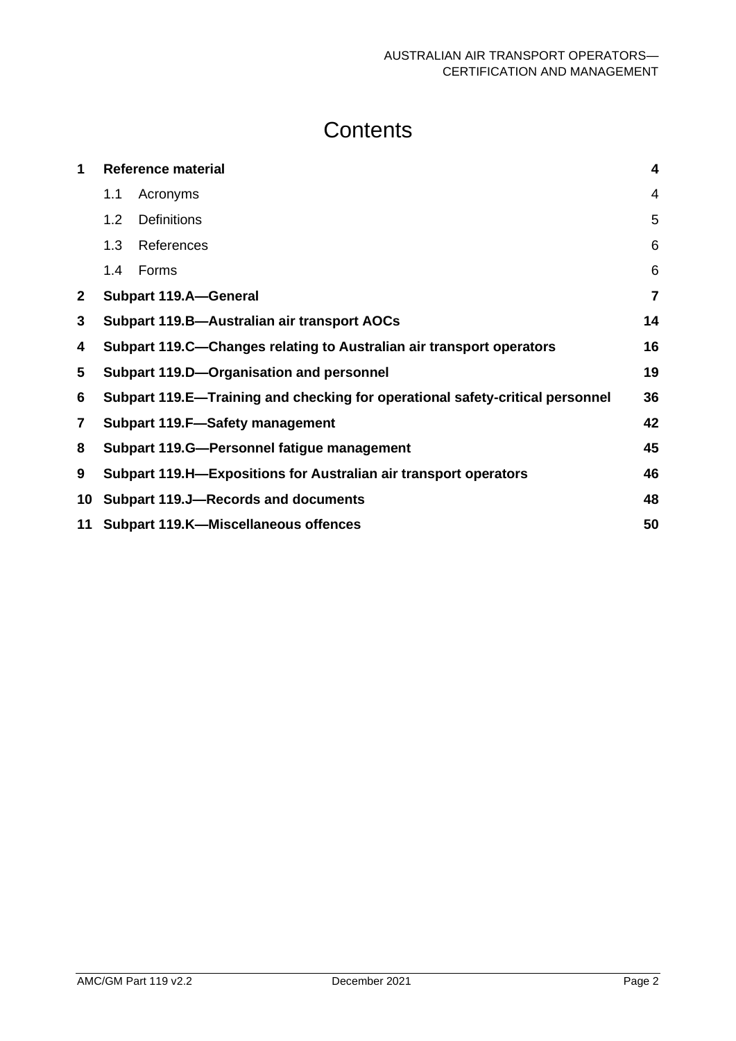# Contents

| | | |
|---|---|---|
| **1** | **Reference material** | **4** |
| | 1.1 Acronyms | 4 |
| | 1.2 Definitions | 5 |
| | 1.3 References | 6 |
| | 1.4 Forms | 6 |
| **2** | **Subpart 119.A—General** | **7** |
| **3** | **Subpart 119.B—Australian air transport AOCs** | **14** |
| **4** | **Subpart 119.C—Changes relating to Australian air transport operators** | **16** |
| **5** | **Subpart 119.D—Organisation and personnel** | **19** |
| **6** | **Subpart 119.E—Training and checking for operational safety-critical personnel** | **36** |
| **7** | **Subpart 119.F—Safety management** | **42** |
| **8** | **Subpart 119.G—Personnel fatigue management** | **45** |
| **9** | **Subpart 119.H—Expositions for Australian air transport operators** | **46** |
| **10** | **Subpart 119.J—Records and documents** | **48** |
| **11** | **Subpart 119.K—Miscellaneous offences** | **50** |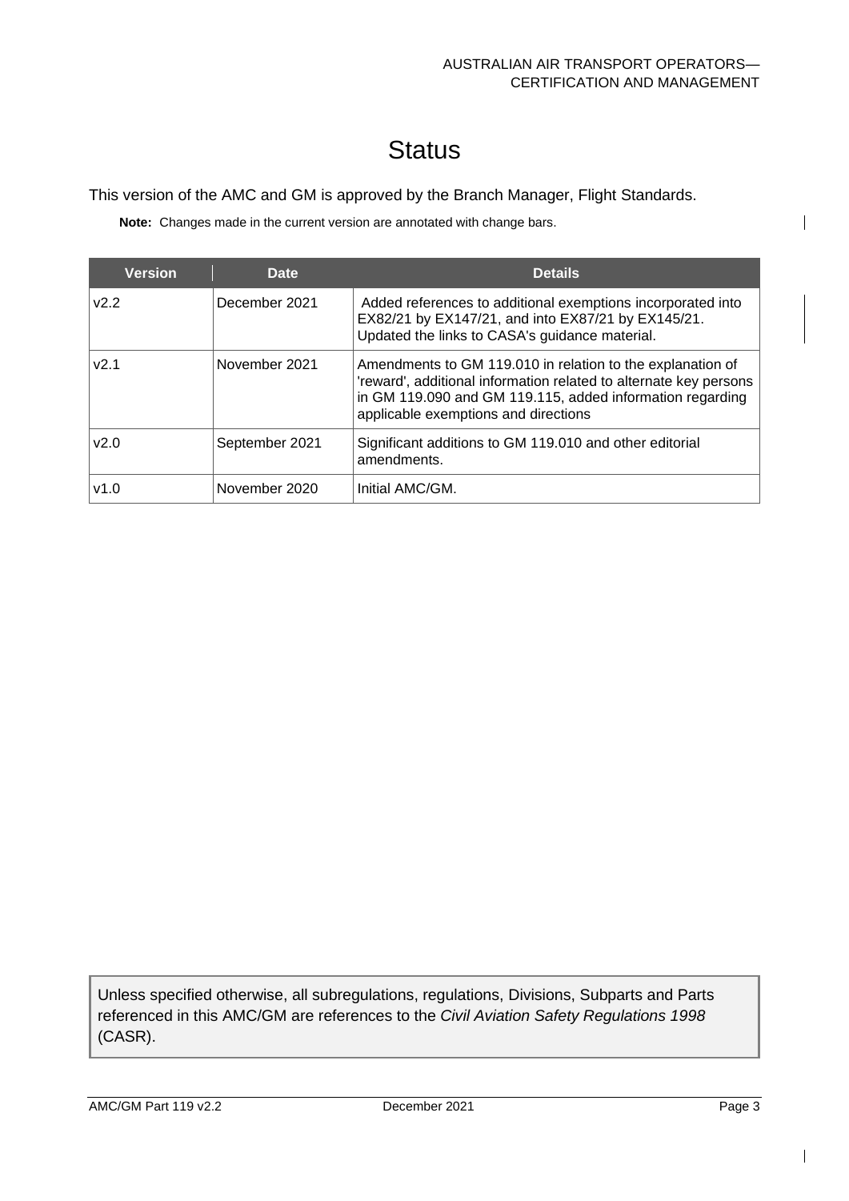# Status

This version of the AMC and GM is approved by the Branch Manager, Flight Standards.

**Note:** Changes made in the current version are annotated with change bars.

| Version | Date | Details |
| --- | --- | --- |
| v2.2 | December 2021 | Added references to additional exemptions incorporated into EX82/21 by EX147/21, and into EX87/21 by EX145/21. Updated the links to CASA's guidance material. |
| v2.1 | November 2021 | Amendments to GM 119.010 in relation to the explanation of 'reward', additional information related to alternate key persons in GM 119.090 and GM 119.115, added information regarding applicable exemptions and directions |
| v2.0 | September 2021 | Significant additions to GM 119.010 and other editorial amendments. |
| v1.0 | November 2020 | Initial AMC/GM. |

Unless specified otherwise, all subregulations, regulations, Divisions, Subparts and Parts referenced in this AMC/GM are references to the *Civil Aviation Safety Regulations 1998* (CASR).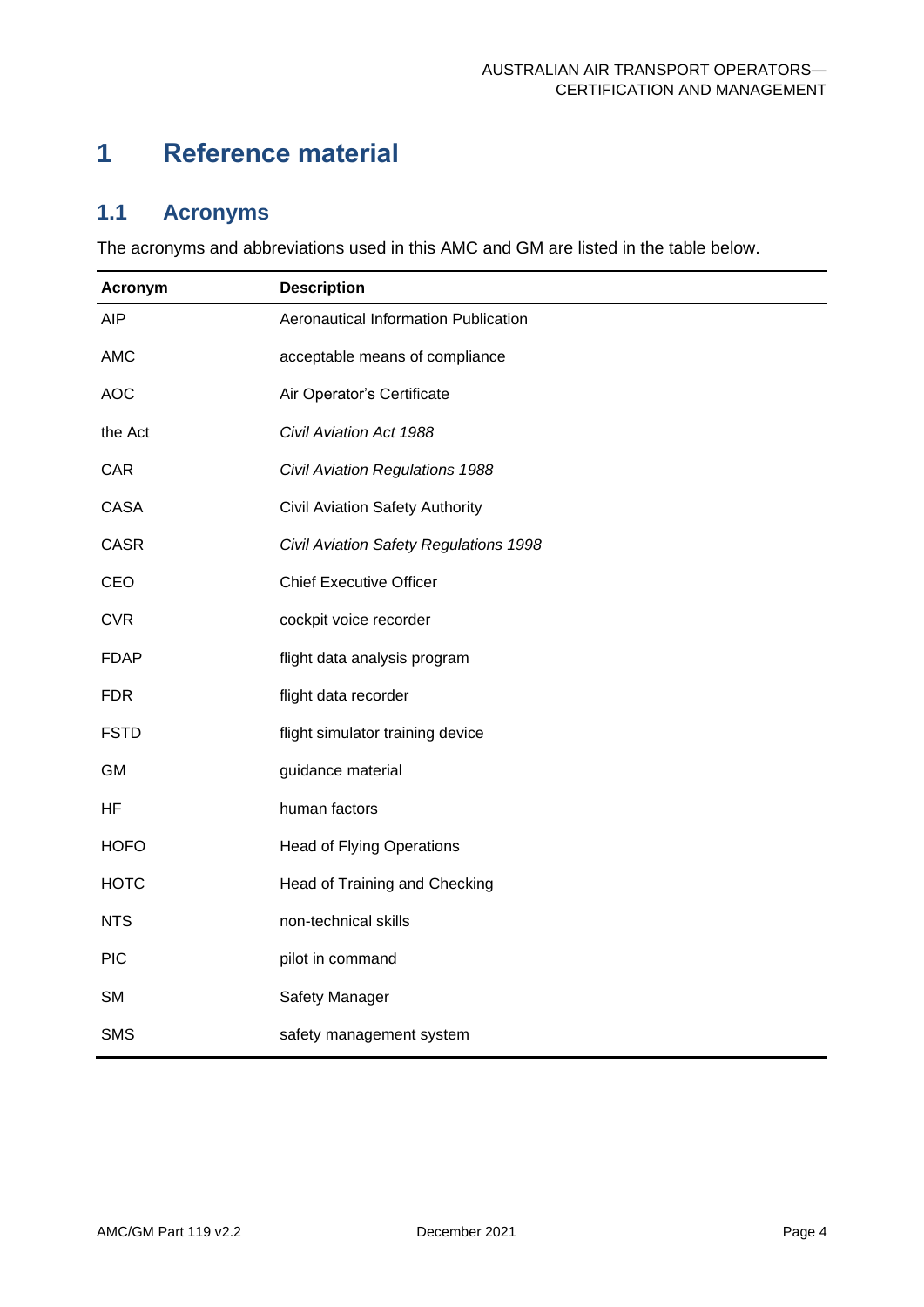# 1 Reference material

## 1.1 Acronyms

The acronyms and abbreviations used in this AMC and GM are listed in the table below.

| Acronym | Description |
|---|---|
| AIP | Aeronautical Information Publication |
| AMC | acceptable means of compliance |
| AOC | Air Operator's Certificate |
| the Act | *Civil Aviation Act 1988* |
| CAR | *Civil Aviation Regulations 1988* |
| CASA | Civil Aviation Safety Authority |
| CASR | *Civil Aviation Safety Regulations 1998* |
| CEO | Chief Executive Officer |
| CVR | cockpit voice recorder |
| FDAP | flight data analysis program |
| FDR | flight data recorder |
| FSTD | flight simulator training device |
| GM | guidance material |
| HF | human factors |
| HOFO | Head of Flying Operations |
| HOTC | Head of Training and Checking |
| NTS | non-technical skills |
| PIC | pilot in command |
| SM | Safety Manager |
| SMS | safety management system |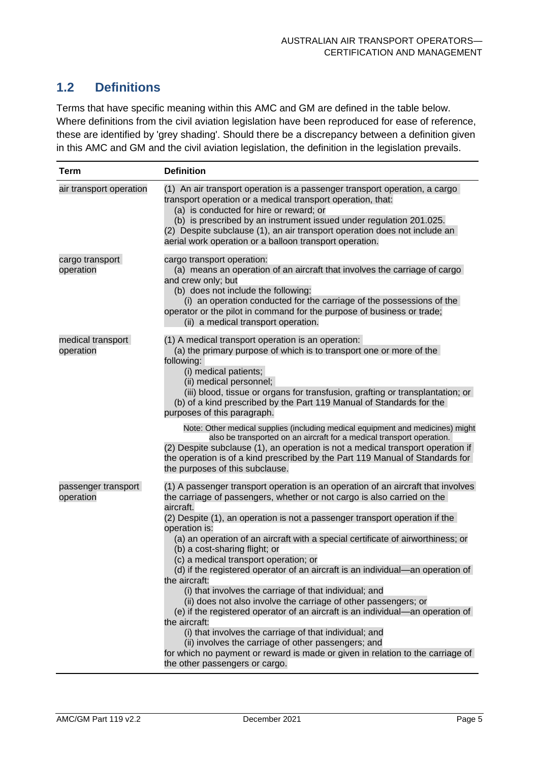## 1.2 Definitions

Terms that have specific meaning within this AMC and GM are defined in the table below. Where definitions from the civil aviation legislation have been reproduced for ease of reference, these are identified by 'grey shading'. Should there be a discrepancy between a definition given in this AMC and GM and the civil aviation legislation, the definition in the legislation prevails.

| Term | Definition |
|---|---|
| air transport operation | (1) An air transport operation is a passenger transport operation, a cargo transport operation or a medical transport operation, that:<br>(a) is conducted for hire or reward; or<br>(b) is prescribed by an instrument issued under regulation 201.025.<br>(2) Despite subclause (1), an air transport operation does not include an aerial work operation or a balloon transport operation. |
| cargo transport operation | cargo transport operation:<br>(a) means an operation of an aircraft that involves the carriage of cargo and crew only; but<br>(b) does not include the following:<br>(i) an operation conducted for the carriage of the possessions of the operator or the pilot in command for the purpose of business or trade;<br>(ii) a medical transport operation. |
| medical transport operation | (1) A medical transport operation is an operation:<br>(a) the primary purpose of which is to transport one or more of the following:<br>(i) medical patients;<br>(ii) medical personnel;<br>(iii) blood, tissue or organs for transfusion, grafting or transplantation; or<br>(b) of a kind prescribed by the Part 119 Manual of Standards for the purposes of this paragraph.<br>Note: Other medical supplies (including medical equipment and medicines) might also be transported on an aircraft for a medical transport operation.<br>(2) Despite subclause (1), an operation is not a medical transport operation if the operation is of a kind prescribed by the Part 119 Manual of Standards for the purposes of this subclause. |
| passenger transport operation | (1) A passenger transport operation is an operation of an aircraft that involves the carriage of passengers, whether or not cargo is also carried on the aircraft.<br>(2) Despite (1), an operation is not a passenger transport operation if the operation is:<br>(a) an operation of an aircraft with a special certificate of airworthiness; or<br>(b) a cost-sharing flight; or<br>(c) a medical transport operation; or<br>(d) if the registered operator of an aircraft is an individual—an operation of the aircraft:<br>(i) that involves the carriage of that individual; and<br>(ii) does not also involve the carriage of other passengers; or<br>(e) if the registered operator of an aircraft is an individual—an operation of the aircraft:<br>(i) that involves the carriage of that individual; and<br>(ii) involves the carriage of other passengers; and<br>for which no payment or reward is made or given in relation to the carriage of the other passengers or cargo. |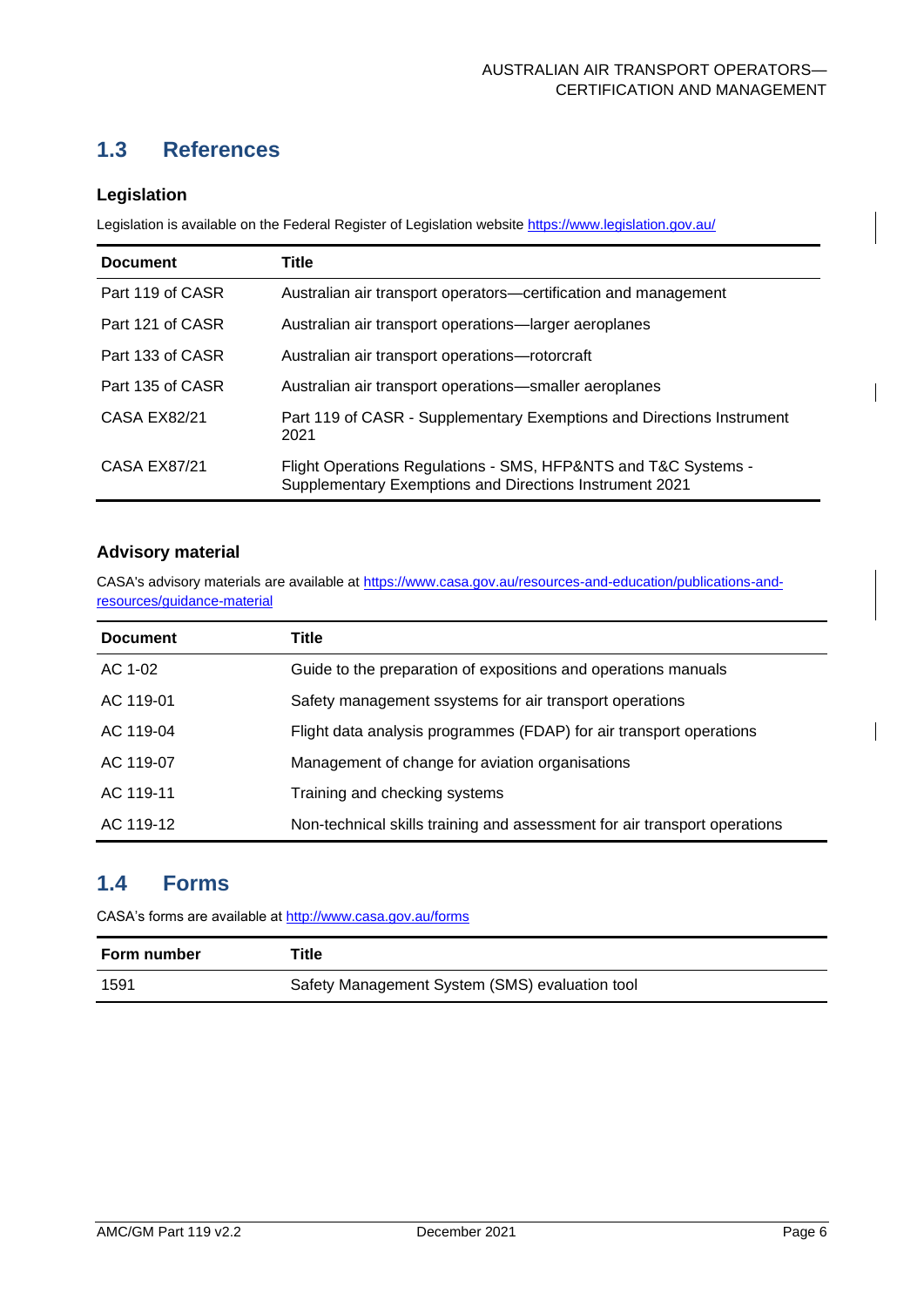## 1.3 References

### Legislation

Legislation is available on the Federal Register of Legislation website https://www.legislation.gov.au/

| Document | Title |
|---|---|
| Part 119 of CASR | Australian air transport operators—certification and management |
| Part 121 of CASR | Australian air transport operations—larger aeroplanes |
| Part 133 of CASR | Australian air transport operations—rotorcraft |
| Part 135 of CASR | Australian air transport operations—smaller aeroplanes |
| CASA EX82/21 | Part 119 of CASR - Supplementary Exemptions and Directions Instrument 2021 |
| CASA EX87/21 | Flight Operations Regulations - SMS, HFP&NTS and T&C Systems - Supplementary Exemptions and Directions Instrument 2021 |

### Advisory material

CASA's advisory materials are available at https://www.casa.gov.au/resources-and-education/publications-and-resources/guidance-material

| Document | Title |
|---|---|
| AC 1-02 | Guide to the preparation of expositions and operations manuals |
| AC 119-01 | Safety management ssystems for air transport operations |
| AC 119-04 | Flight data analysis programmes (FDAP) for air transport operations |
| AC 119-07 | Management of change for aviation organisations |
| AC 119-11 | Training and checking systems |
| AC 119-12 | Non-technical skills training and assessment for air transport operations |

## 1.4 Forms

CASA's forms are available at http://www.casa.gov.au/forms

| Form number | Title |
|---|---|
| 1591 | Safety Management System (SMS) evaluation tool |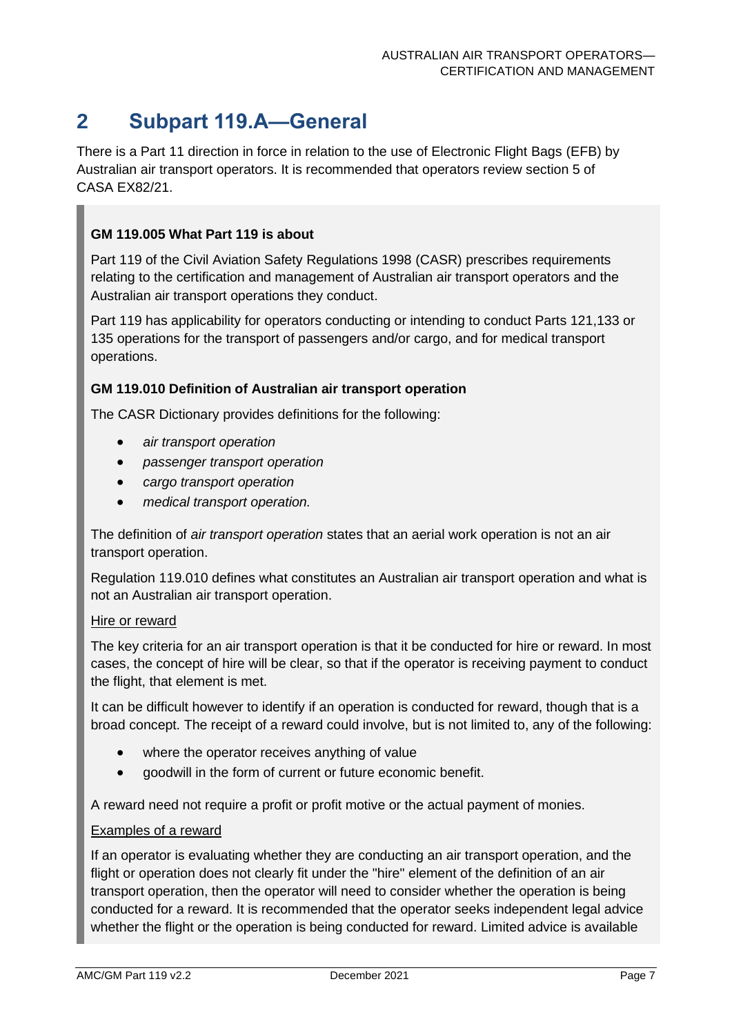# 2 Subpart 119.A—General

There is a Part 11 direction in force in relation to the use of Electronic Flight Bags (EFB) by Australian air transport operators. It is recommended that operators review section 5 of CASA EX82/21.

**GM 119.005 What Part 119 is about**

Part 119 of the Civil Aviation Safety Regulations 1998 (CASR) prescribes requirements relating to the certification and management of Australian air transport operators and the Australian air transport operations they conduct.

Part 119 has applicability for operators conducting or intending to conduct Parts 121,133 or 135 operations for the transport of passengers and/or cargo, and for medical transport operations.

**GM 119.010 Definition of Australian air transport operation**

The CASR Dictionary provides definitions for the following:

- *air transport operation*
- *passenger transport operation*
- *cargo transport operation*
- *medical transport operation.*

The definition of *air transport operation* states that an aerial work operation is not an air transport operation.

Regulation 119.010 defines what constitutes an Australian air transport operation and what is not an Australian air transport operation.

<u>Hire or reward</u>

The key criteria for an air transport operation is that it be conducted for hire or reward. In most cases, the concept of hire will be clear, so that if the operator is receiving payment to conduct the flight, that element is met.

It can be difficult however to identify if an operation is conducted for reward, though that is a broad concept. The receipt of a reward could involve, but is not limited to, any of the following:

- where the operator receives anything of value
- goodwill in the form of current or future economic benefit.

A reward need not require a profit or profit motive or the actual payment of monies.

<u>Examples of a reward</u>

If an operator is evaluating whether they are conducting an air transport operation, and the flight or operation does not clearly fit under the "hire" element of the definition of an air transport operation, then the operator will need to consider whether the operation is being conducted for a reward. It is recommended that the operator seeks independent legal advice whether the flight or the operation is being conducted for reward. Limited advice is available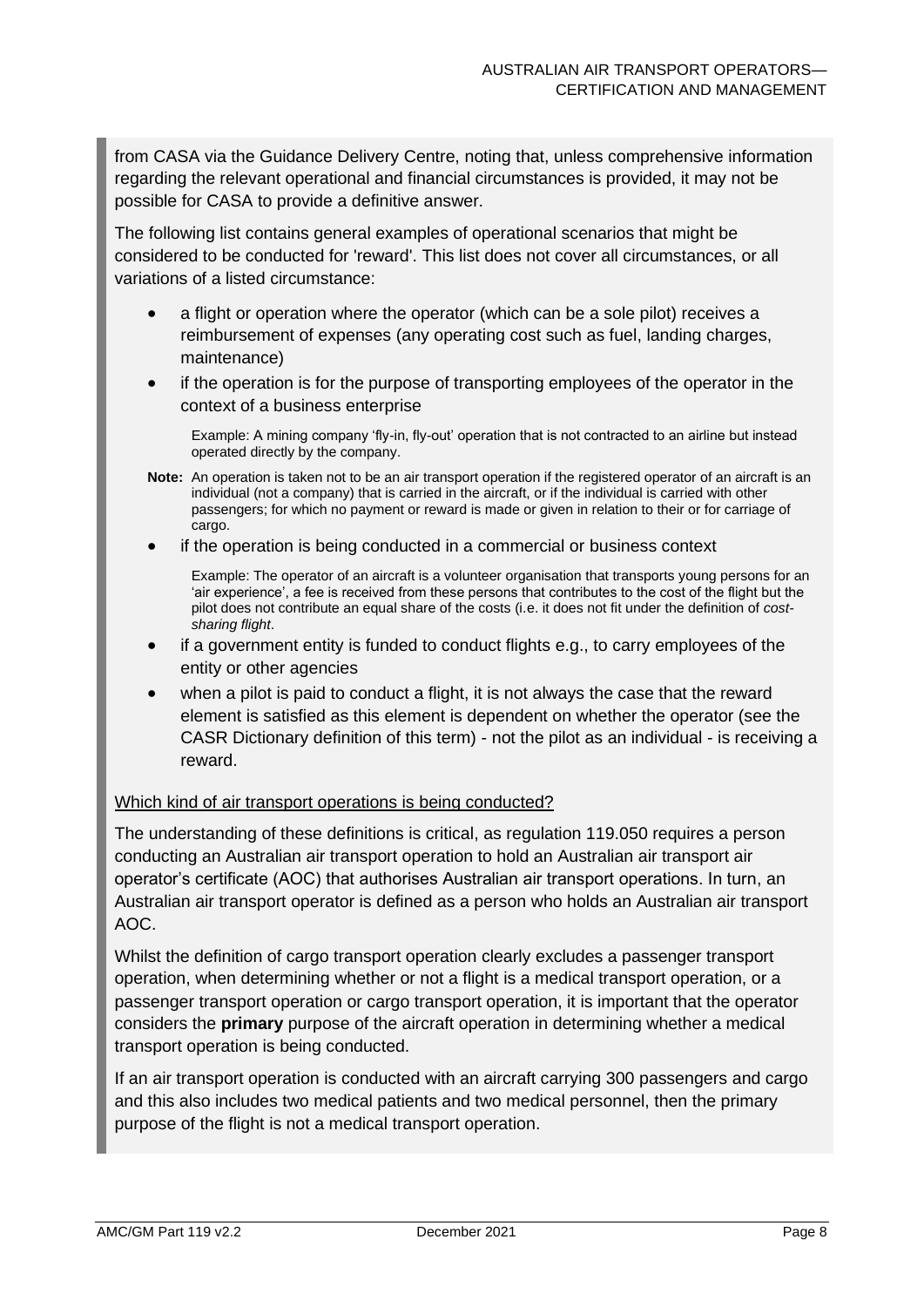from CASA via the Guidance Delivery Centre, noting that, unless comprehensive information regarding the relevant operational and financial circumstances is provided, it may not be possible for CASA to provide a definitive answer.

The following list contains general examples of operational scenarios that might be considered to be conducted for 'reward'. This list does not cover all circumstances, or all variations of a listed circumstance:

- a flight or operation where the operator (which can be a sole pilot) receives a reimbursement of expenses (any operating cost such as fuel, landing charges, maintenance)
- if the operation is for the purpose of transporting employees of the operator in the context of a business enterprise

  Example: A mining company 'fly-in, fly-out' operation that is not contracted to an airline but instead operated directly by the company.

**Note:** An operation is taken not to be an air transport operation if the registered operator of an aircraft is an individual (not a company) that is carried in the aircraft, or if the individual is carried with other passengers; for which no payment or reward is made or given in relation to their or for carriage of cargo.

- if the operation is being conducted in a commercial or business context

  Example: The operator of an aircraft is a volunteer organisation that transports young persons for an 'air experience', a fee is received from these persons that contributes to the cost of the flight but the pilot does not contribute an equal share of the costs (i.e. it does not fit under the definition of *cost-sharing flight*.

- if a government entity is funded to conduct flights e.g., to carry employees of the entity or other agencies
- when a pilot is paid to conduct a flight, it is not always the case that the reward element is satisfied as this element is dependent on whether the operator (see the CASR Dictionary definition of this term) - not the pilot as an individual - is receiving a reward.

Which kind of air transport operations is being conducted?

The understanding of these definitions is critical, as regulation 119.050 requires a person conducting an Australian air transport operation to hold an Australian air transport air operator's certificate (AOC) that authorises Australian air transport operations. In turn, an Australian air transport operator is defined as a person who holds an Australian air transport AOC.

Whilst the definition of cargo transport operation clearly excludes a passenger transport operation, when determining whether or not a flight is a medical transport operation, or a passenger transport operation or cargo transport operation, it is important that the operator considers the **primary** purpose of the aircraft operation in determining whether a medical transport operation is being conducted.

If an air transport operation is conducted with an aircraft carrying 300 passengers and cargo and this also includes two medical patients and two medical personnel, then the primary purpose of the flight is not a medical transport operation.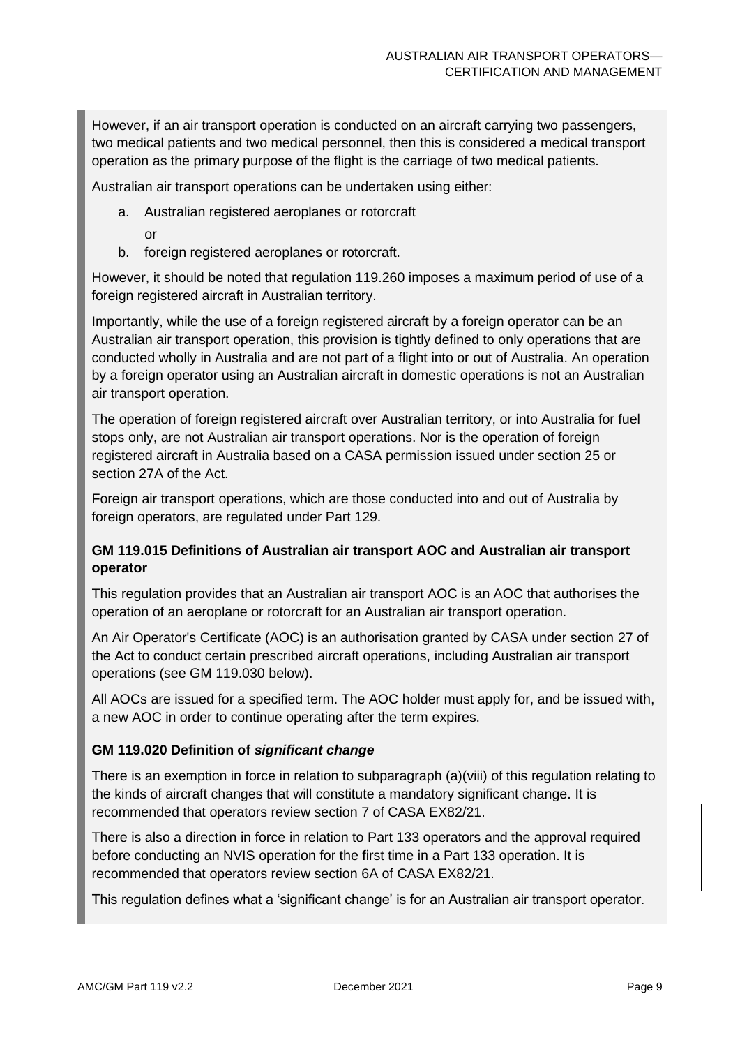However, if an air transport operation is conducted on an aircraft carrying two passengers, two medical patients and two medical personnel, then this is considered a medical transport operation as the primary purpose of the flight is the carriage of two medical patients.

Australian air transport operations can be undertaken using either:

a. Australian registered aeroplanes or rotorcraft

   or

b. foreign registered aeroplanes or rotorcraft.

However, it should be noted that regulation 119.260 imposes a maximum period of use of a foreign registered aircraft in Australian territory.

Importantly, while the use of a foreign registered aircraft by a foreign operator can be an Australian air transport operation, this provision is tightly defined to only operations that are conducted wholly in Australia and are not part of a flight into or out of Australia. An operation by a foreign operator using an Australian aircraft in domestic operations is not an Australian air transport operation.

The operation of foreign registered aircraft over Australian territory, or into Australia for fuel stops only, are not Australian air transport operations. Nor is the operation of foreign registered aircraft in Australia based on a CASA permission issued under section 25 or section 27A of the Act.

Foreign air transport operations, which are those conducted into and out of Australia by foreign operators, are regulated under Part 129.

### GM 119.015 Definitions of Australian air transport AOC and Australian air transport operator

This regulation provides that an Australian air transport AOC is an AOC that authorises the operation of an aeroplane or rotorcraft for an Australian air transport operation.

An Air Operator's Certificate (AOC) is an authorisation granted by CASA under section 27 of the Act to conduct certain prescribed aircraft operations, including Australian air transport operations (see GM 119.030 below).

All AOCs are issued for a specified term. The AOC holder must apply for, and be issued with, a new AOC in order to continue operating after the term expires.

### GM 119.020 Definition of *significant change*

There is an exemption in force in relation to subparagraph (a)(viii) of this regulation relating to the kinds of aircraft changes that will constitute a mandatory significant change. It is recommended that operators review section 7 of CASA EX82/21.

There is also a direction in force in relation to Part 133 operators and the approval required before conducting an NVIS operation for the first time in a Part 133 operation. It is recommended that operators review section 6A of CASA EX82/21.

This regulation defines what a 'significant change' is for an Australian air transport operator.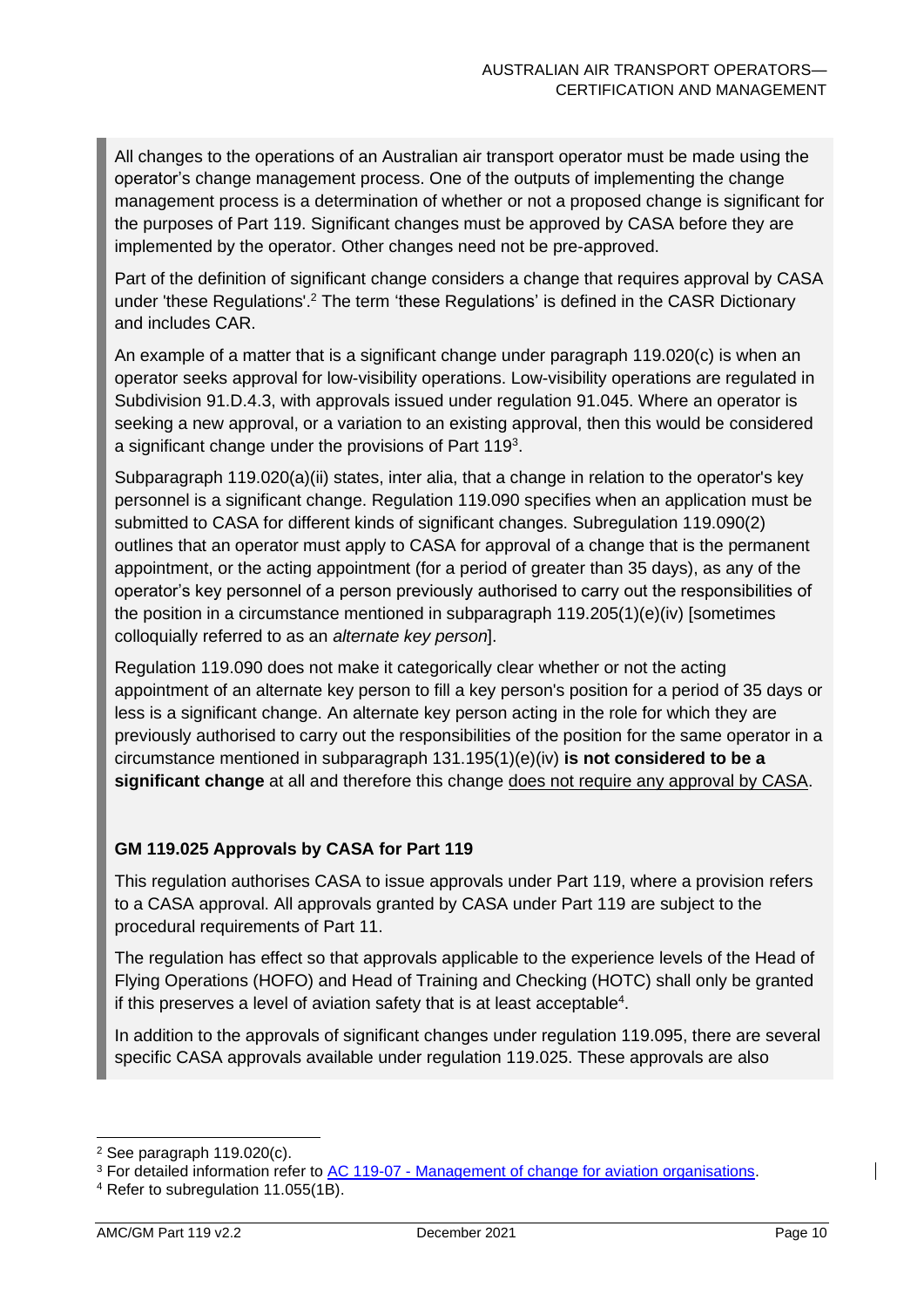All changes to the operations of an Australian air transport operator must be made using the operator's change management process. One of the outputs of implementing the change management process is a determination of whether or not a proposed change is significant for the purposes of Part 119. Significant changes must be approved by CASA before they are implemented by the operator. Other changes need not be pre-approved.

Part of the definition of significant change considers a change that requires approval by CASA under 'these Regulations'.[2] The term 'these Regulations' is defined in the CASR Dictionary and includes CAR.

An example of a matter that is a significant change under paragraph 119.020(c) is when an operator seeks approval for low-visibility operations. Low-visibility operations are regulated in Subdivision 91.D.4.3, with approvals issued under regulation 91.045. Where an operator is seeking a new approval, or a variation to an existing approval, then this would be considered a significant change under the provisions of Part 119[3].

Subparagraph 119.020(a)(ii) states, inter alia, that a change in relation to the operator's key personnel is a significant change. Regulation 119.090 specifies when an application must be submitted to CASA for different kinds of significant changes. Subregulation 119.090(2) outlines that an operator must apply to CASA for approval of a change that is the permanent appointment, or the acting appointment (for a period of greater than 35 days), as any of the operator's key personnel of a person previously authorised to carry out the responsibilities of the position in a circumstance mentioned in subparagraph 119.205(1)(e)(iv) [sometimes colloquially referred to as an *alternate key person*].

Regulation 119.090 does not make it categorically clear whether or not the acting appointment of an alternate key person to fill a key person's position for a period of 35 days or less is a significant change. An alternate key person acting in the role for which they are previously authorised to carry out the responsibilities of the position for the same operator in a circumstance mentioned in subparagraph 131.195(1)(e)(iv) **is not considered to be a significant change** at all and therefore this change <u>does not require any approval by CASA</u>.

### GM 119.025 Approvals by CASA for Part 119

This regulation authorises CASA to issue approvals under Part 119, where a provision refers to a CASA approval. All approvals granted by CASA under Part 119 are subject to the procedural requirements of Part 11.

The regulation has effect so that approvals applicable to the experience levels of the Head of Flying Operations (HOFO) and Head of Training and Checking (HOTC) shall only be granted if this preserves a level of aviation safety that is at least acceptable[4].

In addition to the approvals of significant changes under regulation 119.095, there are several specific CASA approvals available under regulation 119.025. These approvals are also

---

[2] See paragraph 119.020(c).

[3] For detailed information refer to [AC 119-07 - Management of change for aviation organisations](#).

[4] Refer to subregulation 11.055(1B).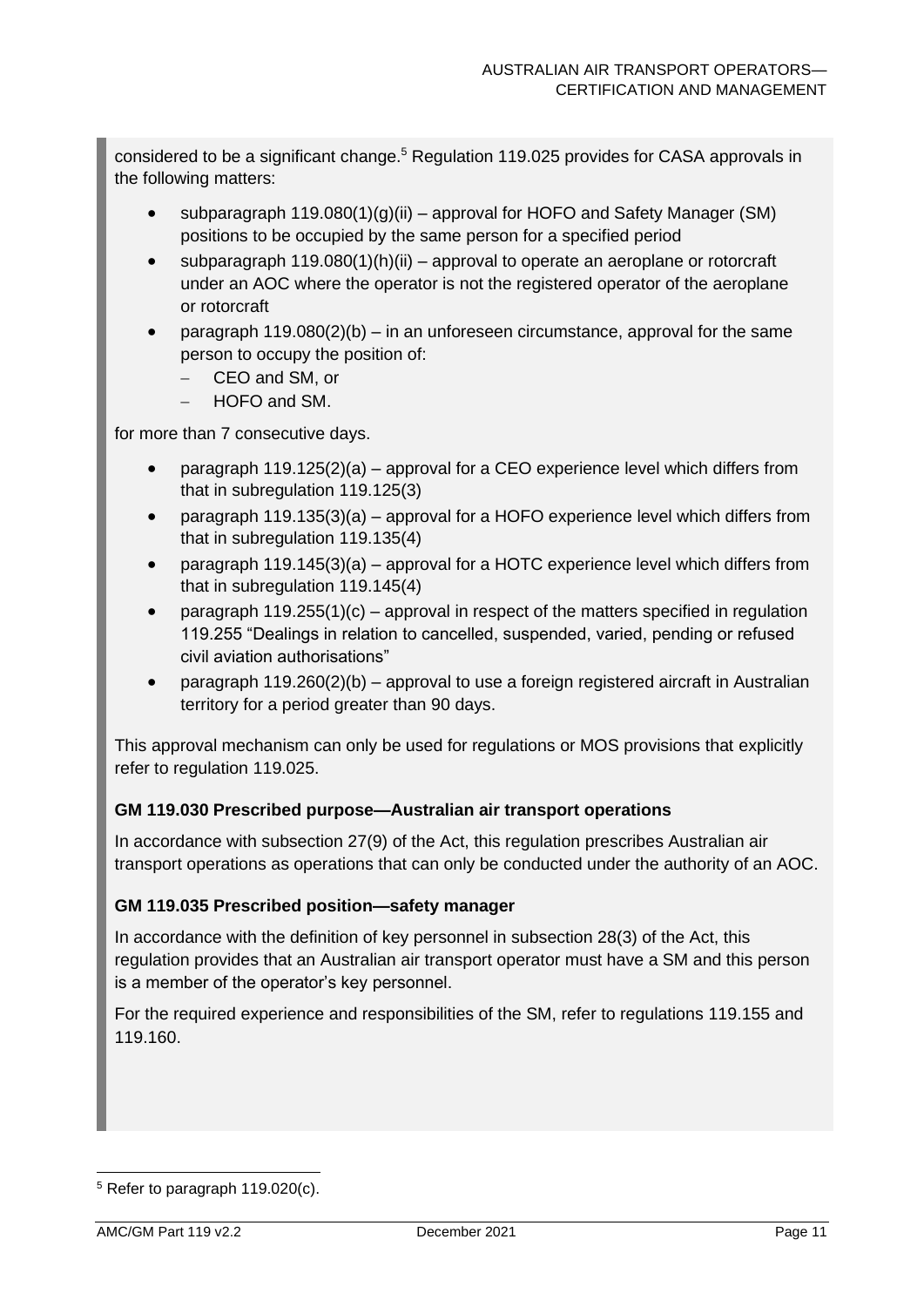considered to be a significant change.[5] Regulation 119.025 provides for CASA approvals in the following matters:

- subparagraph 119.080(1)(g)(ii) – approval for HOFO and Safety Manager (SM) positions to be occupied by the same person for a specified period
- subparagraph 119.080(1)(h)(ii) – approval to operate an aeroplane or rotorcraft under an AOC where the operator is not the registered operator of the aeroplane or rotorcraft
- paragraph 119.080(2)(b) – in an unforeseen circumstance, approval for the same person to occupy the position of:
  - CEO and SM, or
  - HOFO and SM.

for more than 7 consecutive days.

- paragraph 119.125(2)(a) – approval for a CEO experience level which differs from that in subregulation 119.125(3)
- paragraph 119.135(3)(a) – approval for a HOFO experience level which differs from that in subregulation 119.135(4)
- paragraph 119.145(3)(a) – approval for a HOTC experience level which differs from that in subregulation 119.145(4)
- paragraph 119.255(1)(c) – approval in respect of the matters specified in regulation 119.255 "Dealings in relation to cancelled, suspended, varied, pending or refused civil aviation authorisations"
- paragraph 119.260(2)(b) – approval to use a foreign registered aircraft in Australian territory for a period greater than 90 days.

This approval mechanism can only be used for regulations or MOS provisions that explicitly refer to regulation 119.025.

**GM 119.030 Prescribed purpose—Australian air transport operations**

In accordance with subsection 27(9) of the Act, this regulation prescribes Australian air transport operations as operations that can only be conducted under the authority of an AOC.

**GM 119.035 Prescribed position—safety manager**

In accordance with the definition of key personnel in subsection 28(3) of the Act, this regulation provides that an Australian air transport operator must have a SM and this person is a member of the operator's key personnel.

For the required experience and responsibilities of the SM, refer to regulations 119.155 and 119.160.

[5] Refer to paragraph 119.020(c).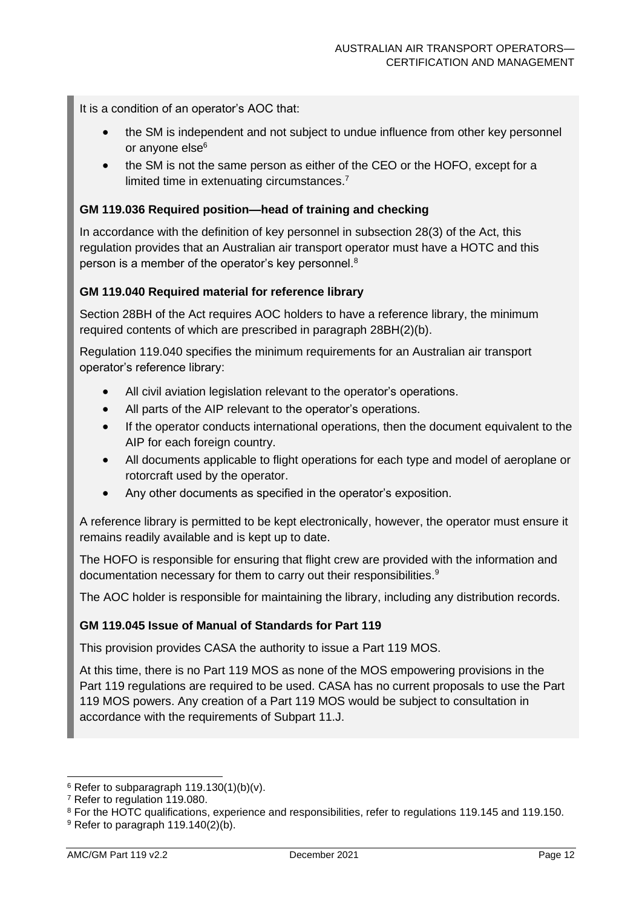It is a condition of an operator's AOC that:

- the SM is independent and not subject to undue influence from other key personnel or anyone else[6]
- the SM is not the same person as either of the CEO or the HOFO, except for a limited time in extenuating circumstances.[7]

### GM 119.036 Required position—head of training and checking

In accordance with the definition of key personnel in subsection 28(3) of the Act, this regulation provides that an Australian air transport operator must have a HOTC and this person is a member of the operator's key personnel.[8]

### GM 119.040 Required material for reference library

Section 28BH of the Act requires AOC holders to have a reference library, the minimum required contents of which are prescribed in paragraph 28BH(2)(b).

Regulation 119.040 specifies the minimum requirements for an Australian air transport operator's reference library:

- All civil aviation legislation relevant to the operator's operations.
- All parts of the AIP relevant to the operator's operations.
- If the operator conducts international operations, then the document equivalent to the AIP for each foreign country.
- All documents applicable to flight operations for each type and model of aeroplane or rotorcraft used by the operator.
- Any other documents as specified in the operator's exposition.

A reference library is permitted to be kept electronically, however, the operator must ensure it remains readily available and is kept up to date.

The HOFO is responsible for ensuring that flight crew are provided with the information and documentation necessary for them to carry out their responsibilities.[9]

The AOC holder is responsible for maintaining the library, including any distribution records.

### GM 119.045 Issue of Manual of Standards for Part 119

This provision provides CASA the authority to issue a Part 119 MOS.

At this time, there is no Part 119 MOS as none of the MOS empowering provisions in the Part 119 regulations are required to be used. CASA has no current proposals to use the Part 119 MOS powers. Any creation of a Part 119 MOS would be subject to consultation in accordance with the requirements of Subpart 11.J.

---

[6] Refer to subparagraph 119.130(1)(b)(v).

[7] Refer to regulation 119.080.

[8] For the HOTC qualifications, experience and responsibilities, refer to regulations 119.145 and 119.150.

[9] Refer to paragraph 119.140(2)(b).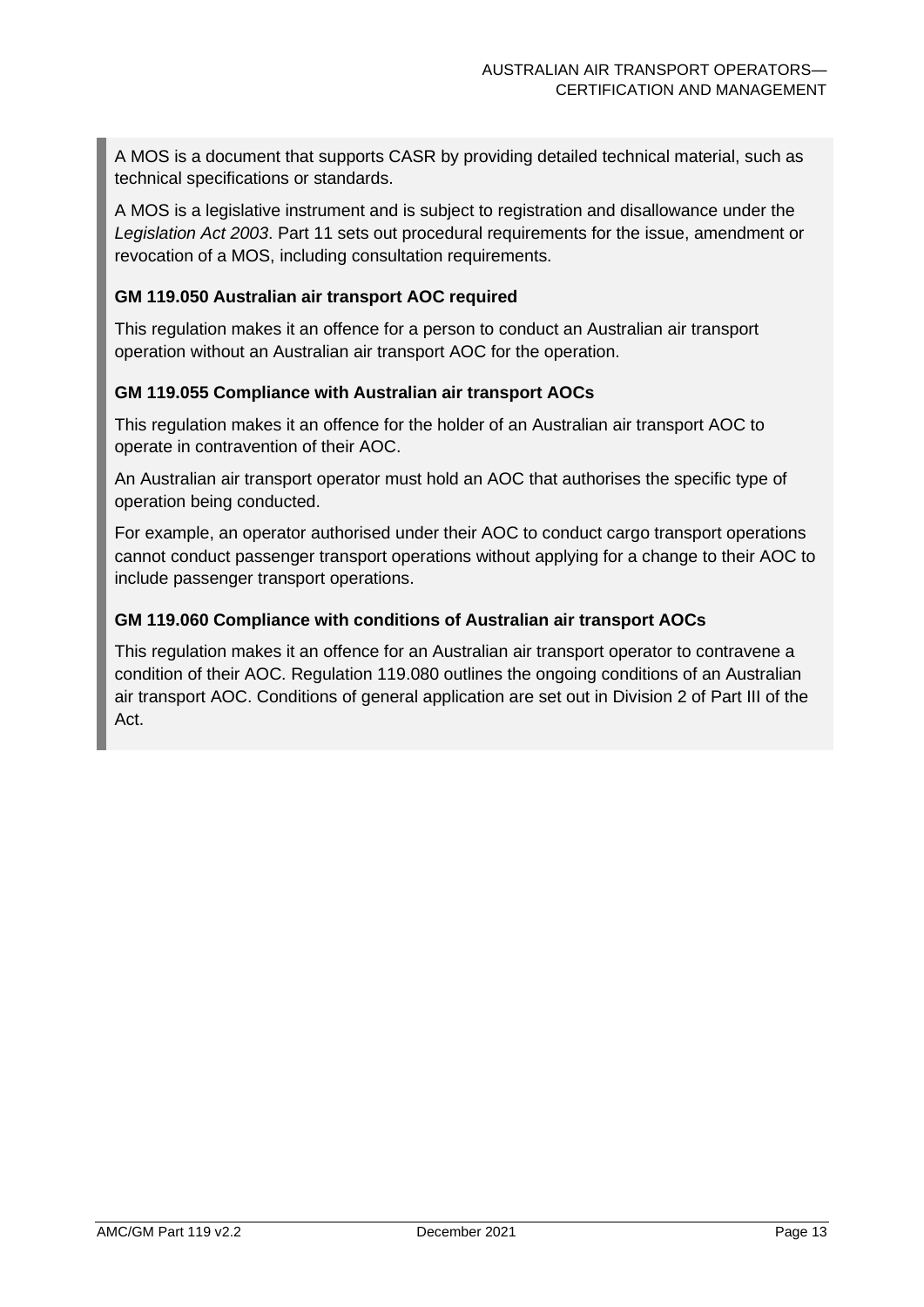A MOS is a document that supports CASR by providing detailed technical material, such as technical specifications or standards.

A MOS is a legislative instrument and is subject to registration and disallowance under the *Legislation Act 2003*. Part 11 sets out procedural requirements for the issue, amendment or revocation of a MOS, including consultation requirements.

**GM 119.050 Australian air transport AOC required**

This regulation makes it an offence for a person to conduct an Australian air transport operation without an Australian air transport AOC for the operation.

**GM 119.055 Compliance with Australian air transport AOCs**

This regulation makes it an offence for the holder of an Australian air transport AOC to operate in contravention of their AOC.

An Australian air transport operator must hold an AOC that authorises the specific type of operation being conducted.

For example, an operator authorised under their AOC to conduct cargo transport operations cannot conduct passenger transport operations without applying for a change to their AOC to include passenger transport operations.

**GM 119.060 Compliance with conditions of Australian air transport AOCs**

This regulation makes it an offence for an Australian air transport operator to contravene a condition of their AOC. Regulation 119.080 outlines the ongoing conditions of an Australian air transport AOC. Conditions of general application are set out in Division 2 of Part III of the Act.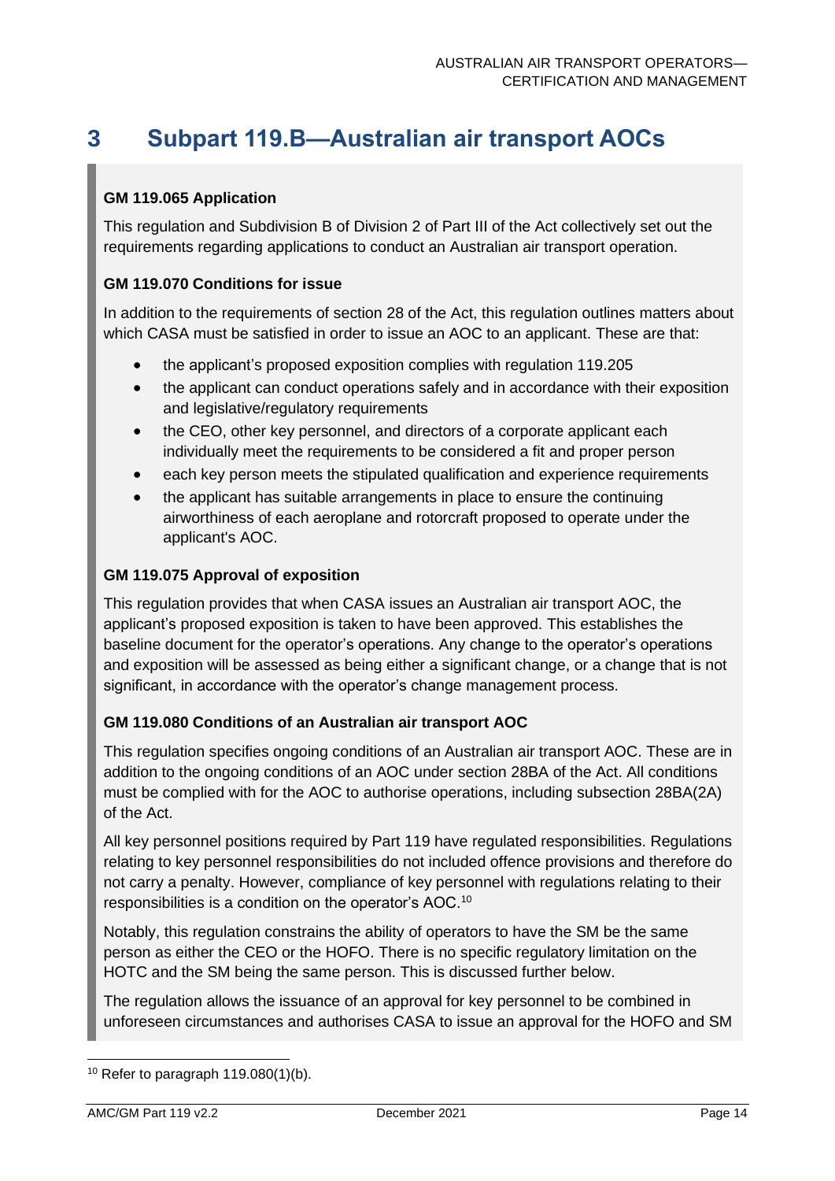# 3 Subpart 119.B—Australian air transport AOCs

**GM 119.065 Application**

This regulation and Subdivision B of Division 2 of Part III of the Act collectively set out the requirements regarding applications to conduct an Australian air transport operation.

**GM 119.070 Conditions for issue**

In addition to the requirements of section 28 of the Act, this regulation outlines matters about which CASA must be satisfied in order to issue an AOC to an applicant. These are that:

- the applicant's proposed exposition complies with regulation 119.205
- the applicant can conduct operations safely and in accordance with their exposition and legislative/regulatory requirements
- the CEO, other key personnel, and directors of a corporate applicant each individually meet the requirements to be considered a fit and proper person
- each key person meets the stipulated qualification and experience requirements
- the applicant has suitable arrangements in place to ensure the continuing airworthiness of each aeroplane and rotorcraft proposed to operate under the applicant's AOC.

**GM 119.075 Approval of exposition**

This regulation provides that when CASA issues an Australian air transport AOC, the applicant's proposed exposition is taken to have been approved. This establishes the baseline document for the operator's operations. Any change to the operator's operations and exposition will be assessed as being either a significant change, or a change that is not significant, in accordance with the operator's change management process.

**GM 119.080 Conditions of an Australian air transport AOC**

This regulation specifies ongoing conditions of an Australian air transport AOC. These are in addition to the ongoing conditions of an AOC under section 28BA of the Act. All conditions must be complied with for the AOC to authorise operations, including subsection 28BA(2A) of the Act.

All key personnel positions required by Part 119 have regulated responsibilities. Regulations relating to key personnel responsibilities do not included offence provisions and therefore do not carry a penalty. However, compliance of key personnel with regulations relating to their responsibilities is a condition on the operator's AOC.[10]

Notably, this regulation constrains the ability of operators to have the SM be the same person as either the CEO or the HOFO. There is no specific regulatory limitation on the HOTC and the SM being the same person. This is discussed further below.

The regulation allows the issuance of an approval for key personnel to be combined in unforeseen circumstances and authorises CASA to issue an approval for the HOFO and SM

[10] Refer to paragraph 119.080(1)(b).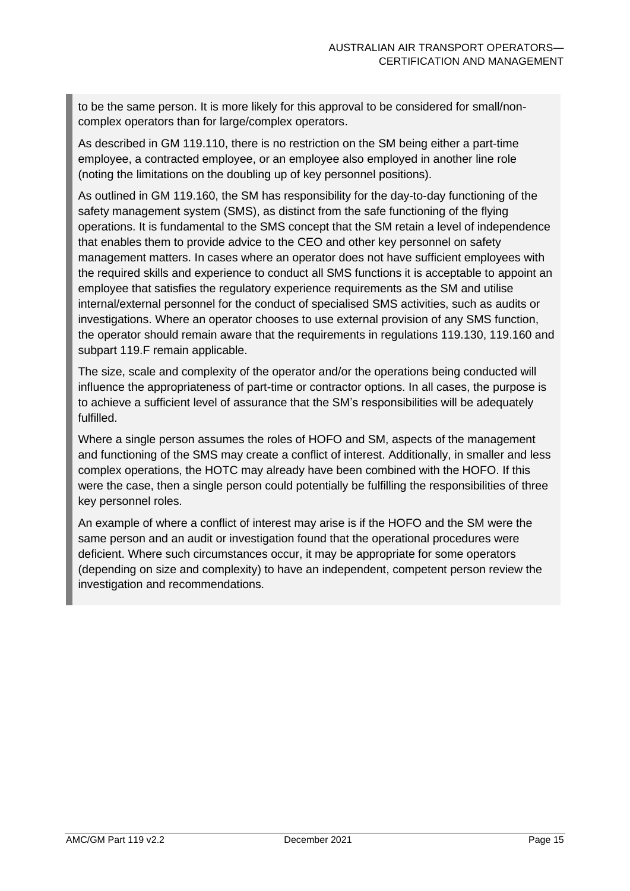to be the same person. It is more likely for this approval to be considered for small/non-complex operators than for large/complex operators.

As described in GM 119.110, there is no restriction on the SM being either a part-time employee, a contracted employee, or an employee also employed in another line role (noting the limitations on the doubling up of key personnel positions).

As outlined in GM 119.160, the SM has responsibility for the day-to-day functioning of the safety management system (SMS), as distinct from the safe functioning of the flying operations. It is fundamental to the SMS concept that the SM retain a level of independence that enables them to provide advice to the CEO and other key personnel on safety management matters. In cases where an operator does not have sufficient employees with the required skills and experience to conduct all SMS functions it is acceptable to appoint an employee that satisfies the regulatory experience requirements as the SM and utilise internal/external personnel for the conduct of specialised SMS activities, such as audits or investigations. Where an operator chooses to use external provision of any SMS function, the operator should remain aware that the requirements in regulations 119.130, 119.160 and subpart 119.F remain applicable.

The size, scale and complexity of the operator and/or the operations being conducted will influence the appropriateness of part-time or contractor options. In all cases, the purpose is to achieve a sufficient level of assurance that the SM's responsibilities will be adequately fulfilled.

Where a single person assumes the roles of HOFO and SM, aspects of the management and functioning of the SMS may create a conflict of interest. Additionally, in smaller and less complex operations, the HOTC may already have been combined with the HOFO. If this were the case, then a single person could potentially be fulfilling the responsibilities of three key personnel roles.

An example of where a conflict of interest may arise is if the HOFO and the SM were the same person and an audit or investigation found that the operational procedures were deficient. Where such circumstances occur, it may be appropriate for some operators (depending on size and complexity) to have an independent, competent person review the investigation and recommendations.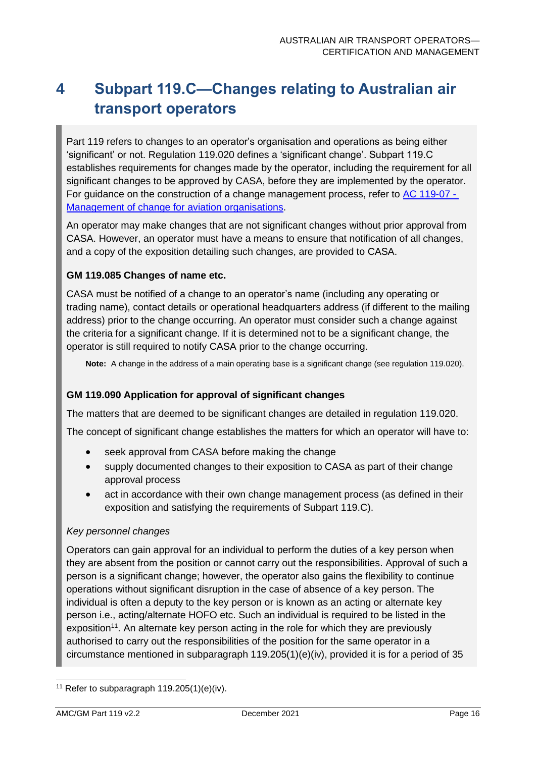# 4 Subpart 119.C—Changes relating to Australian air transport operators

Part 119 refers to changes to an operator's organisation and operations as being either 'significant' or not. Regulation 119.020 defines a 'significant change'. Subpart 119.C establishes requirements for changes made by the operator, including the requirement for all significant changes to be approved by CASA, before they are implemented by the operator. For guidance on the construction of a change management process, refer to AC 119-07 - Management of change for aviation organisations.

An operator may make changes that are not significant changes without prior approval from CASA. However, an operator must have a means to ensure that notification of all changes, and a copy of the exposition detailing such changes, are provided to CASA.

**GM 119.085 Changes of name etc.**

CASA must be notified of a change to an operator's name (including any operating or trading name), contact details or operational headquarters address (if different to the mailing address) prior to the change occurring. An operator must consider such a change against the criteria for a significant change. If it is determined not to be a significant change, the operator is still required to notify CASA prior to the change occurring.

**Note:** A change in the address of a main operating base is a significant change (see regulation 119.020).

**GM 119.090 Application for approval of significant changes**

The matters that are deemed to be significant changes are detailed in regulation 119.020.

The concept of significant change establishes the matters for which an operator will have to:

- seek approval from CASA before making the change
- supply documented changes to their exposition to CASA as part of their change approval process
- act in accordance with their own change management process (as defined in their exposition and satisfying the requirements of Subpart 119.C).

*Key personnel changes*

Operators can gain approval for an individual to perform the duties of a key person when they are absent from the position or cannot carry out the responsibilities. Approval of such a person is a significant change; however, the operator also gains the flexibility to continue operations without significant disruption in the case of absence of a key person. The individual is often a deputy to the key person or is known as an acting or alternate key person i.e., acting/alternate HOFO etc. Such an individual is required to be listed in the exposition[11]. An alternate key person acting in the role for which they are previously authorised to carry out the responsibilities of the position for the same operator in a circumstance mentioned in subparagraph 119.205(1)(e)(iv), provided it is for a period of 35

[11] Refer to subparagraph 119.205(1)(e)(iv).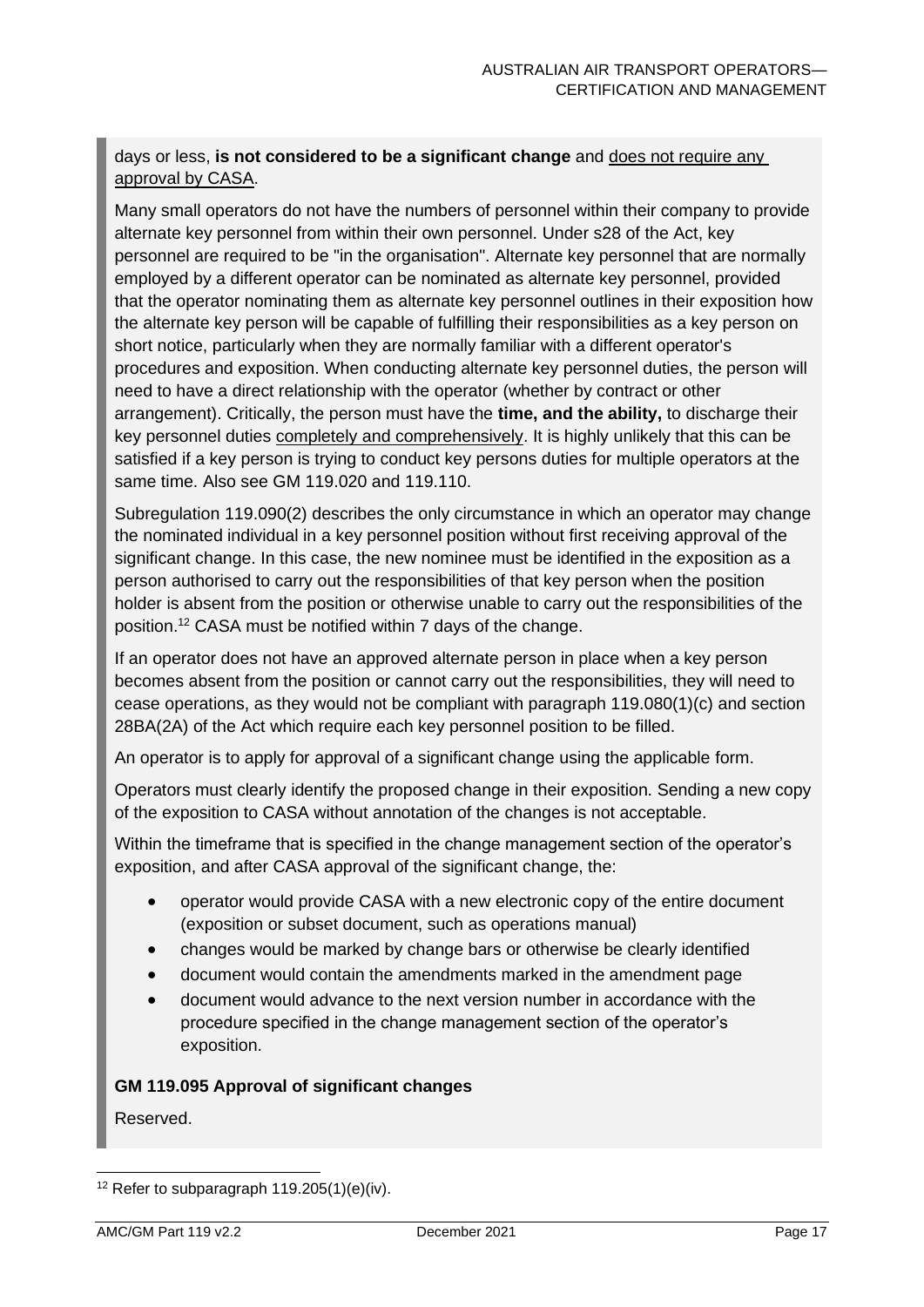days or less, **is not considered to be a significant change** and does not require any approval by CASA.

Many small operators do not have the numbers of personnel within their company to provide alternate key personnel from within their own personnel. Under s28 of the Act, key personnel are required to be "in the organisation". Alternate key personnel that are normally employed by a different operator can be nominated as alternate key personnel, provided that the operator nominating them as alternate key personnel outlines in their exposition how the alternate key person will be capable of fulfilling their responsibilities as a key person on short notice, particularly when they are normally familiar with a different operator's procedures and exposition. When conducting alternate key personnel duties, the person will need to have a direct relationship with the operator (whether by contract or other arrangement). Critically, the person must have the **time, and the ability,** to discharge their key personnel duties completely and comprehensively. It is highly unlikely that this can be satisfied if a key person is trying to conduct key persons duties for multiple operators at the same time. Also see GM 119.020 and 119.110.

Subregulation 119.090(2) describes the only circumstance in which an operator may change the nominated individual in a key personnel position without first receiving approval of the significant change. In this case, the new nominee must be identified in the exposition as a person authorised to carry out the responsibilities of that key person when the position holder is absent from the position or otherwise unable to carry out the responsibilities of the position.[12] CASA must be notified within 7 days of the change.

If an operator does not have an approved alternate person in place when a key person becomes absent from the position or cannot carry out the responsibilities, they will need to cease operations, as they would not be compliant with paragraph 119.080(1)(c) and section 28BA(2A) of the Act which require each key personnel position to be filled.

An operator is to apply for approval of a significant change using the applicable form.

Operators must clearly identify the proposed change in their exposition. Sending a new copy of the exposition to CASA without annotation of the changes is not acceptable.

Within the timeframe that is specified in the change management section of the operator's exposition, and after CASA approval of the significant change, the:

- operator would provide CASA with a new electronic copy of the entire document (exposition or subset document, such as operations manual)
- changes would be marked by change bars or otherwise be clearly identified
- document would contain the amendments marked in the amendment page
- document would advance to the next version number in accordance with the procedure specified in the change management section of the operator's exposition.

**GM 119.095 Approval of significant changes**

Reserved.

---

[12] Refer to subparagraph 119.205(1)(e)(iv).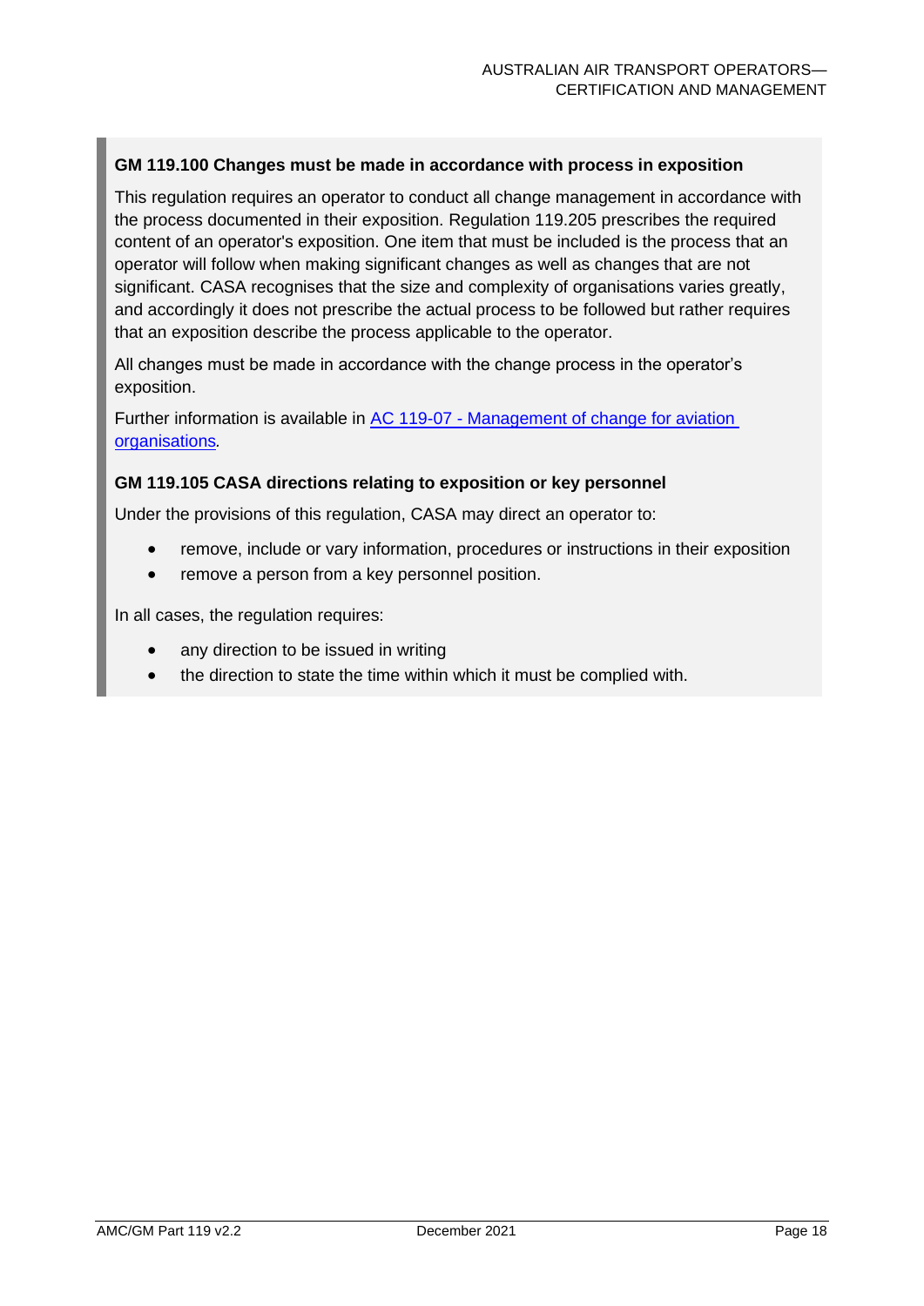### GM 119.100 Changes must be made in accordance with process in exposition

This regulation requires an operator to conduct all change management in accordance with the process documented in their exposition. Regulation 119.205 prescribes the required content of an operator's exposition. One item that must be included is the process that an operator will follow when making significant changes as well as changes that are not significant. CASA recognises that the size and complexity of organisations varies greatly, and accordingly it does not prescribe the actual process to be followed but rather requires that an exposition describe the process applicable to the operator.

All changes must be made in accordance with the change process in the operator's exposition.

Further information is available in [AC 119-07 - Management of change for aviation organisations](AC 119-07 - Management of change for aviation organisations).

### GM 119.105 CASA directions relating to exposition or key personnel

Under the provisions of this regulation, CASA may direct an operator to:

- remove, include or vary information, procedures or instructions in their exposition
- remove a person from a key personnel position.

In all cases, the regulation requires:

- any direction to be issued in writing
- the direction to state the time within which it must be complied with.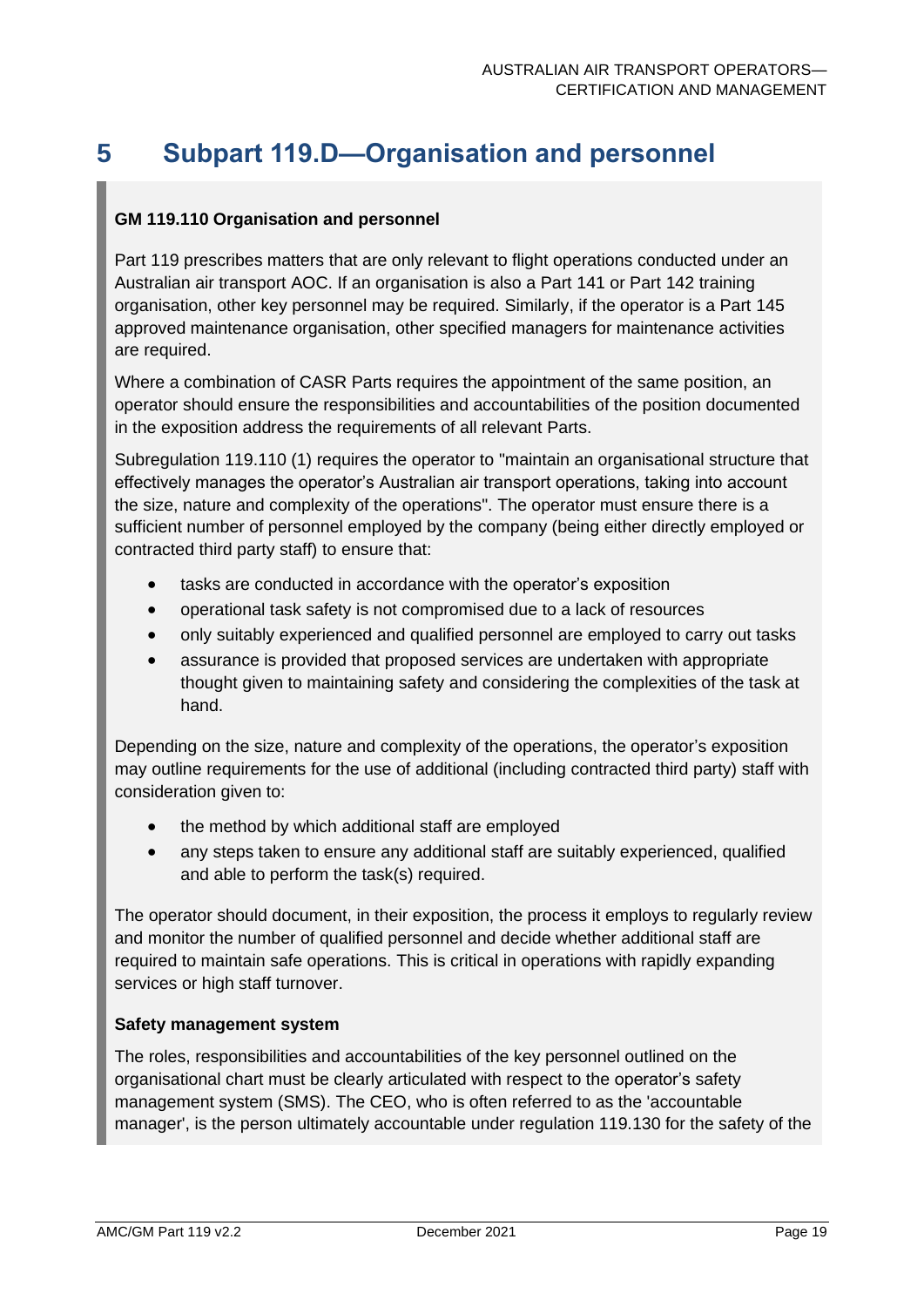# 5 Subpart 119.D—Organisation and personnel

**GM 119.110 Organisation and personnel**

Part 119 prescribes matters that are only relevant to flight operations conducted under an Australian air transport AOC. If an organisation is also a Part 141 or Part 142 training organisation, other key personnel may be required. Similarly, if the operator is a Part 145 approved maintenance organisation, other specified managers for maintenance activities are required.

Where a combination of CASR Parts requires the appointment of the same position, an operator should ensure the responsibilities and accountabilities of the position documented in the exposition address the requirements of all relevant Parts.

Subregulation 119.110 (1) requires the operator to "maintain an organisational structure that effectively manages the operator's Australian air transport operations, taking into account the size, nature and complexity of the operations". The operator must ensure there is a sufficient number of personnel employed by the company (being either directly employed or contracted third party staff) to ensure that:

- tasks are conducted in accordance with the operator's exposition
- operational task safety is not compromised due to a lack of resources
- only suitably experienced and qualified personnel are employed to carry out tasks
- assurance is provided that proposed services are undertaken with appropriate thought given to maintaining safety and considering the complexities of the task at hand.

Depending on the size, nature and complexity of the operations, the operator's exposition may outline requirements for the use of additional (including contracted third party) staff with consideration given to:

- the method by which additional staff are employed
- any steps taken to ensure any additional staff are suitably experienced, qualified and able to perform the task(s) required.

The operator should document, in their exposition, the process it employs to regularly review and monitor the number of qualified personnel and decide whether additional staff are required to maintain safe operations. This is critical in operations with rapidly expanding services or high staff turnover.

**Safety management system**

The roles, responsibilities and accountabilities of the key personnel outlined on the organisational chart must be clearly articulated with respect to the operator's safety management system (SMS). The CEO, who is often referred to as the 'accountable manager', is the person ultimately accountable under regulation 119.130 for the safety of the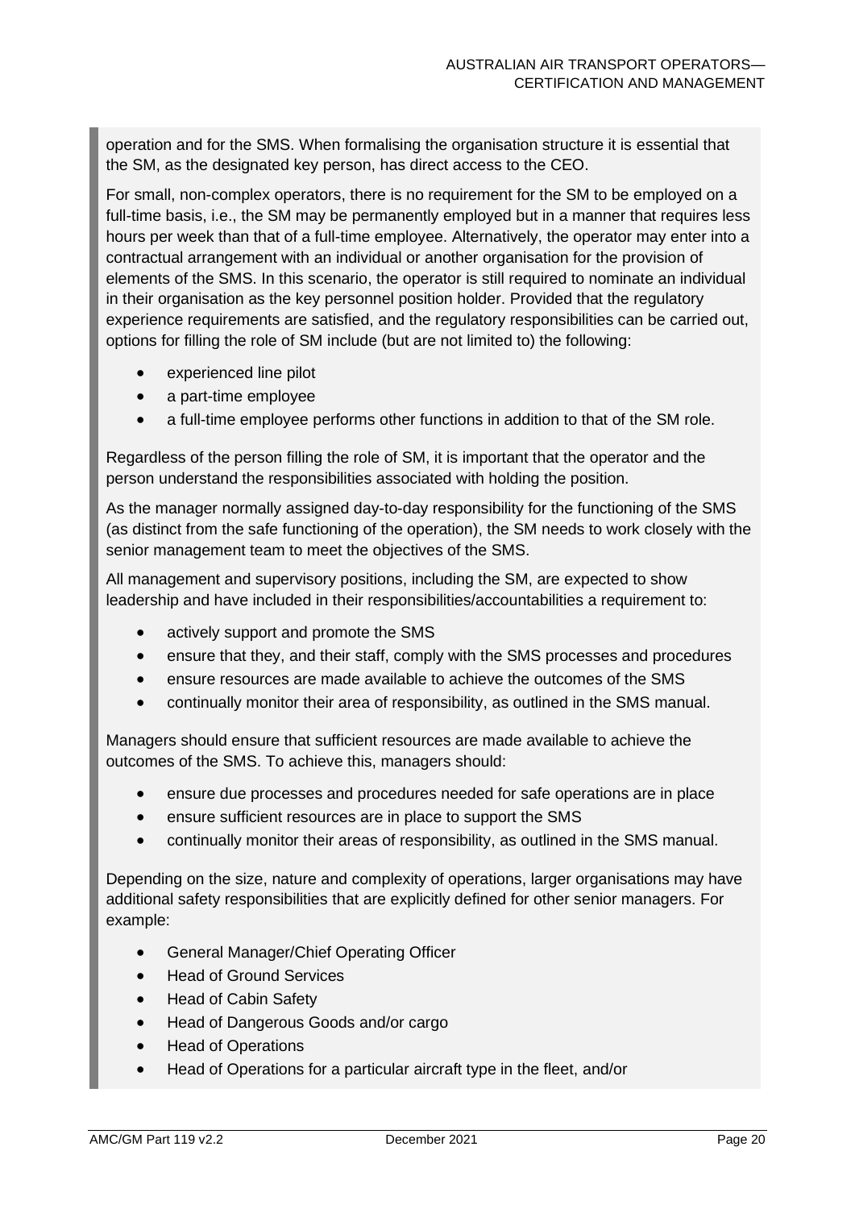operation and for the SMS. When formalising the organisation structure it is essential that the SM, as the designated key person, has direct access to the CEO.

For small, non-complex operators, there is no requirement for the SM to be employed on a full-time basis, i.e., the SM may be permanently employed but in a manner that requires less hours per week than that of a full-time employee. Alternatively, the operator may enter into a contractual arrangement with an individual or another organisation for the provision of elements of the SMS. In this scenario, the operator is still required to nominate an individual in their organisation as the key personnel position holder. Provided that the regulatory experience requirements are satisfied, and the regulatory responsibilities can be carried out, options for filling the role of SM include (but are not limited to) the following:

- experienced line pilot
- a part-time employee
- a full-time employee performs other functions in addition to that of the SM role.

Regardless of the person filling the role of SM, it is important that the operator and the person understand the responsibilities associated with holding the position.

As the manager normally assigned day-to-day responsibility for the functioning of the SMS (as distinct from the safe functioning of the operation), the SM needs to work closely with the senior management team to meet the objectives of the SMS.

All management and supervisory positions, including the SM, are expected to show leadership and have included in their responsibilities/accountabilities a requirement to:

- actively support and promote the SMS
- ensure that they, and their staff, comply with the SMS processes and procedures
- ensure resources are made available to achieve the outcomes of the SMS
- continually monitor their area of responsibility, as outlined in the SMS manual.

Managers should ensure that sufficient resources are made available to achieve the outcomes of the SMS. To achieve this, managers should:

- ensure due processes and procedures needed for safe operations are in place
- ensure sufficient resources are in place to support the SMS
- continually monitor their areas of responsibility, as outlined in the SMS manual.

Depending on the size, nature and complexity of operations, larger organisations may have additional safety responsibilities that are explicitly defined for other senior managers. For example:

- General Manager/Chief Operating Officer
- Head of Ground Services
- Head of Cabin Safety
- Head of Dangerous Goods and/or cargo
- Head of Operations
- Head of Operations for a particular aircraft type in the fleet, and/or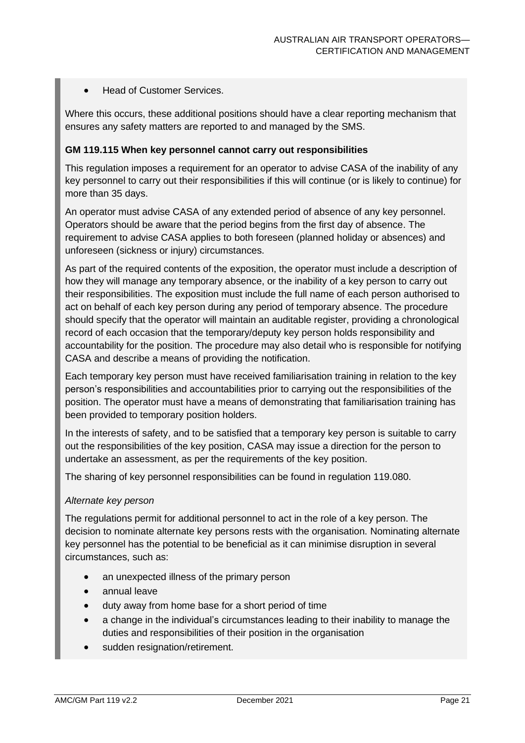- Head of Customer Services.

Where this occurs, these additional positions should have a clear reporting mechanism that ensures any safety matters are reported to and managed by the SMS.

**GM 119.115 When key personnel cannot carry out responsibilities**

This regulation imposes a requirement for an operator to advise CASA of the inability of any key personnel to carry out their responsibilities if this will continue (or is likely to continue) for more than 35 days.

An operator must advise CASA of any extended period of absence of any key personnel. Operators should be aware that the period begins from the first day of absence. The requirement to advise CASA applies to both foreseen (planned holiday or absences) and unforeseen (sickness or injury) circumstances.

As part of the required contents of the exposition, the operator must include a description of how they will manage any temporary absence, or the inability of a key person to carry out their responsibilities. The exposition must include the full name of each person authorised to act on behalf of each key person during any period of temporary absence. The procedure should specify that the operator will maintain an auditable register, providing a chronological record of each occasion that the temporary/deputy key person holds responsibility and accountability for the position. The procedure may also detail who is responsible for notifying CASA and describe a means of providing the notification.

Each temporary key person must have received familiarisation training in relation to the key person's responsibilities and accountabilities prior to carrying out the responsibilities of the position. The operator must have a means of demonstrating that familiarisation training has been provided to temporary position holders.

In the interests of safety, and to be satisfied that a temporary key person is suitable to carry out the responsibilities of the key position, CASA may issue a direction for the person to undertake an assessment, as per the requirements of the key position.

The sharing of key personnel responsibilities can be found in regulation 119.080.

*Alternate key person*

The regulations permit for additional personnel to act in the role of a key person. The decision to nominate alternate key persons rests with the organisation. Nominating alternate key personnel has the potential to be beneficial as it can minimise disruption in several circumstances, such as:

- an unexpected illness of the primary person
- annual leave
- duty away from home base for a short period of time
- a change in the individual's circumstances leading to their inability to manage the duties and responsibilities of their position in the organisation
- sudden resignation/retirement.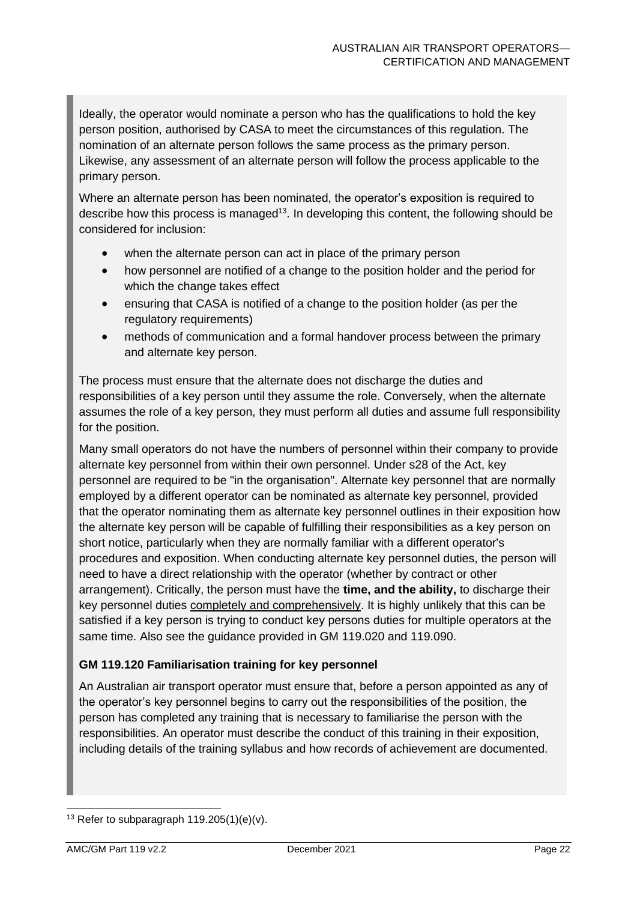Ideally, the operator would nominate a person who has the qualifications to hold the key person position, authorised by CASA to meet the circumstances of this regulation. The nomination of an alternate person follows the same process as the primary person. Likewise, any assessment of an alternate person will follow the process applicable to the primary person.

Where an alternate person has been nominated, the operator's exposition is required to describe how this process is managed[13]. In developing this content, the following should be considered for inclusion:

- when the alternate person can act in place of the primary person
- how personnel are notified of a change to the position holder and the period for which the change takes effect
- ensuring that CASA is notified of a change to the position holder (as per the regulatory requirements)
- methods of communication and a formal handover process between the primary and alternate key person.

The process must ensure that the alternate does not discharge the duties and responsibilities of a key person until they assume the role. Conversely, when the alternate assumes the role of a key person, they must perform all duties and assume full responsibility for the position.

Many small operators do not have the numbers of personnel within their company to provide alternate key personnel from within their own personnel. Under s28 of the Act, key personnel are required to be "in the organisation". Alternate key personnel that are normally employed by a different operator can be nominated as alternate key personnel, provided that the operator nominating them as alternate key personnel outlines in their exposition how the alternate key person will be capable of fulfilling their responsibilities as a key person on short notice, particularly when they are normally familiar with a different operator's procedures and exposition. When conducting alternate key personnel duties, the person will need to have a direct relationship with the operator (whether by contract or other arrangement). Critically, the person must have the **time, and the ability,** to discharge their key personnel duties <u>completely and comprehensively</u>. It is highly unlikely that this can be satisfied if a key person is trying to conduct key persons duties for multiple operators at the same time. Also see the guidance provided in GM 119.020 and 119.090.

### GM 119.120 Familiarisation training for key personnel

An Australian air transport operator must ensure that, before a person appointed as any of the operator's key personnel begins to carry out the responsibilities of the position, the person has completed any training that is necessary to familiarise the person with the responsibilities. An operator must describe the conduct of this training in their exposition, including details of the training syllabus and how records of achievement are documented.

[13] Refer to subparagraph 119.205(1)(e)(v).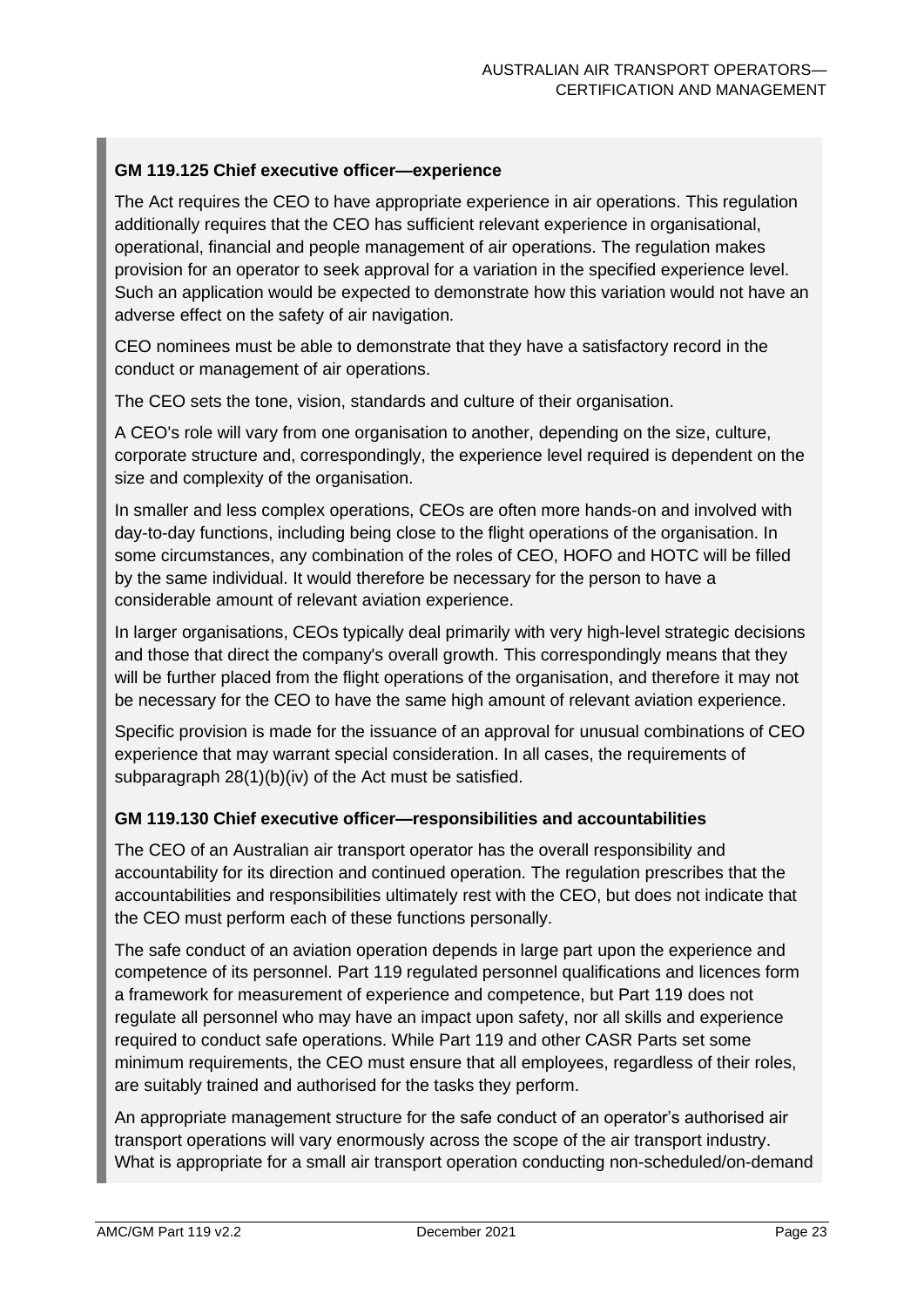### GM 119.125 Chief executive officer—experience

The Act requires the CEO to have appropriate experience in air operations. This regulation additionally requires that the CEO has sufficient relevant experience in organisational, operational, financial and people management of air operations. The regulation makes provision for an operator to seek approval for a variation in the specified experience level. Such an application would be expected to demonstrate how this variation would not have an adverse effect on the safety of air navigation.

CEO nominees must be able to demonstrate that they have a satisfactory record in the conduct or management of air operations.

The CEO sets the tone, vision, standards and culture of their organisation.

A CEO's role will vary from one organisation to another, depending on the size, culture, corporate structure and, correspondingly, the experience level required is dependent on the size and complexity of the organisation.

In smaller and less complex operations, CEOs are often more hands-on and involved with day-to-day functions, including being close to the flight operations of the organisation. In some circumstances, any combination of the roles of CEO, HOFO and HOTC will be filled by the same individual. It would therefore be necessary for the person to have a considerable amount of relevant aviation experience.

In larger organisations, CEOs typically deal primarily with very high-level strategic decisions and those that direct the company's overall growth. This correspondingly means that they will be further placed from the flight operations of the organisation, and therefore it may not be necessary for the CEO to have the same high amount of relevant aviation experience.

Specific provision is made for the issuance of an approval for unusual combinations of CEO experience that may warrant special consideration. In all cases, the requirements of subparagraph 28(1)(b)(iv) of the Act must be satisfied.

### GM 119.130 Chief executive officer—responsibilities and accountabilities

The CEO of an Australian air transport operator has the overall responsibility and accountability for its direction and continued operation. The regulation prescribes that the accountabilities and responsibilities ultimately rest with the CEO, but does not indicate that the CEO must perform each of these functions personally.

The safe conduct of an aviation operation depends in large part upon the experience and competence of its personnel. Part 119 regulated personnel qualifications and licences form a framework for measurement of experience and competence, but Part 119 does not regulate all personnel who may have an impact upon safety, nor all skills and experience required to conduct safe operations. While Part 119 and other CASR Parts set some minimum requirements, the CEO must ensure that all employees, regardless of their roles, are suitably trained and authorised for the tasks they perform.

An appropriate management structure for the safe conduct of an operator's authorised air transport operations will vary enormously across the scope of the air transport industry. What is appropriate for a small air transport operation conducting non-scheduled/on-demand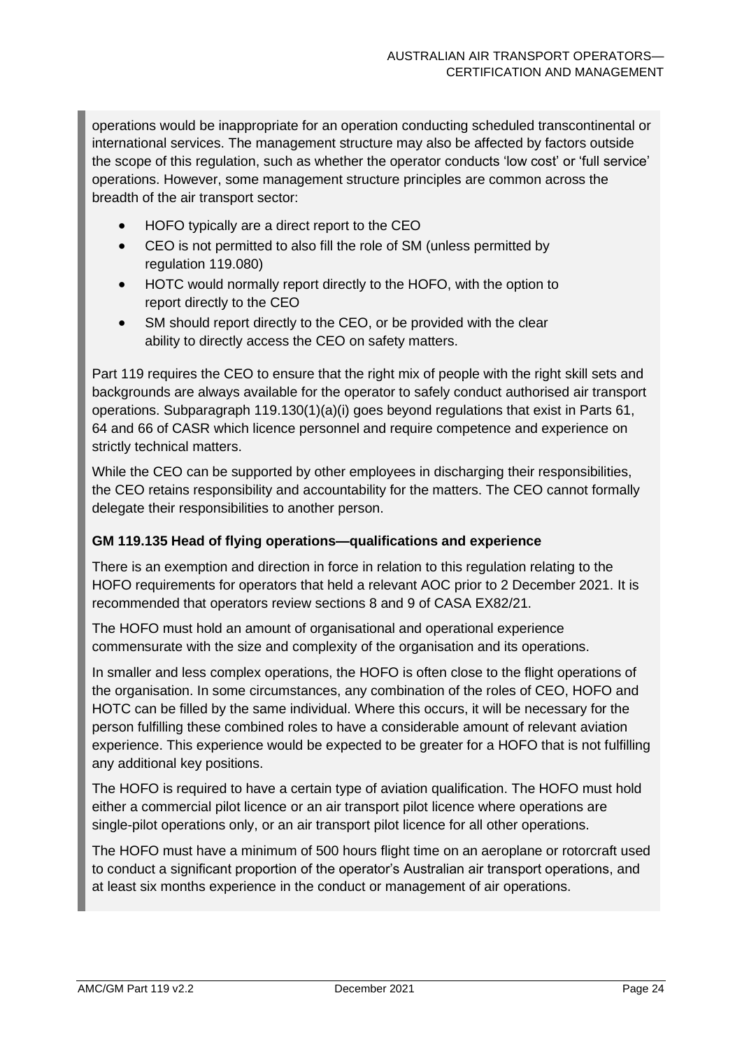operations would be inappropriate for an operation conducting scheduled transcontinental or international services. The management structure may also be affected by factors outside the scope of this regulation, such as whether the operator conducts 'low cost' or 'full service' operations. However, some management structure principles are common across the breadth of the air transport sector:

- HOFO typically are a direct report to the CEO
- CEO is not permitted to also fill the role of SM (unless permitted by regulation 119.080)
- HOTC would normally report directly to the HOFO, with the option to report directly to the CEO
- SM should report directly to the CEO, or be provided with the clear ability to directly access the CEO on safety matters.

Part 119 requires the CEO to ensure that the right mix of people with the right skill sets and backgrounds are always available for the operator to safely conduct authorised air transport operations. Subparagraph 119.130(1)(a)(i) goes beyond regulations that exist in Parts 61, 64 and 66 of CASR which licence personnel and require competence and experience on strictly technical matters.

While the CEO can be supported by other employees in discharging their responsibilities, the CEO retains responsibility and accountability for the matters. The CEO cannot formally delegate their responsibilities to another person.

### GM 119.135 Head of flying operations—qualifications and experience

There is an exemption and direction in force in relation to this regulation relating to the HOFO requirements for operators that held a relevant AOC prior to 2 December 2021. It is recommended that operators review sections 8 and 9 of CASA EX82/21.

The HOFO must hold an amount of organisational and operational experience commensurate with the size and complexity of the organisation and its operations.

In smaller and less complex operations, the HOFO is often close to the flight operations of the organisation. In some circumstances, any combination of the roles of CEO, HOFO and HOTC can be filled by the same individual. Where this occurs, it will be necessary for the person fulfilling these combined roles to have a considerable amount of relevant aviation experience. This experience would be expected to be greater for a HOFO that is not fulfilling any additional key positions.

The HOFO is required to have a certain type of aviation qualification. The HOFO must hold either a commercial pilot licence or an air transport pilot licence where operations are single-pilot operations only, or an air transport pilot licence for all other operations.

The HOFO must have a minimum of 500 hours flight time on an aeroplane or rotorcraft used to conduct a significant proportion of the operator's Australian air transport operations, and at least six months experience in the conduct or management of air operations.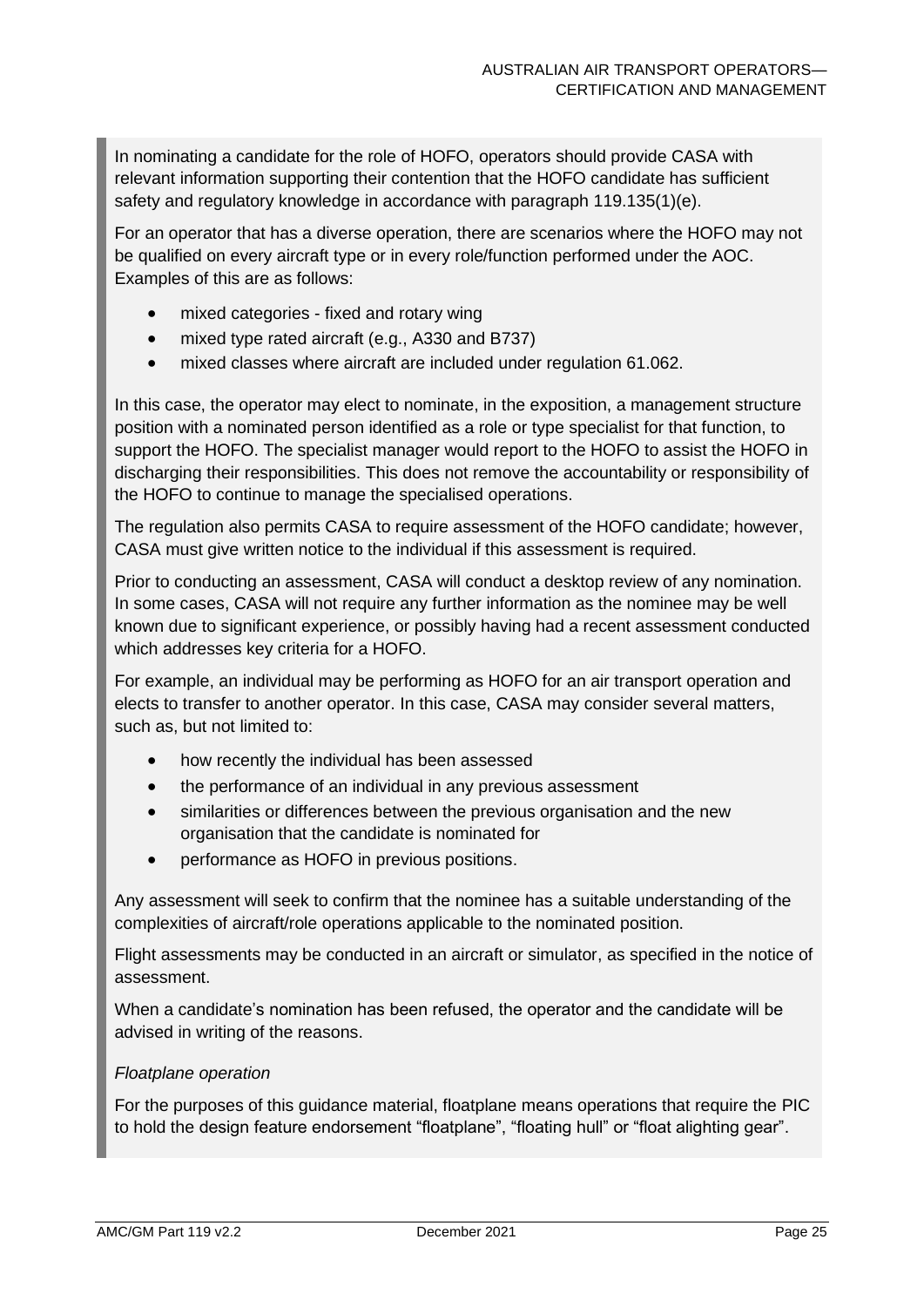In nominating a candidate for the role of HOFO, operators should provide CASA with relevant information supporting their contention that the HOFO candidate has sufficient safety and regulatory knowledge in accordance with paragraph 119.135(1)(e).

For an operator that has a diverse operation, there are scenarios where the HOFO may not be qualified on every aircraft type or in every role/function performed under the AOC. Examples of this are as follows:

- mixed categories - fixed and rotary wing
- mixed type rated aircraft (e.g., A330 and B737)
- mixed classes where aircraft are included under regulation 61.062.

In this case, the operator may elect to nominate, in the exposition, a management structure position with a nominated person identified as a role or type specialist for that function, to support the HOFO. The specialist manager would report to the HOFO to assist the HOFO in discharging their responsibilities. This does not remove the accountability or responsibility of the HOFO to continue to manage the specialised operations.

The regulation also permits CASA to require assessment of the HOFO candidate; however, CASA must give written notice to the individual if this assessment is required.

Prior to conducting an assessment, CASA will conduct a desktop review of any nomination. In some cases, CASA will not require any further information as the nominee may be well known due to significant experience, or possibly having had a recent assessment conducted which addresses key criteria for a HOFO.

For example, an individual may be performing as HOFO for an air transport operation and elects to transfer to another operator. In this case, CASA may consider several matters, such as, but not limited to:

- how recently the individual has been assessed
- the performance of an individual in any previous assessment
- similarities or differences between the previous organisation and the new organisation that the candidate is nominated for
- performance as HOFO in previous positions.

Any assessment will seek to confirm that the nominee has a suitable understanding of the complexities of aircraft/role operations applicable to the nominated position.

Flight assessments may be conducted in an aircraft or simulator, as specified in the notice of assessment.

When a candidate's nomination has been refused, the operator and the candidate will be advised in writing of the reasons.

*Floatplane operation*

For the purposes of this guidance material, floatplane means operations that require the PIC to hold the design feature endorsement "floatplane", "floating hull" or "float alighting gear".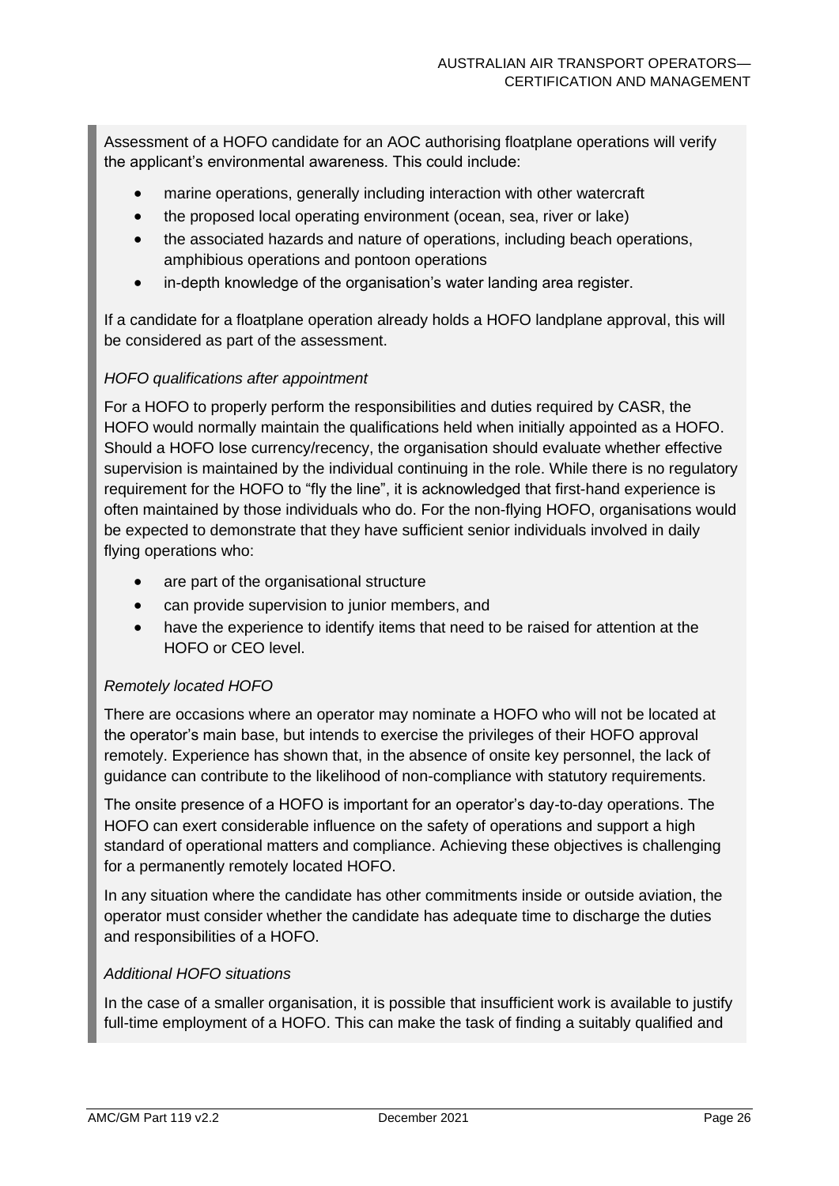Assessment of a HOFO candidate for an AOC authorising floatplane operations will verify the applicant's environmental awareness. This could include:

- marine operations, generally including interaction with other watercraft
- the proposed local operating environment (ocean, sea, river or lake)
- the associated hazards and nature of operations, including beach operations, amphibious operations and pontoon operations
- in-depth knowledge of the organisation's water landing area register.

If a candidate for a floatplane operation already holds a HOFO landplane approval, this will be considered as part of the assessment.

*HOFO qualifications after appointment*

For a HOFO to properly perform the responsibilities and duties required by CASR, the HOFO would normally maintain the qualifications held when initially appointed as a HOFO. Should a HOFO lose currency/recency, the organisation should evaluate whether effective supervision is maintained by the individual continuing in the role. While there is no regulatory requirement for the HOFO to "fly the line", it is acknowledged that first-hand experience is often maintained by those individuals who do. For the non-flying HOFO, organisations would be expected to demonstrate that they have sufficient senior individuals involved in daily flying operations who:

- are part of the organisational structure
- can provide supervision to junior members, and
- have the experience to identify items that need to be raised for attention at the HOFO or CEO level.

*Remotely located HOFO*

There are occasions where an operator may nominate a HOFO who will not be located at the operator's main base, but intends to exercise the privileges of their HOFO approval remotely. Experience has shown that, in the absence of onsite key personnel, the lack of guidance can contribute to the likelihood of non-compliance with statutory requirements.

The onsite presence of a HOFO is important for an operator's day-to-day operations. The HOFO can exert considerable influence on the safety of operations and support a high standard of operational matters and compliance. Achieving these objectives is challenging for a permanently remotely located HOFO.

In any situation where the candidate has other commitments inside or outside aviation, the operator must consider whether the candidate has adequate time to discharge the duties and responsibilities of a HOFO.

*Additional HOFO situations*

In the case of a smaller organisation, it is possible that insufficient work is available to justify full-time employment of a HOFO. This can make the task of finding a suitably qualified and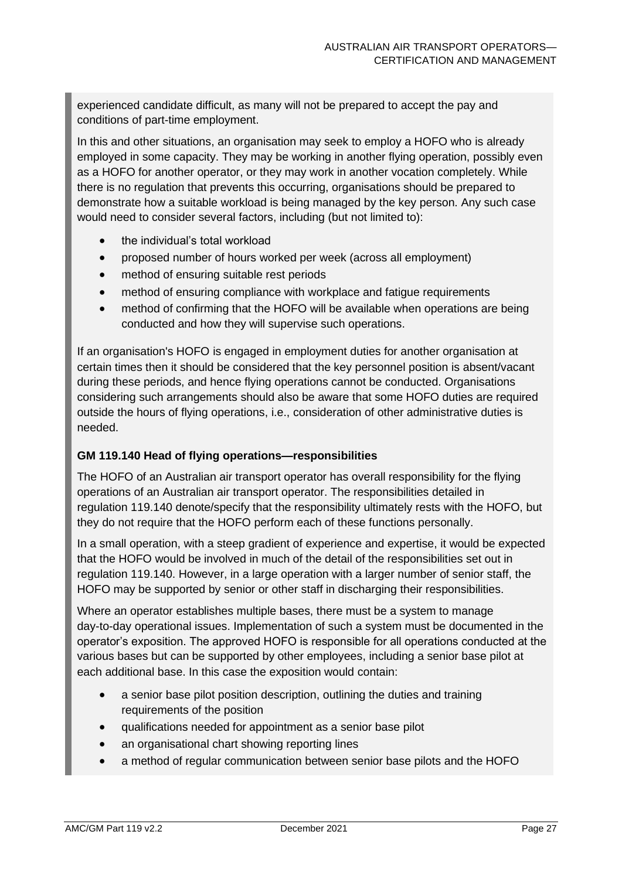experienced candidate difficult, as many will not be prepared to accept the pay and conditions of part-time employment.

In this and other situations, an organisation may seek to employ a HOFO who is already employed in some capacity. They may be working in another flying operation, possibly even as a HOFO for another operator, or they may work in another vocation completely. While there is no regulation that prevents this occurring, organisations should be prepared to demonstrate how a suitable workload is being managed by the key person. Any such case would need to consider several factors, including (but not limited to):

- the individual's total workload
- proposed number of hours worked per week (across all employment)
- method of ensuring suitable rest periods
- method of ensuring compliance with workplace and fatigue requirements
- method of confirming that the HOFO will be available when operations are being conducted and how they will supervise such operations.

If an organisation's HOFO is engaged in employment duties for another organisation at certain times then it should be considered that the key personnel position is absent/vacant during these periods, and hence flying operations cannot be conducted. Organisations considering such arrangements should also be aware that some HOFO duties are required outside the hours of flying operations, i.e., consideration of other administrative duties is needed.

**GM 119.140 Head of flying operations—responsibilities**

The HOFO of an Australian air transport operator has overall responsibility for the flying operations of an Australian air transport operator. The responsibilities detailed in regulation 119.140 denote/specify that the responsibility ultimately rests with the HOFO, but they do not require that the HOFO perform each of these functions personally.

In a small operation, with a steep gradient of experience and expertise, it would be expected that the HOFO would be involved in much of the detail of the responsibilities set out in regulation 119.140. However, in a large operation with a larger number of senior staff, the HOFO may be supported by senior or other staff in discharging their responsibilities.

Where an operator establishes multiple bases, there must be a system to manage day-to-day operational issues. Implementation of such a system must be documented in the operator's exposition. The approved HOFO is responsible for all operations conducted at the various bases but can be supported by other employees, including a senior base pilot at each additional base. In this case the exposition would contain:

- a senior base pilot position description, outlining the duties and training requirements of the position
- qualifications needed for appointment as a senior base pilot
- an organisational chart showing reporting lines
- a method of regular communication between senior base pilots and the HOFO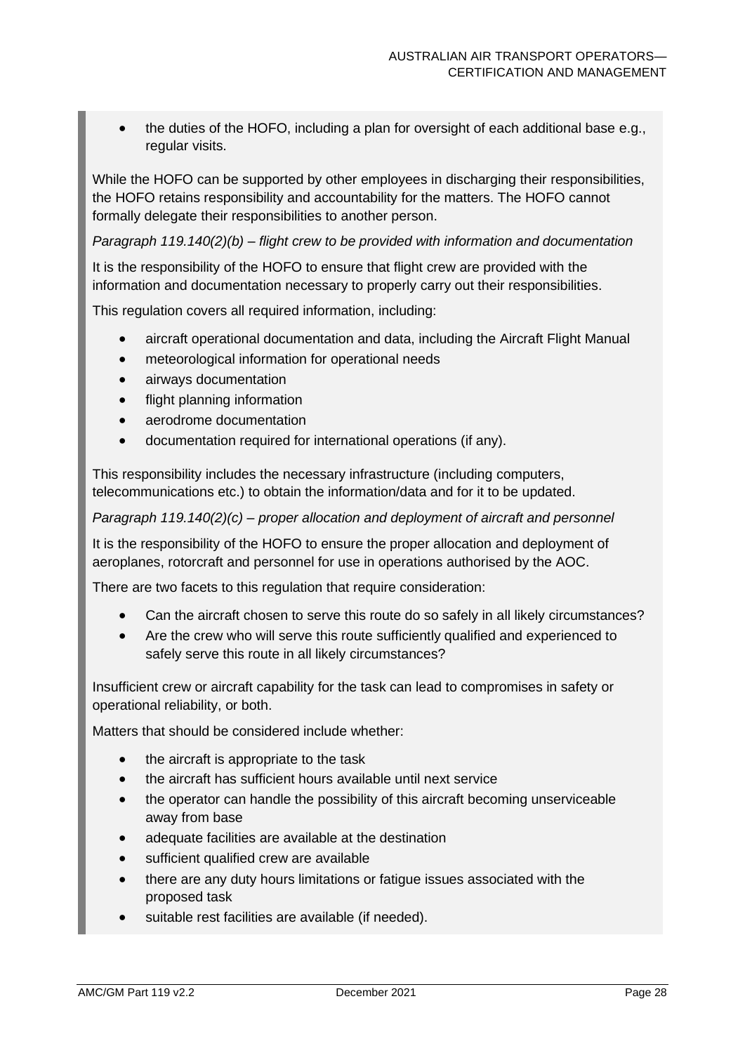- the duties of the HOFO, including a plan for oversight of each additional base e.g., regular visits.

While the HOFO can be supported by other employees in discharging their responsibilities, the HOFO retains responsibility and accountability for the matters. The HOFO cannot formally delegate their responsibilities to another person.

*Paragraph 119.140(2)(b) – flight crew to be provided with information and documentation*

It is the responsibility of the HOFO to ensure that flight crew are provided with the information and documentation necessary to properly carry out their responsibilities.

This regulation covers all required information, including:

- aircraft operational documentation and data, including the Aircraft Flight Manual
- meteorological information for operational needs
- airways documentation
- flight planning information
- aerodrome documentation
- documentation required for international operations (if any).

This responsibility includes the necessary infrastructure (including computers, telecommunications etc.) to obtain the information/data and for it to be updated.

*Paragraph 119.140(2)(c) – proper allocation and deployment of aircraft and personnel*

It is the responsibility of the HOFO to ensure the proper allocation and deployment of aeroplanes, rotorcraft and personnel for use in operations authorised by the AOC.

There are two facets to this regulation that require consideration:

- Can the aircraft chosen to serve this route do so safely in all likely circumstances?
- Are the crew who will serve this route sufficiently qualified and experienced to safely serve this route in all likely circumstances?

Insufficient crew or aircraft capability for the task can lead to compromises in safety or operational reliability, or both.

Matters that should be considered include whether:

- the aircraft is appropriate to the task
- the aircraft has sufficient hours available until next service
- the operator can handle the possibility of this aircraft becoming unserviceable away from base
- adequate facilities are available at the destination
- sufficient qualified crew are available
- there are any duty hours limitations or fatigue issues associated with the proposed task
- suitable rest facilities are available (if needed).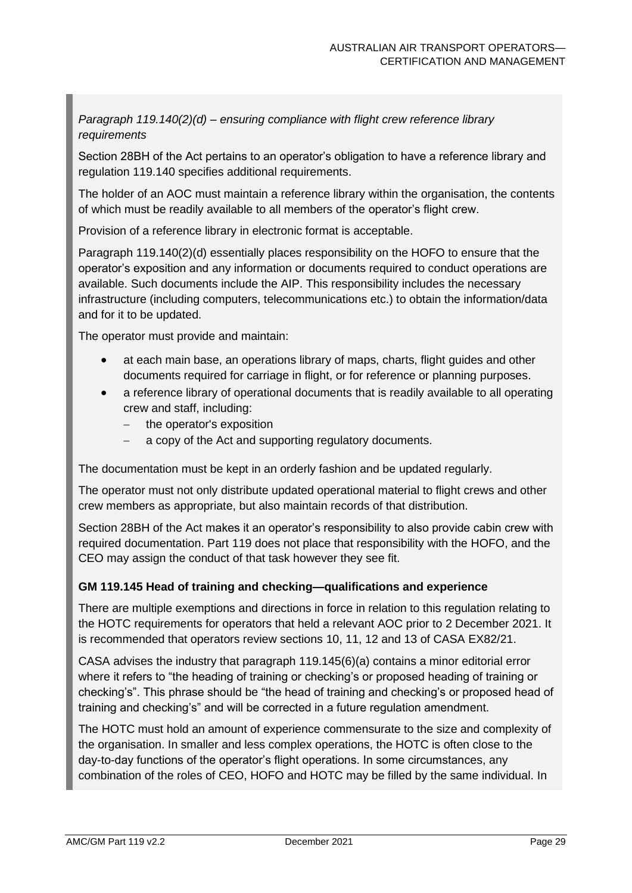*Paragraph 119.140(2)(d) – ensuring compliance with flight crew reference library requirements*

Section 28BH of the Act pertains to an operator's obligation to have a reference library and regulation 119.140 specifies additional requirements.

The holder of an AOC must maintain a reference library within the organisation, the contents of which must be readily available to all members of the operator's flight crew.

Provision of a reference library in electronic format is acceptable.

Paragraph 119.140(2)(d) essentially places responsibility on the HOFO to ensure that the operator's exposition and any information or documents required to conduct operations are available. Such documents include the AIP. This responsibility includes the necessary infrastructure (including computers, telecommunications etc.) to obtain the information/data and for it to be updated.

The operator must provide and maintain:

- at each main base, an operations library of maps, charts, flight guides and other documents required for carriage in flight, or for reference or planning purposes.
- a reference library of operational documents that is readily available to all operating crew and staff, including:
  - the operator's exposition
  - a copy of the Act and supporting regulatory documents.

The documentation must be kept in an orderly fashion and be updated regularly.

The operator must not only distribute updated operational material to flight crews and other crew members as appropriate, but also maintain records of that distribution.

Section 28BH of the Act makes it an operator's responsibility to also provide cabin crew with required documentation. Part 119 does not place that responsibility with the HOFO, and the CEO may assign the conduct of that task however they see fit.

### GM 119.145 Head of training and checking—qualifications and experience

There are multiple exemptions and directions in force in relation to this regulation relating to the HOTC requirements for operators that held a relevant AOC prior to 2 December 2021. It is recommended that operators review sections 10, 11, 12 and 13 of CASA EX82/21.

CASA advises the industry that paragraph 119.145(6)(a) contains a minor editorial error where it refers to "the heading of training or checking's or proposed heading of training or checking's". This phrase should be "the head of training and checking's or proposed head of training and checking's" and will be corrected in a future regulation amendment.

The HOTC must hold an amount of experience commensurate to the size and complexity of the organisation. In smaller and less complex operations, the HOTC is often close to the day-to-day functions of the operator's flight operations. In some circumstances, any combination of the roles of CEO, HOFO and HOTC may be filled by the same individual. In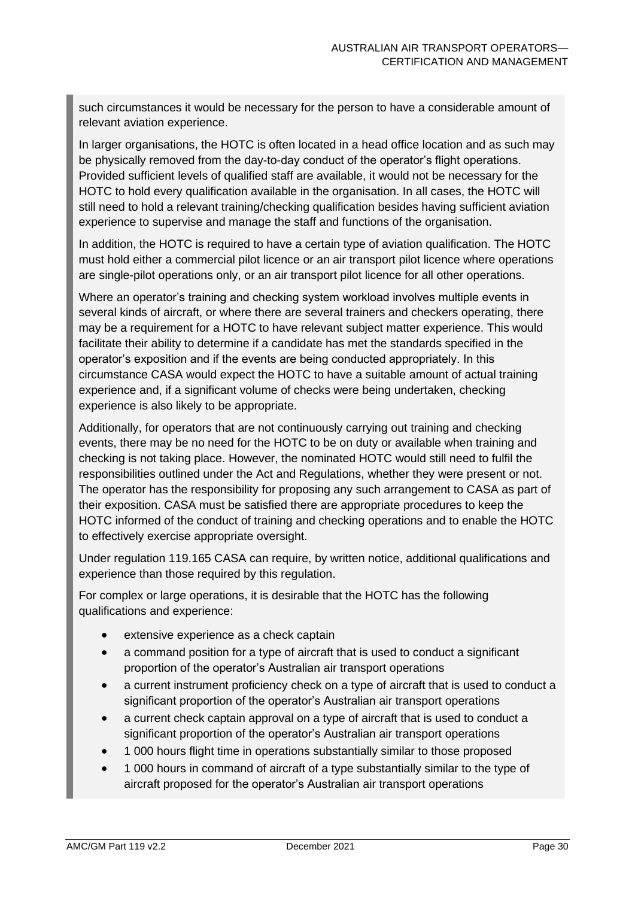such circumstances it would be necessary for the person to have a considerable amount of relevant aviation experience.

In larger organisations, the HOTC is often located in a head office location and as such may be physically removed from the day-to-day conduct of the operator's flight operations. Provided sufficient levels of qualified staff are available, it would not be necessary for the HOTC to hold every qualification available in the organisation. In all cases, the HOTC will still need to hold a relevant training/checking qualification besides having sufficient aviation experience to supervise and manage the staff and functions of the organisation.

In addition, the HOTC is required to have a certain type of aviation qualification. The HOTC must hold either a commercial pilot licence or an air transport pilot licence where operations are single-pilot operations only, or an air transport pilot licence for all other operations.

Where an operator's training and checking system workload involves multiple events in several kinds of aircraft, or where there are several trainers and checkers operating, there may be a requirement for a HOTC to have relevant subject matter experience. This would facilitate their ability to determine if a candidate has met the standards specified in the operator's exposition and if the events are being conducted appropriately. In this circumstance CASA would expect the HOTC to have a suitable amount of actual training experience and, if a significant volume of checks were being undertaken, checking experience is also likely to be appropriate.

Additionally, for operators that are not continuously carrying out training and checking events, there may be no need for the HOTC to be on duty or available when training and checking is not taking place. However, the nominated HOTC would still need to fulfil the responsibilities outlined under the Act and Regulations, whether they were present or not. The operator has the responsibility for proposing any such arrangement to CASA as part of their exposition. CASA must be satisfied there are appropriate procedures to keep the HOTC informed of the conduct of training and checking operations and to enable the HOTC to effectively exercise appropriate oversight.

Under regulation 119.165 CASA can require, by written notice, additional qualifications and experience than those required by this regulation.

For complex or large operations, it is desirable that the HOTC has the following qualifications and experience:

- extensive experience as a check captain
- a command position for a type of aircraft that is used to conduct a significant proportion of the operator's Australian air transport operations
- a current instrument proficiency check on a type of aircraft that is used to conduct a significant proportion of the operator's Australian air transport operations
- a current check captain approval on a type of aircraft that is used to conduct a significant proportion of the operator's Australian air transport operations
- 1 000 hours flight time in operations substantially similar to those proposed
- 1 000 hours in command of aircraft of a type substantially similar to the type of aircraft proposed for the operator's Australian air transport operations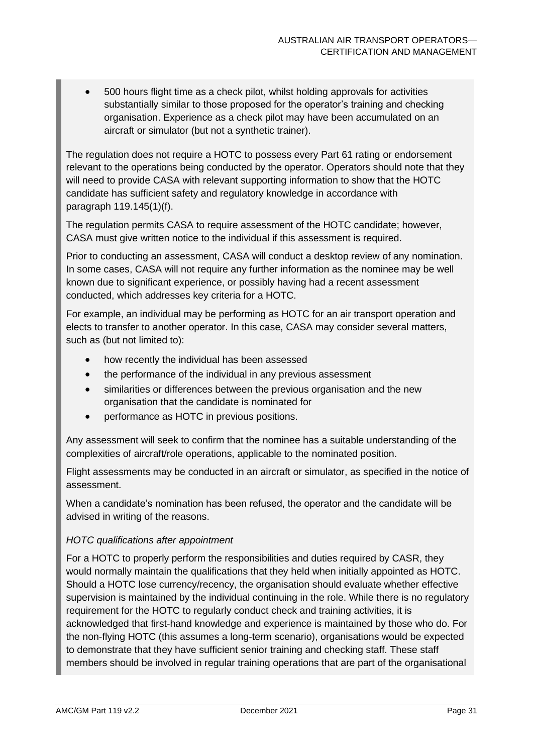- 500 hours flight time as a check pilot, whilst holding approvals for activities substantially similar to those proposed for the operator's training and checking organisation. Experience as a check pilot may have been accumulated on an aircraft or simulator (but not a synthetic trainer).

The regulation does not require a HOTC to possess every Part 61 rating or endorsement relevant to the operations being conducted by the operator. Operators should note that they will need to provide CASA with relevant supporting information to show that the HOTC candidate has sufficient safety and regulatory knowledge in accordance with paragraph 119.145(1)(f).

The regulation permits CASA to require assessment of the HOTC candidate; however, CASA must give written notice to the individual if this assessment is required.

Prior to conducting an assessment, CASA will conduct a desktop review of any nomination. In some cases, CASA will not require any further information as the nominee may be well known due to significant experience, or possibly having had a recent assessment conducted, which addresses key criteria for a HOTC.

For example, an individual may be performing as HOTC for an air transport operation and elects to transfer to another operator. In this case, CASA may consider several matters, such as (but not limited to):

- how recently the individual has been assessed
- the performance of the individual in any previous assessment
- similarities or differences between the previous organisation and the new organisation that the candidate is nominated for
- performance as HOTC in previous positions.

Any assessment will seek to confirm that the nominee has a suitable understanding of the complexities of aircraft/role operations, applicable to the nominated position.

Flight assessments may be conducted in an aircraft or simulator, as specified in the notice of assessment.

When a candidate's nomination has been refused, the operator and the candidate will be advised in writing of the reasons.

*HOTC qualifications after appointment*

For a HOTC to properly perform the responsibilities and duties required by CASR, they would normally maintain the qualifications that they held when initially appointed as HOTC. Should a HOTC lose currency/recency, the organisation should evaluate whether effective supervision is maintained by the individual continuing in the role. While there is no regulatory requirement for the HOTC to regularly conduct check and training activities, it is acknowledged that first-hand knowledge and experience is maintained by those who do. For the non-flying HOTC (this assumes a long-term scenario), organisations would be expected to demonstrate that they have sufficient senior training and checking staff. These staff members should be involved in regular training operations that are part of the organisational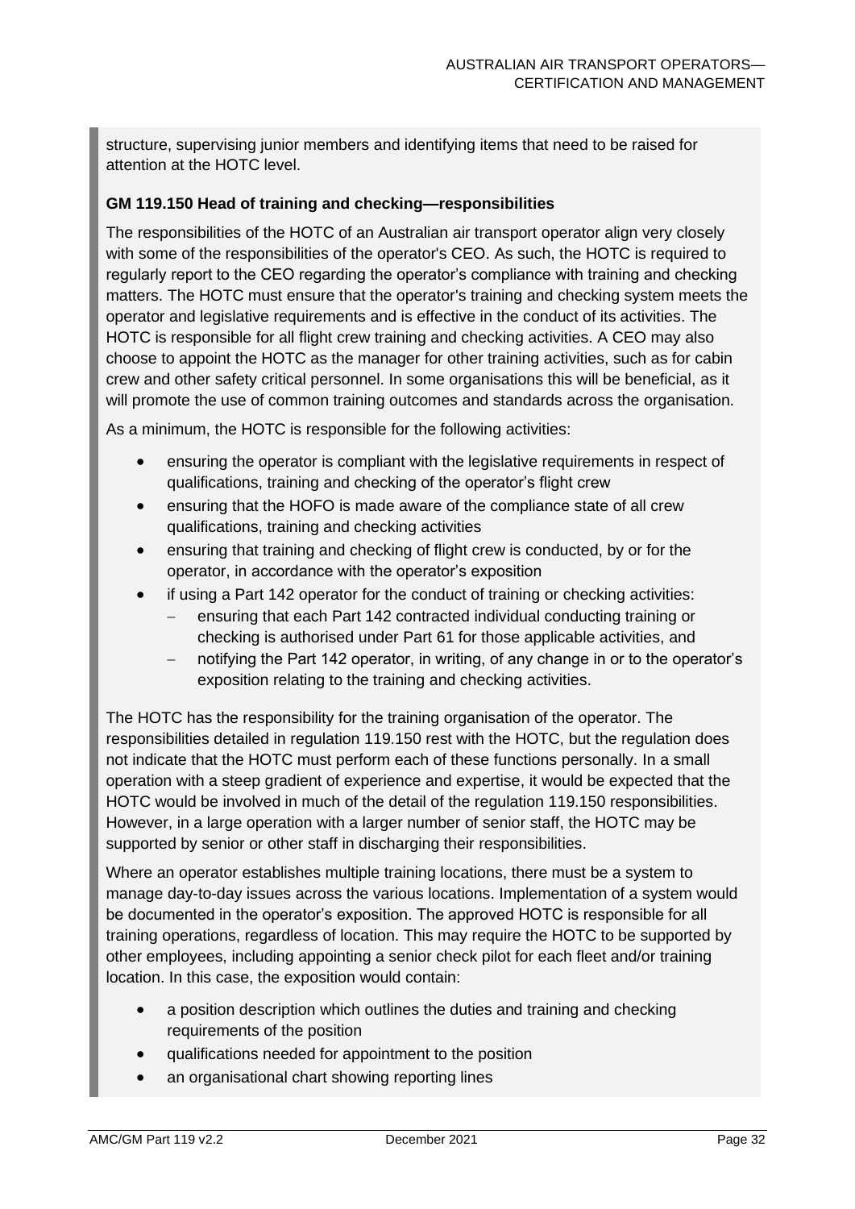structure, supervising junior members and identifying items that need to be raised for attention at the HOTC level.

**GM 119.150 Head of training and checking—responsibilities**

The responsibilities of the HOTC of an Australian air transport operator align very closely with some of the responsibilities of the operator's CEO. As such, the HOTC is required to regularly report to the CEO regarding the operator's compliance with training and checking matters. The HOTC must ensure that the operator's training and checking system meets the operator and legislative requirements and is effective in the conduct of its activities. The HOTC is responsible for all flight crew training and checking activities. A CEO may also choose to appoint the HOTC as the manager for other training activities, such as for cabin crew and other safety critical personnel. In some organisations this will be beneficial, as it will promote the use of common training outcomes and standards across the organisation.

As a minimum, the HOTC is responsible for the following activities:

- ensuring the operator is compliant with the legislative requirements in respect of qualifications, training and checking of the operator's flight crew
- ensuring that the HOFO is made aware of the compliance state of all crew qualifications, training and checking activities
- ensuring that training and checking of flight crew is conducted, by or for the operator, in accordance with the operator's exposition
- if using a Part 142 operator for the conduct of training or checking activities:
  - ensuring that each Part 142 contracted individual conducting training or checking is authorised under Part 61 for those applicable activities, and
  - notifying the Part 142 operator, in writing, of any change in or to the operator's exposition relating to the training and checking activities.

The HOTC has the responsibility for the training organisation of the operator. The responsibilities detailed in regulation 119.150 rest with the HOTC, but the regulation does not indicate that the HOTC must perform each of these functions personally. In a small operation with a steep gradient of experience and expertise, it would be expected that the HOTC would be involved in much of the detail of the regulation 119.150 responsibilities. However, in a large operation with a larger number of senior staff, the HOTC may be supported by senior or other staff in discharging their responsibilities.

Where an operator establishes multiple training locations, there must be a system to manage day-to-day issues across the various locations. Implementation of a system would be documented in the operator's exposition. The approved HOTC is responsible for all training operations, regardless of location. This may require the HOTC to be supported by other employees, including appointing a senior check pilot for each fleet and/or training location. In this case, the exposition would contain:

- a position description which outlines the duties and training and checking requirements of the position
- qualifications needed for appointment to the position
- an organisational chart showing reporting lines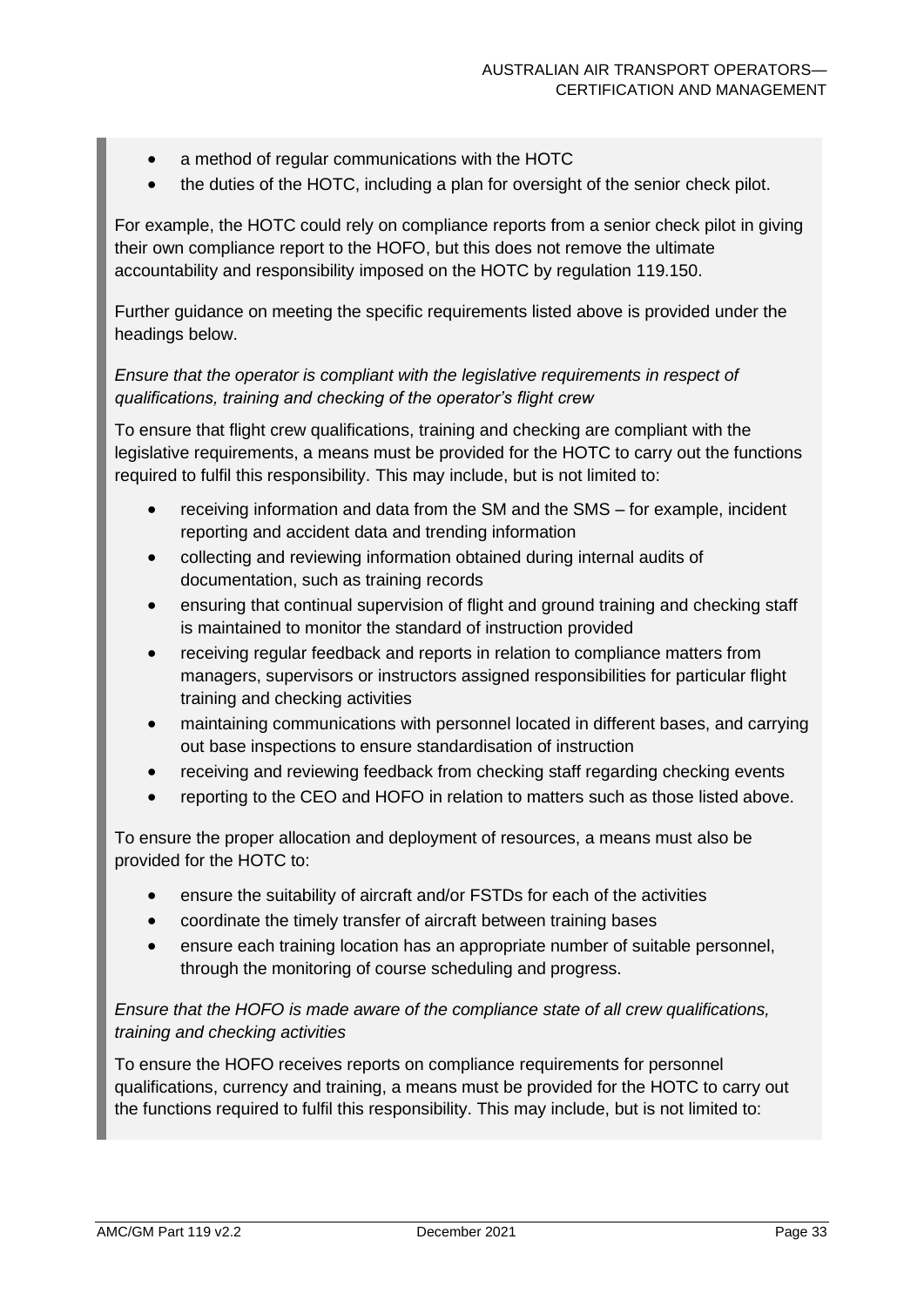- a method of regular communications with the HOTC
- the duties of the HOTC, including a plan for oversight of the senior check pilot.

For example, the HOTC could rely on compliance reports from a senior check pilot in giving their own compliance report to the HOFO, but this does not remove the ultimate accountability and responsibility imposed on the HOTC by regulation 119.150.

Further guidance on meeting the specific requirements listed above is provided under the headings below.

*Ensure that the operator is compliant with the legislative requirements in respect of qualifications, training and checking of the operator's flight crew*

To ensure that flight crew qualifications, training and checking are compliant with the legislative requirements, a means must be provided for the HOTC to carry out the functions required to fulfil this responsibility. This may include, but is not limited to:

- receiving information and data from the SM and the SMS – for example, incident reporting and accident data and trending information
- collecting and reviewing information obtained during internal audits of documentation, such as training records
- ensuring that continual supervision of flight and ground training and checking staff is maintained to monitor the standard of instruction provided
- receiving regular feedback and reports in relation to compliance matters from managers, supervisors or instructors assigned responsibilities for particular flight training and checking activities
- maintaining communications with personnel located in different bases, and carrying out base inspections to ensure standardisation of instruction
- receiving and reviewing feedback from checking staff regarding checking events
- reporting to the CEO and HOFO in relation to matters such as those listed above.

To ensure the proper allocation and deployment of resources, a means must also be provided for the HOTC to:

- ensure the suitability of aircraft and/or FSTDs for each of the activities
- coordinate the timely transfer of aircraft between training bases
- ensure each training location has an appropriate number of suitable personnel, through the monitoring of course scheduling and progress.

*Ensure that the HOFO is made aware of the compliance state of all crew qualifications, training and checking activities*

To ensure the HOFO receives reports on compliance requirements for personnel qualifications, currency and training, a means must be provided for the HOTC to carry out the functions required to fulfil this responsibility. This may include, but is not limited to: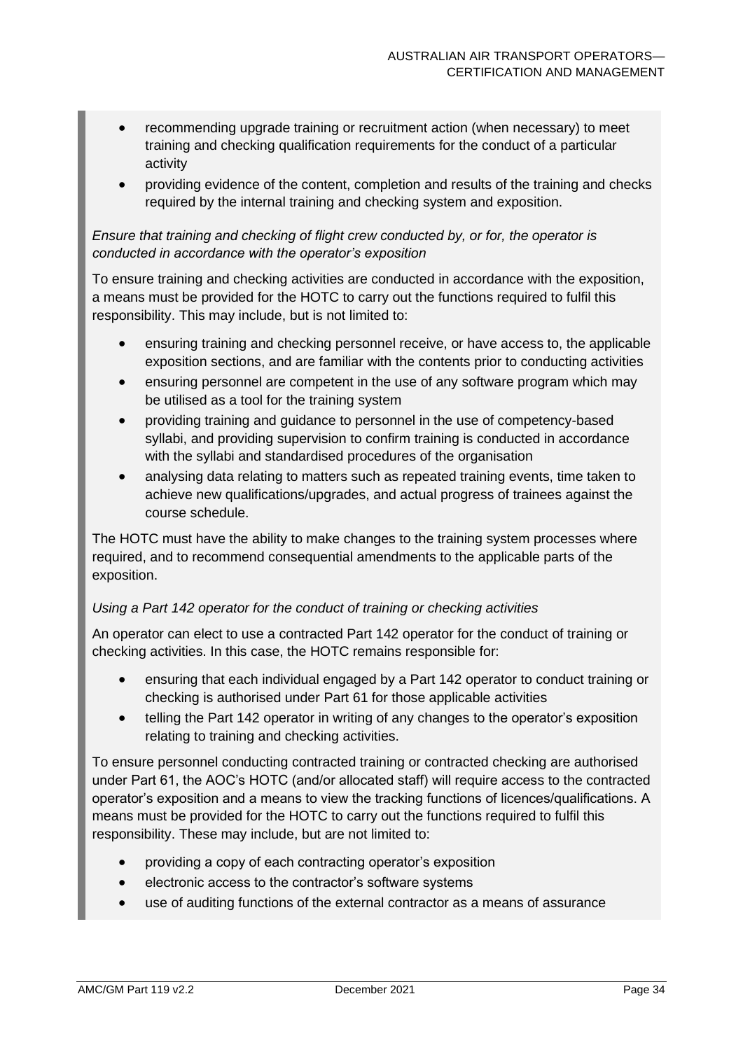- recommending upgrade training or recruitment action (when necessary) to meet training and checking qualification requirements for the conduct of a particular activity
- providing evidence of the content, completion and results of the training and checks required by the internal training and checking system and exposition.

*Ensure that training and checking of flight crew conducted by, or for, the operator is conducted in accordance with the operator's exposition*

To ensure training and checking activities are conducted in accordance with the exposition, a means must be provided for the HOTC to carry out the functions required to fulfil this responsibility. This may include, but is not limited to:

- ensuring training and checking personnel receive, or have access to, the applicable exposition sections, and are familiar with the contents prior to conducting activities
- ensuring personnel are competent in the use of any software program which may be utilised as a tool for the training system
- providing training and guidance to personnel in the use of competency-based syllabi, and providing supervision to confirm training is conducted in accordance with the syllabi and standardised procedures of the organisation
- analysing data relating to matters such as repeated training events, time taken to achieve new qualifications/upgrades, and actual progress of trainees against the course schedule.

The HOTC must have the ability to make changes to the training system processes where required, and to recommend consequential amendments to the applicable parts of the exposition.

*Using a Part 142 operator for the conduct of training or checking activities*

An operator can elect to use a contracted Part 142 operator for the conduct of training or checking activities. In this case, the HOTC remains responsible for:

- ensuring that each individual engaged by a Part 142 operator to conduct training or checking is authorised under Part 61 for those applicable activities
- telling the Part 142 operator in writing of any changes to the operator's exposition relating to training and checking activities.

To ensure personnel conducting contracted training or contracted checking are authorised under Part 61, the AOC's HOTC (and/or allocated staff) will require access to the contracted operator's exposition and a means to view the tracking functions of licences/qualifications. A means must be provided for the HOTC to carry out the functions required to fulfil this responsibility. These may include, but are not limited to:

- providing a copy of each contracting operator's exposition
- electronic access to the contractor's software systems
- use of auditing functions of the external contractor as a means of assurance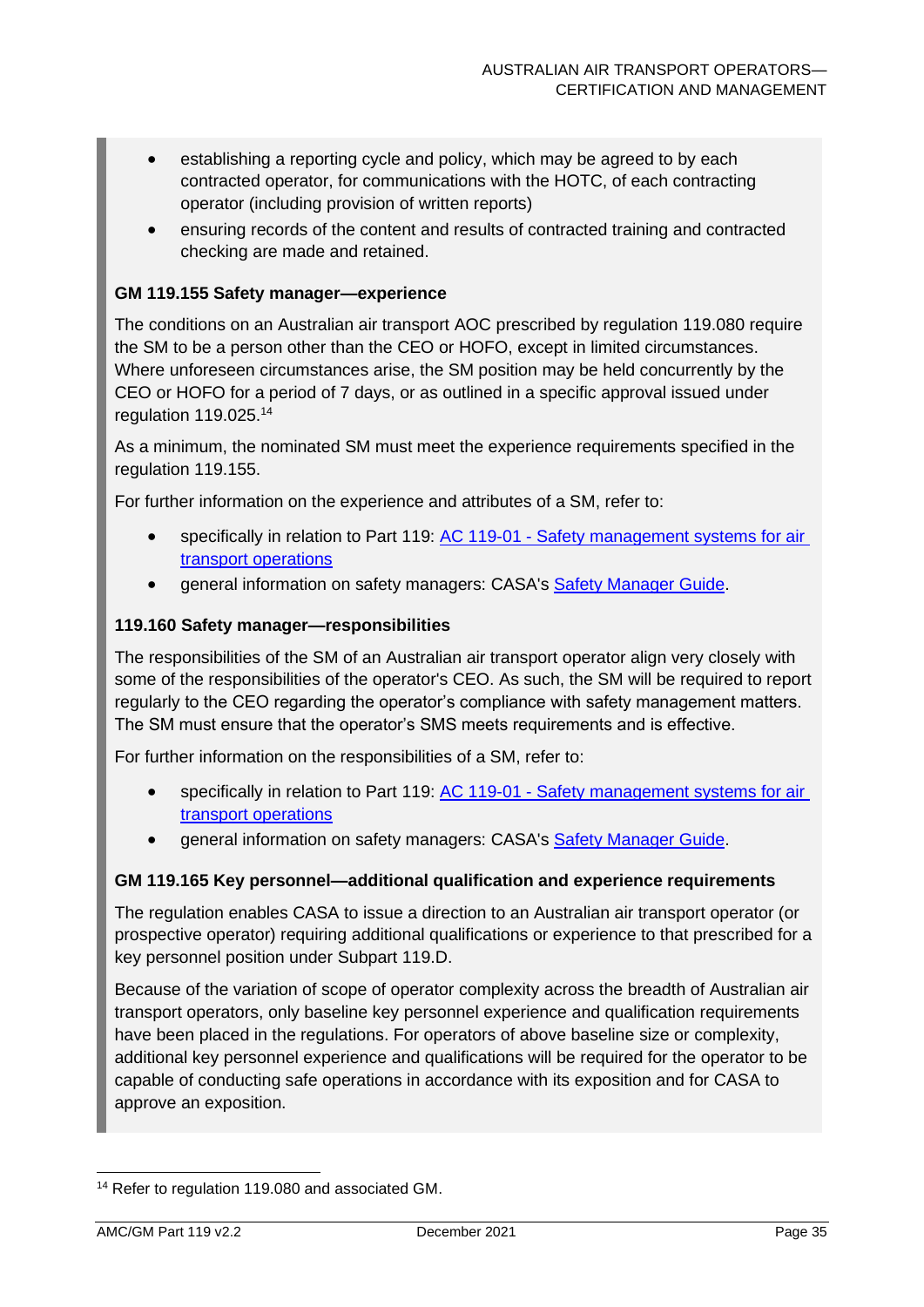- establishing a reporting cycle and policy, which may be agreed to by each contracted operator, for communications with the HOTC, of each contracting operator (including provision of written reports)
- ensuring records of the content and results of contracted training and contracted checking are made and retained.

**GM 119.155 Safety manager—experience**

The conditions on an Australian air transport AOC prescribed by regulation 119.080 require the SM to be a person other than the CEO or HOFO, except in limited circumstances. Where unforeseen circumstances arise, the SM position may be held concurrently by the CEO or HOFO for a period of 7 days, or as outlined in a specific approval issued under regulation 119.025.[14]

As a minimum, the nominated SM must meet the experience requirements specified in the regulation 119.155.

For further information on the experience and attributes of a SM, refer to:

- specifically in relation to Part 119: AC 119-01 - Safety management systems for air transport operations
- general information on safety managers: CASA's Safety Manager Guide.

**119.160 Safety manager—responsibilities**

The responsibilities of the SM of an Australian air transport operator align very closely with some of the responsibilities of the operator's CEO. As such, the SM will be required to report regularly to the CEO regarding the operator's compliance with safety management matters. The SM must ensure that the operator's SMS meets requirements and is effective.

For further information on the responsibilities of a SM, refer to:

- specifically in relation to Part 119: AC 119-01 - Safety management systems for air transport operations
- general information on safety managers: CASA's Safety Manager Guide.

**GM 119.165 Key personnel—additional qualification and experience requirements**

The regulation enables CASA to issue a direction to an Australian air transport operator (or prospective operator) requiring additional qualifications or experience to that prescribed for a key personnel position under Subpart 119.D.

Because of the variation of scope of operator complexity across the breadth of Australian air transport operators, only baseline key personnel experience and qualification requirements have been placed in the regulations. For operators of above baseline size or complexity, additional key personnel experience and qualifications will be required for the operator to be capable of conducting safe operations in accordance with its exposition and for CASA to approve an exposition.

[14] Refer to regulation 119.080 and associated GM.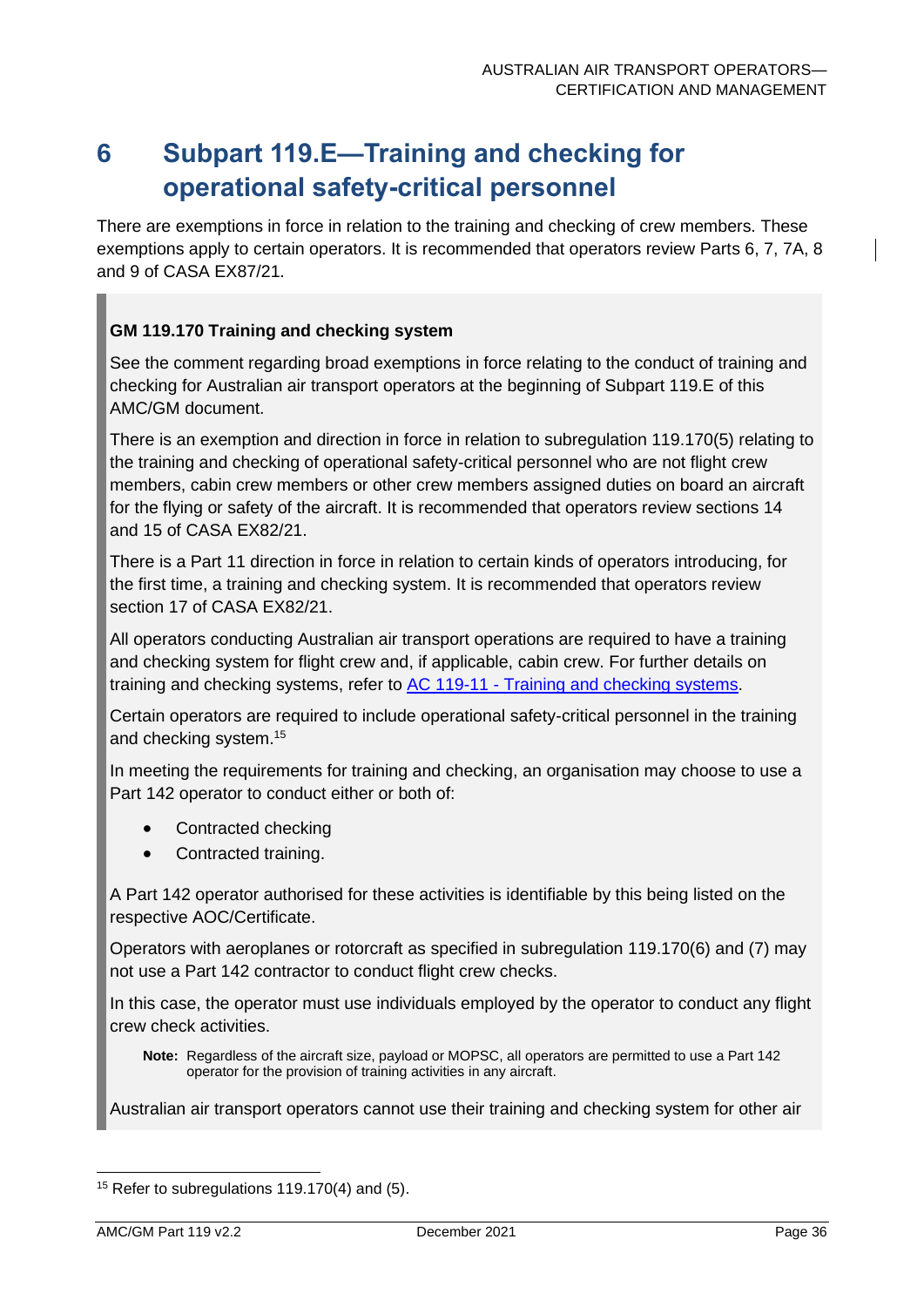# 6 Subpart 119.E—Training and checking for operational safety-critical personnel

There are exemptions in force in relation to the training and checking of crew members. These exemptions apply to certain operators. It is recommended that operators review Parts 6, 7, 7A, 8 and 9 of CASA EX87/21.

**GM 119.170 Training and checking system**

See the comment regarding broad exemptions in force relating to the conduct of training and checking for Australian air transport operators at the beginning of Subpart 119.E of this AMC/GM document.

There is an exemption and direction in force in relation to subregulation 119.170(5) relating to the training and checking of operational safety-critical personnel who are not flight crew members, cabin crew members or other crew members assigned duties on board an aircraft for the flying or safety of the aircraft. It is recommended that operators review sections 14 and 15 of CASA EX82/21.

There is a Part 11 direction in force in relation to certain kinds of operators introducing, for the first time, a training and checking system. It is recommended that operators review section 17 of CASA EX82/21.

All operators conducting Australian air transport operations are required to have a training and checking system for flight crew and, if applicable, cabin crew. For further details on training and checking systems, refer to [AC 119-11 - Training and checking systems](AC 119-11 - Training and checking systems).

Certain operators are required to include operational safety-critical personnel in the training and checking system.[15]

In meeting the requirements for training and checking, an organisation may choose to use a Part 142 operator to conduct either or both of:

- Contracted checking
- Contracted training.

A Part 142 operator authorised for these activities is identifiable by this being listed on the respective AOC/Certificate.

Operators with aeroplanes or rotorcraft as specified in subregulation 119.170(6) and (7) may not use a Part 142 contractor to conduct flight crew checks.

In this case, the operator must use individuals employed by the operator to conduct any flight crew check activities.

> **Note:** Regardless of the aircraft size, payload or MOPSC, all operators are permitted to use a Part 142 operator for the provision of training activities in any aircraft.

Australian air transport operators cannot use their training and checking system for other air

[15] Refer to subregulations 119.170(4) and (5).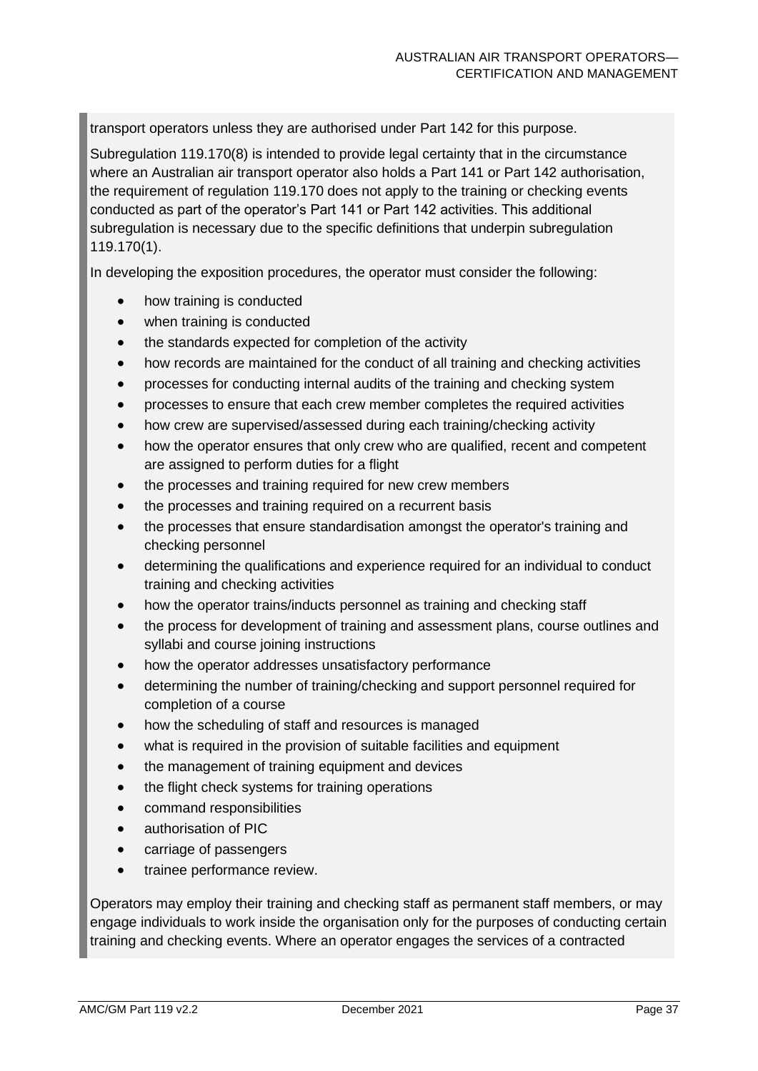transport operators unless they are authorised under Part 142 for this purpose.

Subregulation 119.170(8) is intended to provide legal certainty that in the circumstance where an Australian air transport operator also holds a Part 141 or Part 142 authorisation, the requirement of regulation 119.170 does not apply to the training or checking events conducted as part of the operator's Part 141 or Part 142 activities. This additional subregulation is necessary due to the specific definitions that underpin subregulation 119.170(1).

In developing the exposition procedures, the operator must consider the following:

- how training is conducted
- when training is conducted
- the standards expected for completion of the activity
- how records are maintained for the conduct of all training and checking activities
- processes for conducting internal audits of the training and checking system
- processes to ensure that each crew member completes the required activities
- how crew are supervised/assessed during each training/checking activity
- how the operator ensures that only crew who are qualified, recent and competent are assigned to perform duties for a flight
- the processes and training required for new crew members
- the processes and training required on a recurrent basis
- the processes that ensure standardisation amongst the operator's training and checking personnel
- determining the qualifications and experience required for an individual to conduct training and checking activities
- how the operator trains/inducts personnel as training and checking staff
- the process for development of training and assessment plans, course outlines and syllabi and course joining instructions
- how the operator addresses unsatisfactory performance
- determining the number of training/checking and support personnel required for completion of a course
- how the scheduling of staff and resources is managed
- what is required in the provision of suitable facilities and equipment
- the management of training equipment and devices
- the flight check systems for training operations
- command responsibilities
- authorisation of PIC
- carriage of passengers
- trainee performance review.

Operators may employ their training and checking staff as permanent staff members, or may engage individuals to work inside the organisation only for the purposes of conducting certain training and checking events. Where an operator engages the services of a contracted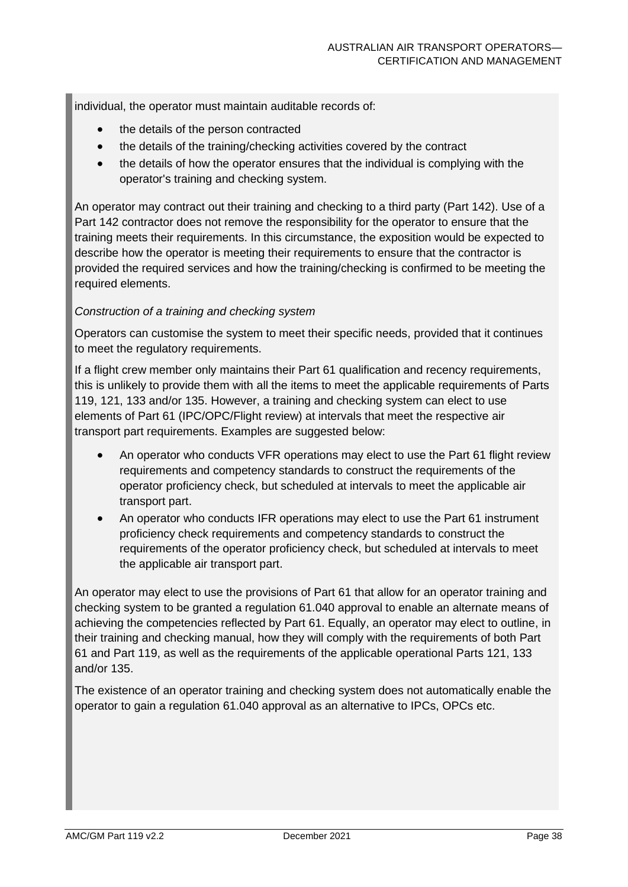individual, the operator must maintain auditable records of:

- the details of the person contracted
- the details of the training/checking activities covered by the contract
- the details of how the operator ensures that the individual is complying with the operator's training and checking system.

An operator may contract out their training and checking to a third party (Part 142). Use of a Part 142 contractor does not remove the responsibility for the operator to ensure that the training meets their requirements. In this circumstance, the exposition would be expected to describe how the operator is meeting their requirements to ensure that the contractor is provided the required services and how the training/checking is confirmed to be meeting the required elements.

*Construction of a training and checking system*

Operators can customise the system to meet their specific needs, provided that it continues to meet the regulatory requirements.

If a flight crew member only maintains their Part 61 qualification and recency requirements, this is unlikely to provide them with all the items to meet the applicable requirements of Parts 119, 121, 133 and/or 135. However, a training and checking system can elect to use elements of Part 61 (IPC/OPC/Flight review) at intervals that meet the respective air transport part requirements. Examples are suggested below:

- An operator who conducts VFR operations may elect to use the Part 61 flight review requirements and competency standards to construct the requirements of the operator proficiency check, but scheduled at intervals to meet the applicable air transport part.
- An operator who conducts IFR operations may elect to use the Part 61 instrument proficiency check requirements and competency standards to construct the requirements of the operator proficiency check, but scheduled at intervals to meet the applicable air transport part.

An operator may elect to use the provisions of Part 61 that allow for an operator training and checking system to be granted a regulation 61.040 approval to enable an alternate means of achieving the competencies reflected by Part 61. Equally, an operator may elect to outline, in their training and checking manual, how they will comply with the requirements of both Part 61 and Part 119, as well as the requirements of the applicable operational Parts 121, 133 and/or 135.

The existence of an operator training and checking system does not automatically enable the operator to gain a regulation 61.040 approval as an alternative to IPCs, OPCs etc.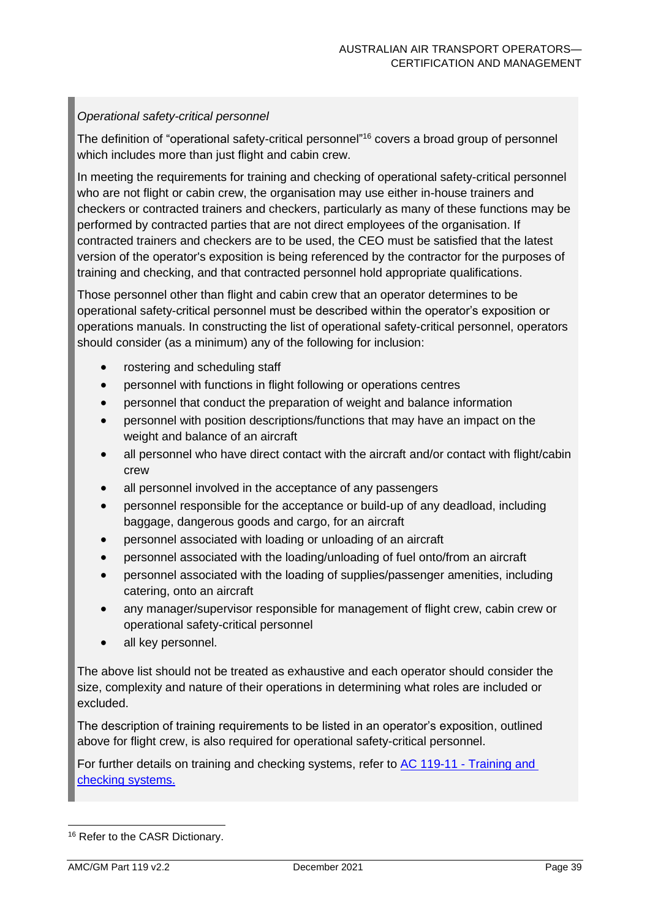*Operational safety-critical personnel*

The definition of "operational safety-critical personnel"[16] covers a broad group of personnel which includes more than just flight and cabin crew.

In meeting the requirements for training and checking of operational safety-critical personnel who are not flight or cabin crew, the organisation may use either in-house trainers and checkers or contracted trainers and checkers, particularly as many of these functions may be performed by contracted parties that are not direct employees of the organisation. If contracted trainers and checkers are to be used, the CEO must be satisfied that the latest version of the operator's exposition is being referenced by the contractor for the purposes of training and checking, and that contracted personnel hold appropriate qualifications.

Those personnel other than flight and cabin crew that an operator determines to be operational safety-critical personnel must be described within the operator's exposition or operations manuals. In constructing the list of operational safety-critical personnel, operators should consider (as a minimum) any of the following for inclusion:

- rostering and scheduling staff
- personnel with functions in flight following or operations centres
- personnel that conduct the preparation of weight and balance information
- personnel with position descriptions/functions that may have an impact on the weight and balance of an aircraft
- all personnel who have direct contact with the aircraft and/or contact with flight/cabin crew
- all personnel involved in the acceptance of any passengers
- personnel responsible for the acceptance or build-up of any deadload, including baggage, dangerous goods and cargo, for an aircraft
- personnel associated with loading or unloading of an aircraft
- personnel associated with the loading/unloading of fuel onto/from an aircraft
- personnel associated with the loading of supplies/passenger amenities, including catering, onto an aircraft
- any manager/supervisor responsible for management of flight crew, cabin crew or operational safety-critical personnel
- all key personnel.

The above list should not be treated as exhaustive and each operator should consider the size, complexity and nature of their operations in determining what roles are included or excluded.

The description of training requirements to be listed in an operator's exposition, outlined above for flight crew, is also required for operational safety-critical personnel.

For further details on training and checking systems, refer to [AC 119-11 - Training and checking systems.](#)

[16] Refer to the CASR Dictionary.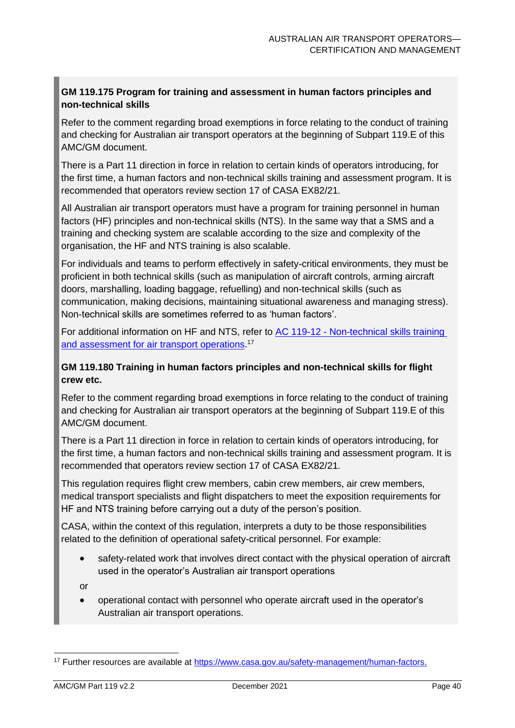### GM 119.175 Program for training and assessment in human factors principles and non-technical skills

Refer to the comment regarding broad exemptions in force relating to the conduct of training and checking for Australian air transport operators at the beginning of Subpart 119.E of this AMC/GM document.

There is a Part 11 direction in force in relation to certain kinds of operators introducing, for the first time, a human factors and non-technical skills training and assessment program. It is recommended that operators review section 17 of CASA EX82/21.

All Australian air transport operators must have a program for training personnel in human factors (HF) principles and non-technical skills (NTS). In the same way that a SMS and a training and checking system are scalable according to the size and complexity of the organisation, the HF and NTS training is also scalable.

For individuals and teams to perform effectively in safety-critical environments, they must be proficient in both technical skills (such as manipulation of aircraft controls, arming aircraft doors, marshalling, loading baggage, refuelling) and non-technical skills (such as communication, making decisions, maintaining situational awareness and managing stress). Non-technical skills are sometimes referred to as 'human factors'.

For additional information on HF and NTS, refer to [AC 119-12 - Non-technical skills training and assessment for air transport operations](AC 119-12 - Non-technical skills training and assessment for air transport operations).[17]

### GM 119.180 Training in human factors principles and non-technical skills for flight crew etc.

Refer to the comment regarding broad exemptions in force relating to the conduct of training and checking for Australian air transport operators at the beginning of Subpart 119.E of this AMC/GM document.

There is a Part 11 direction in force in relation to certain kinds of operators introducing, for the first time, a human factors and non-technical skills training and assessment program. It is recommended that operators review section 17 of CASA EX82/21.

This regulation requires flight crew members, cabin crew members, air crew members, medical transport specialists and flight dispatchers to meet the exposition requirements for HF and NTS training before carrying out a duty of the person's position.

CASA, within the context of this regulation, interprets a duty to be those responsibilities related to the definition of operational safety-critical personnel. For example:

- safety-related work that involves direct contact with the physical operation of aircraft used in the operator's Australian air transport operations

or

- operational contact with personnel who operate aircraft used in the operator's Australian air transport operations.

---

[17] Further resources are available at https://www.casa.gov.au/safety-management/human-factors.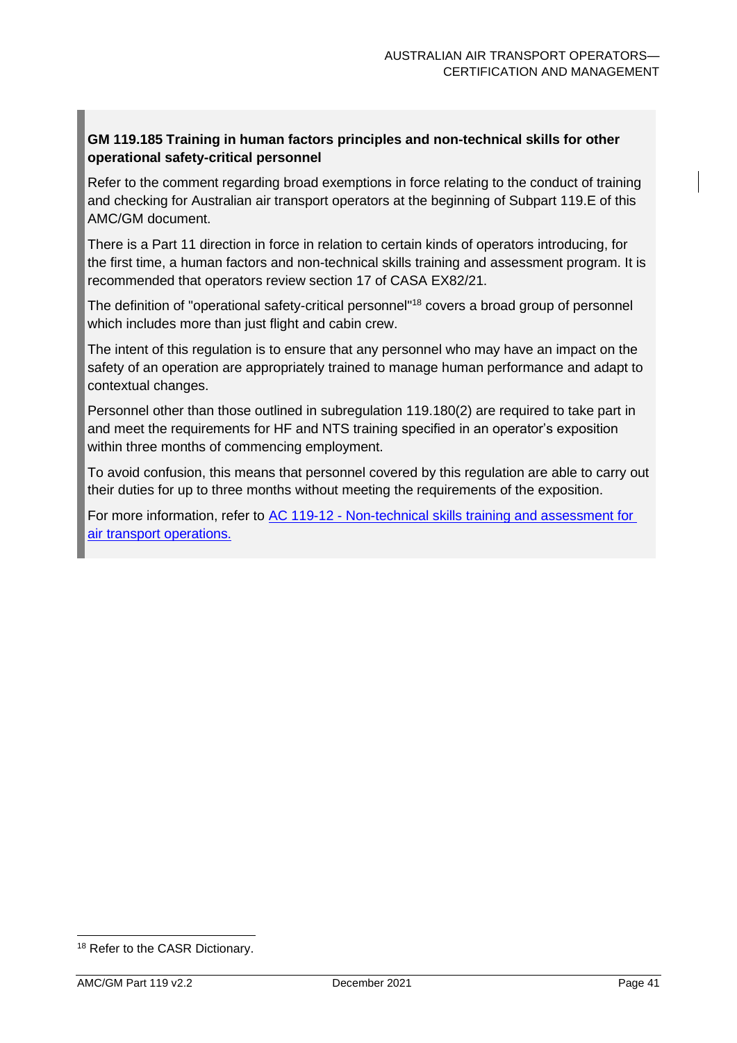**GM 119.185 Training in human factors principles and non-technical skills for other operational safety-critical personnel**

Refer to the comment regarding broad exemptions in force relating to the conduct of training and checking for Australian air transport operators at the beginning of Subpart 119.E of this AMC/GM document.

There is a Part 11 direction in force in relation to certain kinds of operators introducing, for the first time, a human factors and non-technical skills training and assessment program. It is recommended that operators review section 17 of CASA EX82/21.

The definition of "operational safety-critical personnel"[18] covers a broad group of personnel which includes more than just flight and cabin crew.

The intent of this regulation is to ensure that any personnel who may have an impact on the safety of an operation are appropriately trained to manage human performance and adapt to contextual changes.

Personnel other than those outlined in subregulation 119.180(2) are required to take part in and meet the requirements for HF and NTS training specified in an operator's exposition within three months of commencing employment.

To avoid confusion, this means that personnel covered by this regulation are able to carry out their duties for up to three months without meeting the requirements of the exposition.

For more information, refer to [AC 119-12 - Non-technical skills training and assessment for air transport operations.]

---

[18] Refer to the CASR Dictionary.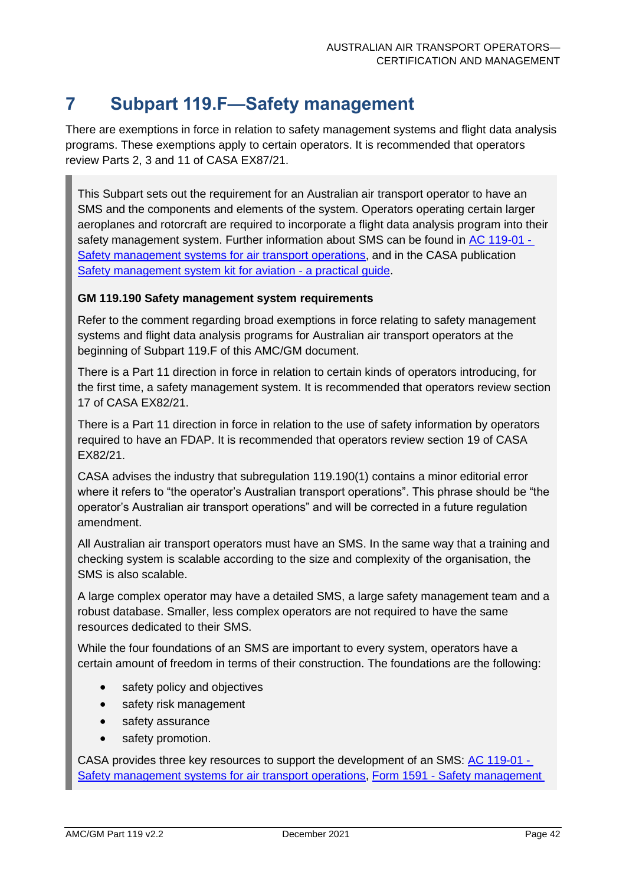# 7 Subpart 119.F—Safety management

There are exemptions in force in relation to safety management systems and flight data analysis programs. These exemptions apply to certain operators. It is recommended that operators review Parts 2, 3 and 11 of CASA EX87/21.

This Subpart sets out the requirement for an Australian air transport operator to have an SMS and the components and elements of the system. Operators operating certain larger aeroplanes and rotorcraft are required to incorporate a flight data analysis program into their safety management system. Further information about SMS can be found in AC 119-01 - Safety management systems for air transport operations, and in the CASA publication Safety management system kit for aviation - a practical guide.

**GM 119.190 Safety management system requirements**

Refer to the comment regarding broad exemptions in force relating to safety management systems and flight data analysis programs for Australian air transport operators at the beginning of Subpart 119.F of this AMC/GM document.

There is a Part 11 direction in force in relation to certain kinds of operators introducing, for the first time, a safety management system. It is recommended that operators review section 17 of CASA EX82/21.

There is a Part 11 direction in force in relation to the use of safety information by operators required to have an FDAP. It is recommended that operators review section 19 of CASA EX82/21.

CASA advises the industry that subregulation 119.190(1) contains a minor editorial error where it refers to "the operator's Australian transport operations". This phrase should be "the operator's Australian air transport operations" and will be corrected in a future regulation amendment.

All Australian air transport operators must have an SMS. In the same way that a training and checking system is scalable according to the size and complexity of the organisation, the SMS is also scalable.

A large complex operator may have a detailed SMS, a large safety management team and a robust database. Smaller, less complex operators are not required to have the same resources dedicated to their SMS.

While the four foundations of an SMS are important to every system, operators have a certain amount of freedom in terms of their construction. The foundations are the following:

- safety policy and objectives
- safety risk management
- safety assurance
- safety promotion.

CASA provides three key resources to support the development of an SMS: AC 119-01 - Safety management systems for air transport operations, Form 1591 - Safety management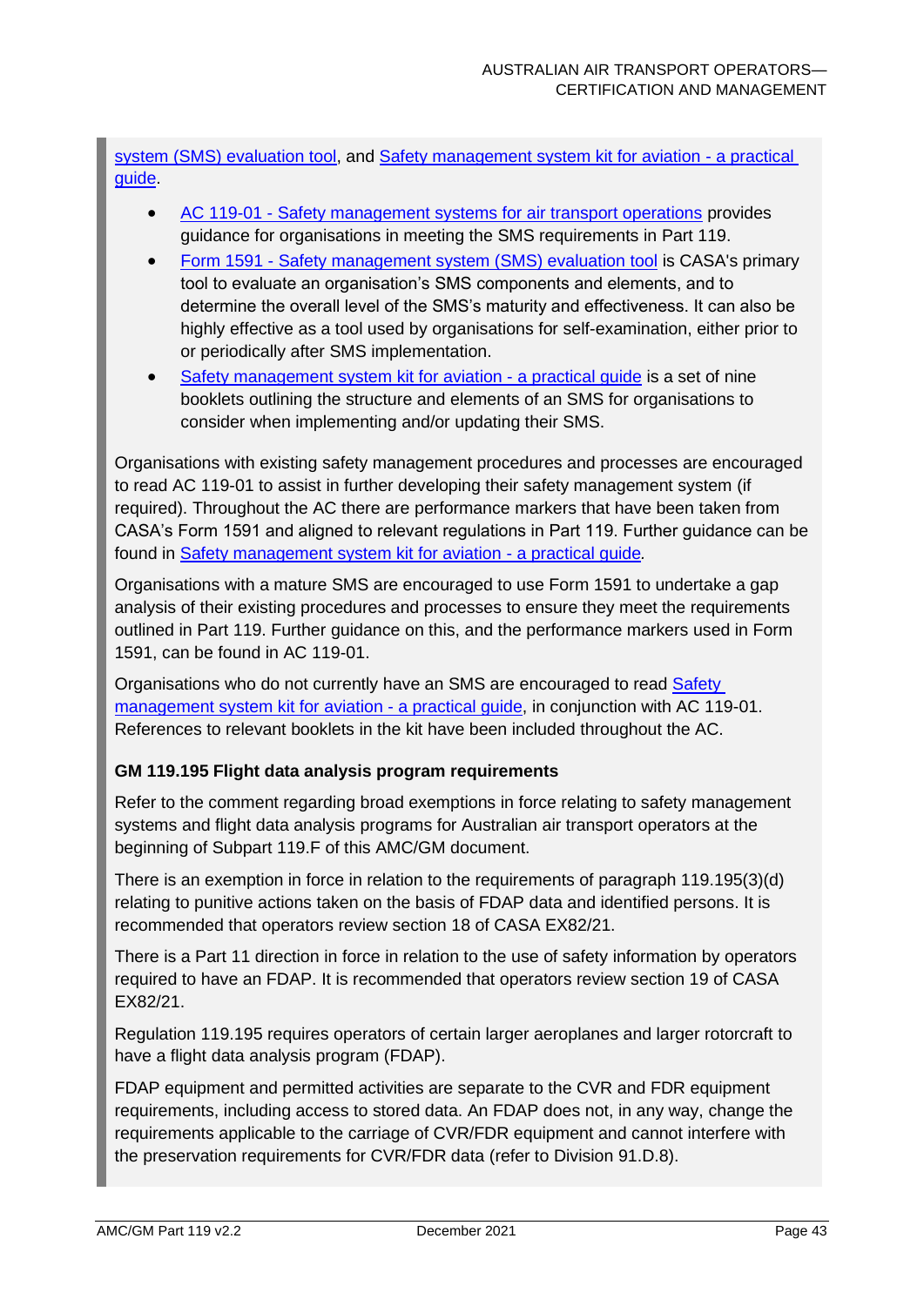system (SMS) evaluation tool, and Safety management system kit for aviation - a practical guide.

- AC 119-01 - Safety management systems for air transport operations provides guidance for organisations in meeting the SMS requirements in Part 119.
- Form 1591 - Safety management system (SMS) evaluation tool is CASA's primary tool to evaluate an organisation's SMS components and elements, and to determine the overall level of the SMS's maturity and effectiveness. It can also be highly effective as a tool used by organisations for self-examination, either prior to or periodically after SMS implementation.
- Safety management system kit for aviation - a practical guide is a set of nine booklets outlining the structure and elements of an SMS for organisations to consider when implementing and/or updating their SMS.

Organisations with existing safety management procedures and processes are encouraged to read AC 119-01 to assist in further developing their safety management system (if required). Throughout the AC there are performance markers that have been taken from CASA's Form 1591 and aligned to relevant regulations in Part 119. Further guidance can be found in Safety management system kit for aviation - a practical guide.

Organisations with a mature SMS are encouraged to use Form 1591 to undertake a gap analysis of their existing procedures and processes to ensure they meet the requirements outlined in Part 119. Further guidance on this, and the performance markers used in Form 1591, can be found in AC 119-01.

Organisations who do not currently have an SMS are encouraged to read Safety management system kit for aviation - a practical guide, in conjunction with AC 119-01. References to relevant booklets in the kit have been included throughout the AC.

**GM 119.195 Flight data analysis program requirements**

Refer to the comment regarding broad exemptions in force relating to safety management systems and flight data analysis programs for Australian air transport operators at the beginning of Subpart 119.F of this AMC/GM document.

There is an exemption in force in relation to the requirements of paragraph 119.195(3)(d) relating to punitive actions taken on the basis of FDAP data and identified persons. It is recommended that operators review section 18 of CASA EX82/21.

There is a Part 11 direction in force in relation to the use of safety information by operators required to have an FDAP. It is recommended that operators review section 19 of CASA EX82/21.

Regulation 119.195 requires operators of certain larger aeroplanes and larger rotorcraft to have a flight data analysis program (FDAP).

FDAP equipment and permitted activities are separate to the CVR and FDR equipment requirements, including access to stored data. An FDAP does not, in any way, change the requirements applicable to the carriage of CVR/FDR equipment and cannot interfere with the preservation requirements for CVR/FDR data (refer to Division 91.D.8).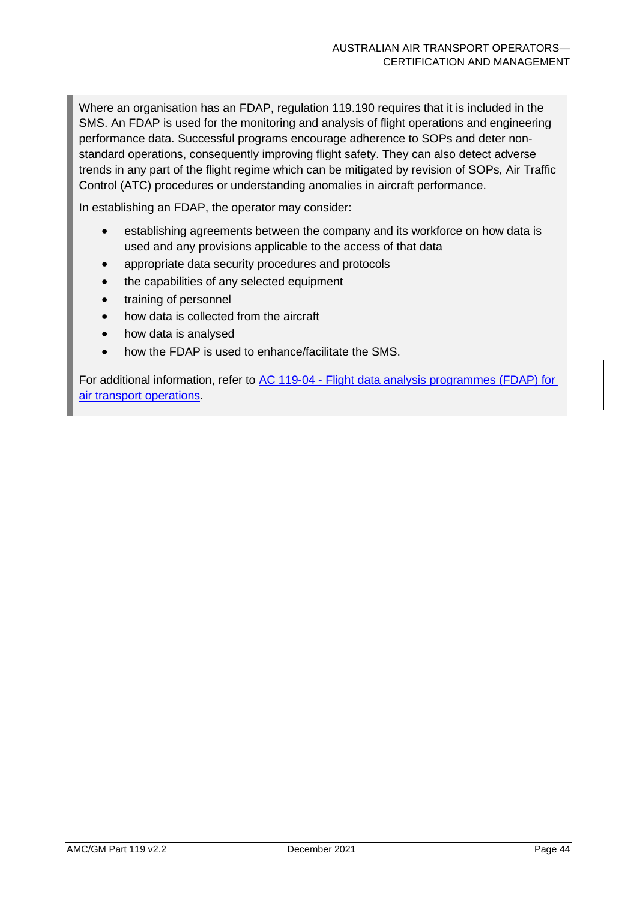Where an organisation has an FDAP, regulation 119.190 requires that it is included in the SMS. An FDAP is used for the monitoring and analysis of flight operations and engineering performance data. Successful programs encourage adherence to SOPs and deter non-standard operations, consequently improving flight safety. They can also detect adverse trends in any part of the flight regime which can be mitigated by revision of SOPs, Air Traffic Control (ATC) procedures or understanding anomalies in aircraft performance.

In establishing an FDAP, the operator may consider:

- establishing agreements between the company and its workforce on how data is used and any provisions applicable to the access of that data
- appropriate data security procedures and protocols
- the capabilities of any selected equipment
- training of personnel
- how data is collected from the aircraft
- how data is analysed
- how the FDAP is used to enhance/facilitate the SMS.

For additional information, refer to AC 119-04 - Flight data analysis programmes (FDAP) for air transport operations.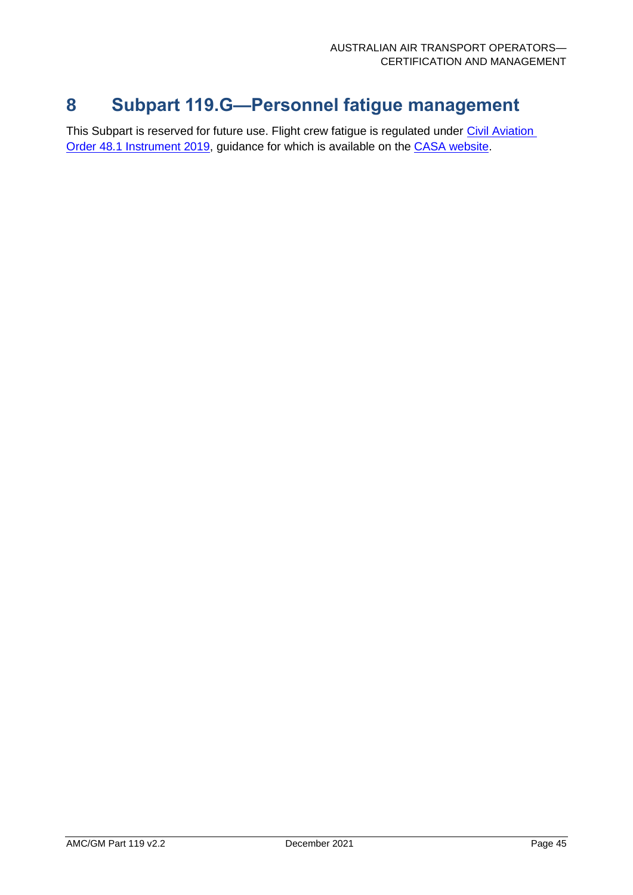# 8 Subpart 119.G—Personnel fatigue management

This Subpart is reserved for future use. Flight crew fatigue is regulated under [Civil Aviation Order 48.1 Instrument 2019](), guidance for which is available on the [CASA website]().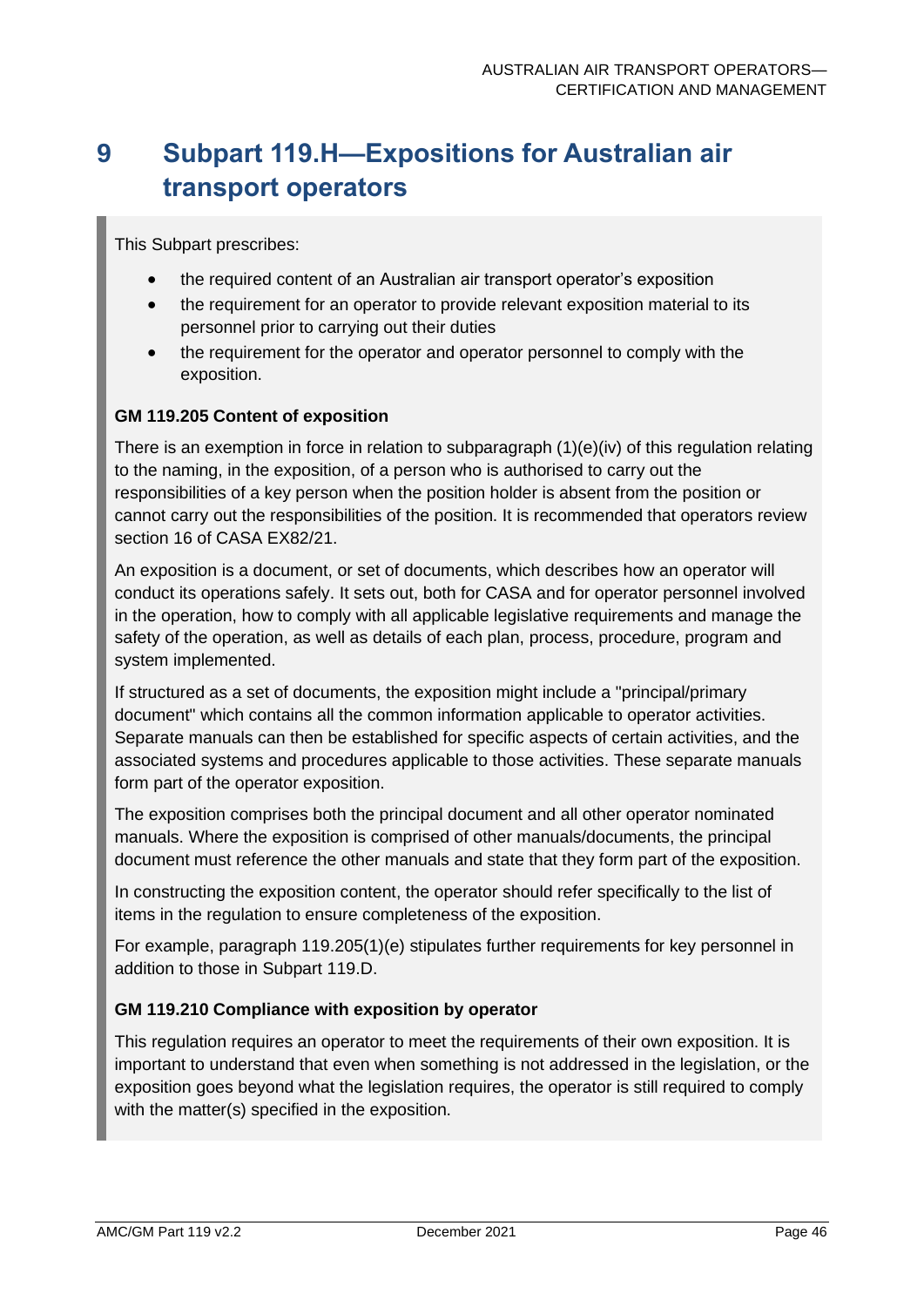# 9 Subpart 119.H—Expositions for Australian air transport operators

This Subpart prescribes:

- the required content of an Australian air transport operator's exposition
- the requirement for an operator to provide relevant exposition material to its personnel prior to carrying out their duties
- the requirement for the operator and operator personnel to comply with the exposition.

**GM 119.205 Content of exposition**

There is an exemption in force in relation to subparagraph (1)(e)(iv) of this regulation relating to the naming, in the exposition, of a person who is authorised to carry out the responsibilities of a key person when the position holder is absent from the position or cannot carry out the responsibilities of the position. It is recommended that operators review section 16 of CASA EX82/21.

An exposition is a document, or set of documents, which describes how an operator will conduct its operations safely. It sets out, both for CASA and for operator personnel involved in the operation, how to comply with all applicable legislative requirements and manage the safety of the operation, as well as details of each plan, process, procedure, program and system implemented.

If structured as a set of documents, the exposition might include a "principal/primary document" which contains all the common information applicable to operator activities. Separate manuals can then be established for specific aspects of certain activities, and the associated systems and procedures applicable to those activities. These separate manuals form part of the operator exposition.

The exposition comprises both the principal document and all other operator nominated manuals. Where the exposition is comprised of other manuals/documents, the principal document must reference the other manuals and state that they form part of the exposition.

In constructing the exposition content, the operator should refer specifically to the list of items in the regulation to ensure completeness of the exposition.

For example, paragraph 119.205(1)(e) stipulates further requirements for key personnel in addition to those in Subpart 119.D.

**GM 119.210 Compliance with exposition by operator**

This regulation requires an operator to meet the requirements of their own exposition. It is important to understand that even when something is not addressed in the legislation, or the exposition goes beyond what the legislation requires, the operator is still required to comply with the matter(s) specified in the exposition.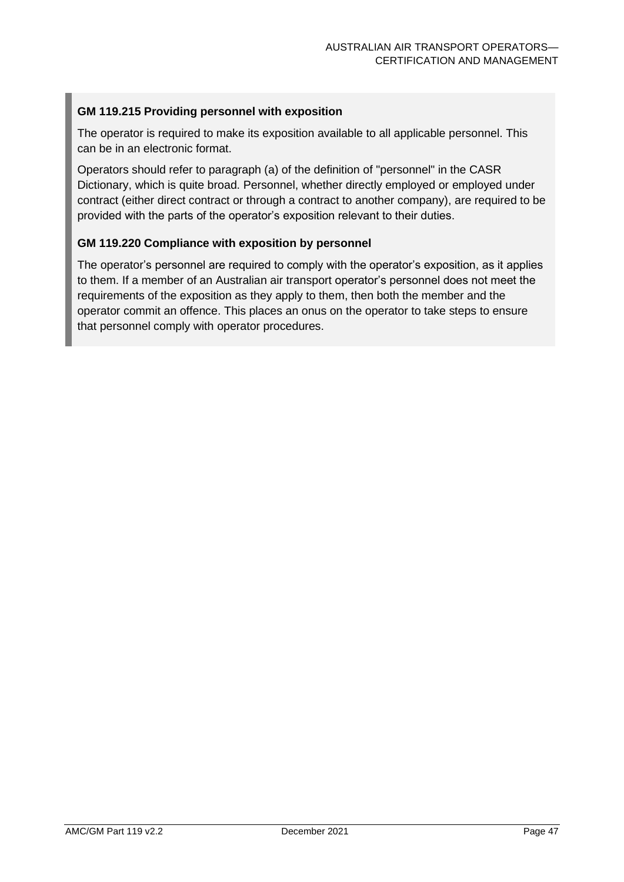### GM 119.215 Providing personnel with exposition

The operator is required to make its exposition available to all applicable personnel. This can be in an electronic format.

Operators should refer to paragraph (a) of the definition of "personnel" in the CASR Dictionary, which is quite broad. Personnel, whether directly employed or employed under contract (either direct contract or through a contract to another company), are required to be provided with the parts of the operator's exposition relevant to their duties.

### GM 119.220 Compliance with exposition by personnel

The operator's personnel are required to comply with the operator's exposition, as it applies to them. If a member of an Australian air transport operator's personnel does not meet the requirements of the exposition as they apply to them, then both the member and the operator commit an offence. This places an onus on the operator to take steps to ensure that personnel comply with operator procedures.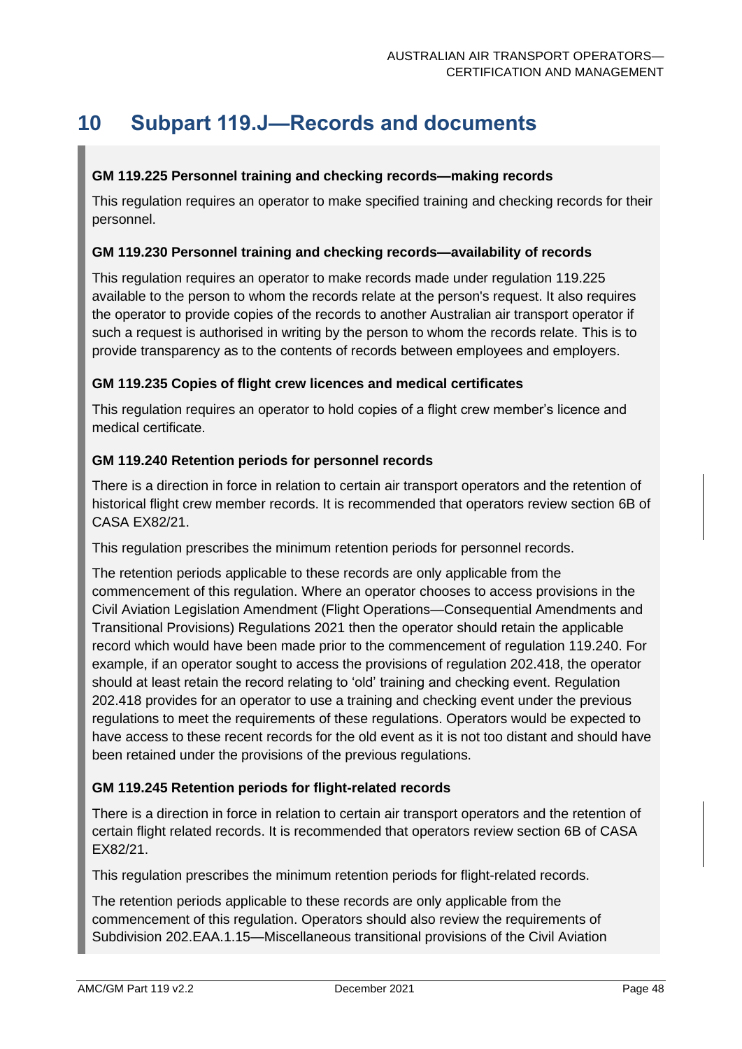# 10 Subpart 119.J—Records and documents

**GM 119.225 Personnel training and checking records—making records**

This regulation requires an operator to make specified training and checking records for their personnel.

**GM 119.230 Personnel training and checking records—availability of records**

This regulation requires an operator to make records made under regulation 119.225 available to the person to whom the records relate at the person's request. It also requires the operator to provide copies of the records to another Australian air transport operator if such a request is authorised in writing by the person to whom the records relate. This is to provide transparency as to the contents of records between employees and employers.

**GM 119.235 Copies of flight crew licences and medical certificates**

This regulation requires an operator to hold copies of a flight crew member's licence and medical certificate.

**GM 119.240 Retention periods for personnel records**

There is a direction in force in relation to certain air transport operators and the retention of historical flight crew member records. It is recommended that operators review section 6B of CASA EX82/21.

This regulation prescribes the minimum retention periods for personnel records.

The retention periods applicable to these records are only applicable from the commencement of this regulation. Where an operator chooses to access provisions in the Civil Aviation Legislation Amendment (Flight Operations—Consequential Amendments and Transitional Provisions) Regulations 2021 then the operator should retain the applicable record which would have been made prior to the commencement of regulation 119.240. For example, if an operator sought to access the provisions of regulation 202.418, the operator should at least retain the record relating to 'old' training and checking event. Regulation 202.418 provides for an operator to use a training and checking event under the previous regulations to meet the requirements of these regulations. Operators would be expected to have access to these recent records for the old event as it is not too distant and should have been retained under the provisions of the previous regulations.

**GM 119.245 Retention periods for flight-related records**

There is a direction in force in relation to certain air transport operators and the retention of certain flight related records. It is recommended that operators review section 6B of CASA EX82/21.

This regulation prescribes the minimum retention periods for flight-related records.

The retention periods applicable to these records are only applicable from the commencement of this regulation. Operators should also review the requirements of Subdivision 202.EAA.1.15—Miscellaneous transitional provisions of the Civil Aviation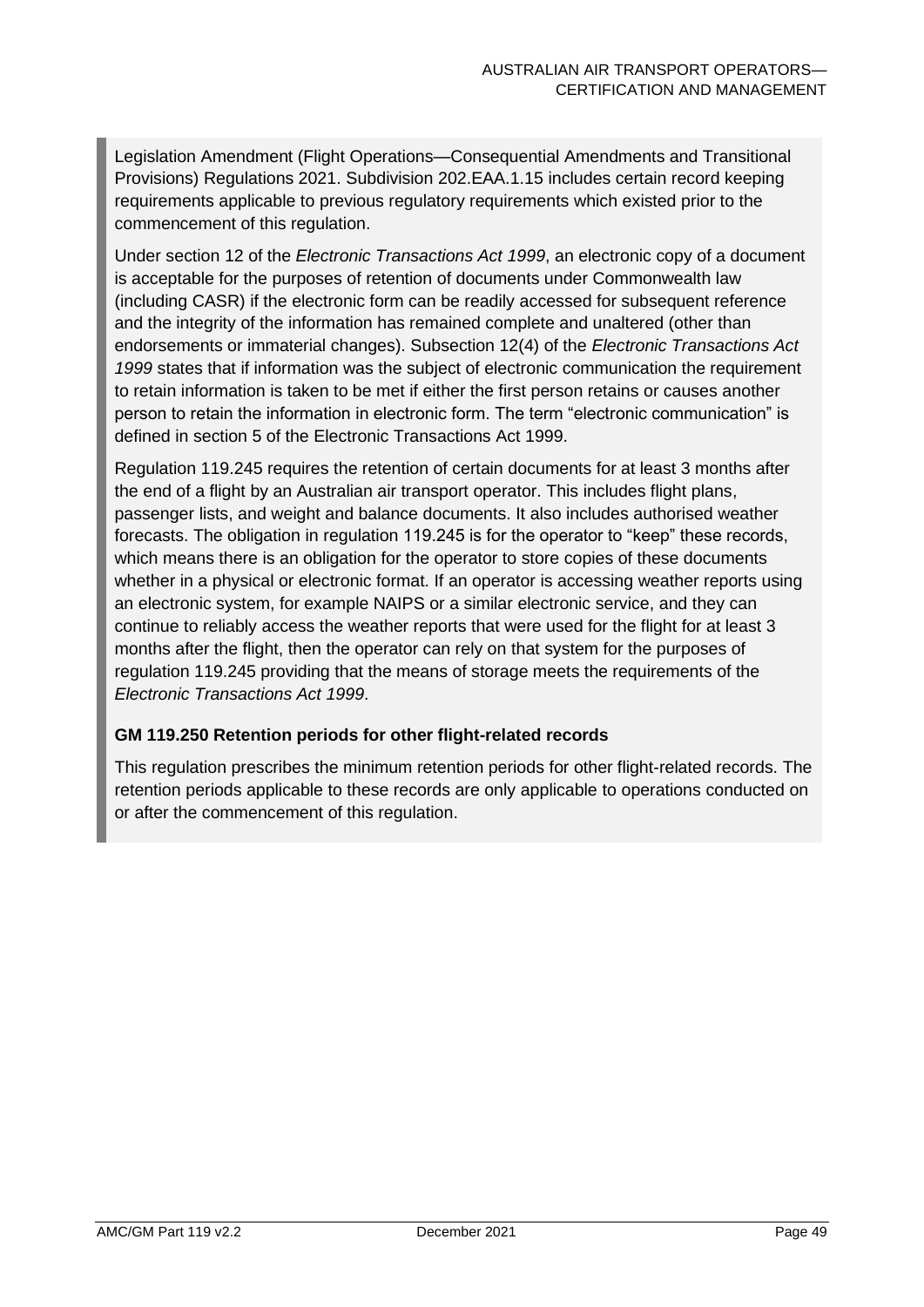Legislation Amendment (Flight Operations—Consequential Amendments and Transitional Provisions) Regulations 2021. Subdivision 202.EAA.1.15 includes certain record keeping requirements applicable to previous regulatory requirements which existed prior to the commencement of this regulation.

Under section 12 of the *Electronic Transactions Act 1999*, an electronic copy of a document is acceptable for the purposes of retention of documents under Commonwealth law (including CASR) if the electronic form can be readily accessed for subsequent reference and the integrity of the information has remained complete and unaltered (other than endorsements or immaterial changes). Subsection 12(4) of the *Electronic Transactions Act 1999* states that if information was the subject of electronic communication the requirement to retain information is taken to be met if either the first person retains or causes another person to retain the information in electronic form. The term "electronic communication" is defined in section 5 of the Electronic Transactions Act 1999.

Regulation 119.245 requires the retention of certain documents for at least 3 months after the end of a flight by an Australian air transport operator. This includes flight plans, passenger lists, and weight and balance documents. It also includes authorised weather forecasts. The obligation in regulation 119.245 is for the operator to "keep" these records, which means there is an obligation for the operator to store copies of these documents whether in a physical or electronic format. If an operator is accessing weather reports using an electronic system, for example NAIPS or a similar electronic service, and they can continue to reliably access the weather reports that were used for the flight for at least 3 months after the flight, then the operator can rely on that system for the purposes of regulation 119.245 providing that the means of storage meets the requirements of the *Electronic Transactions Act 1999*.

**GM 119.250 Retention periods for other flight-related records**

This regulation prescribes the minimum retention periods for other flight-related records. The retention periods applicable to these records are only applicable to operations conducted on or after the commencement of this regulation.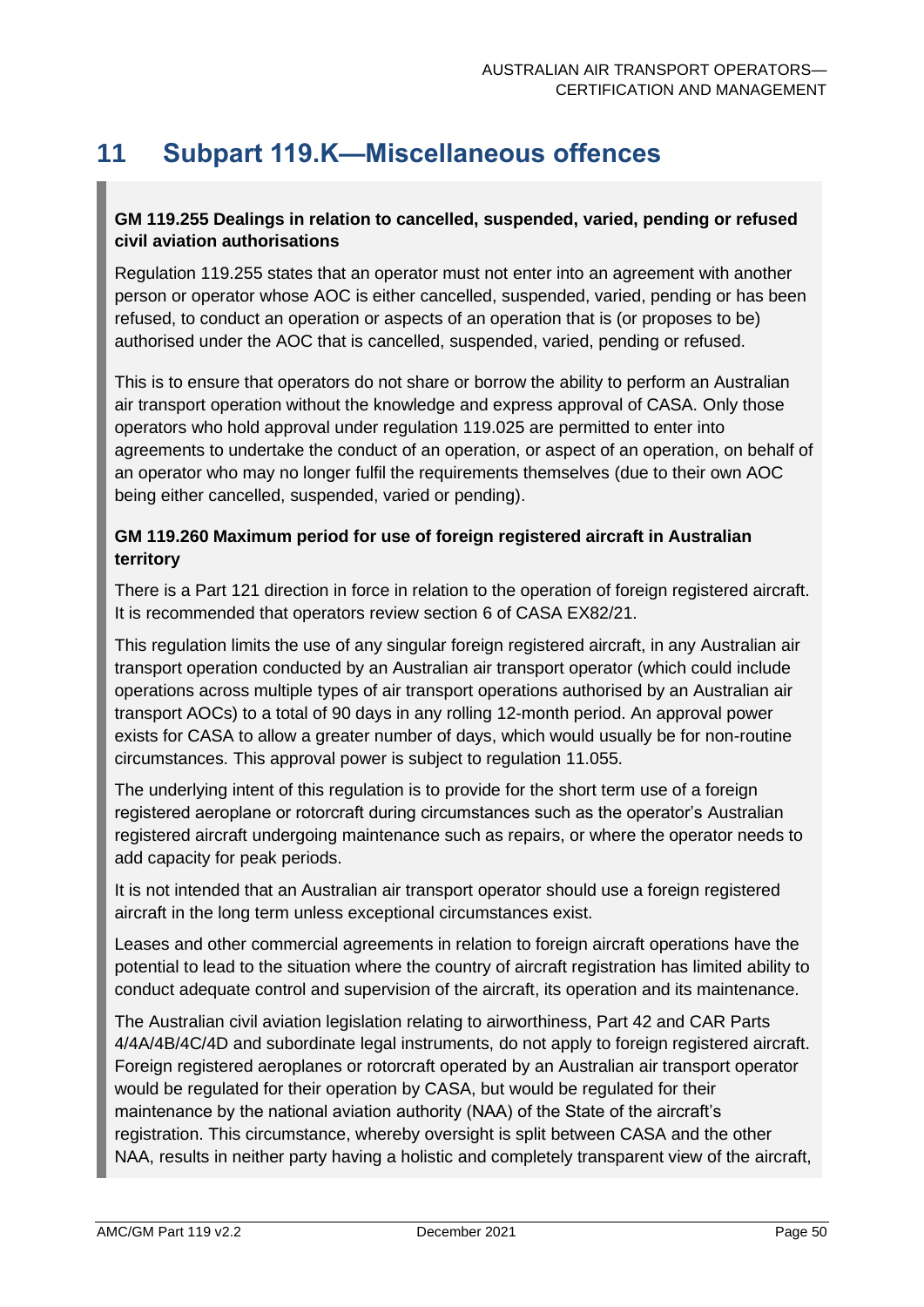# 11 Subpart 119.K—Miscellaneous offences

**GM 119.255 Dealings in relation to cancelled, suspended, varied, pending or refused civil aviation authorisations**

Regulation 119.255 states that an operator must not enter into an agreement with another person or operator whose AOC is either cancelled, suspended, varied, pending or has been refused, to conduct an operation or aspects of an operation that is (or proposes to be) authorised under the AOC that is cancelled, suspended, varied, pending or refused.

This is to ensure that operators do not share or borrow the ability to perform an Australian air transport operation without the knowledge and express approval of CASA. Only those operators who hold approval under regulation 119.025 are permitted to enter into agreements to undertake the conduct of an operation, or aspect of an operation, on behalf of an operator who may no longer fulfil the requirements themselves (due to their own AOC being either cancelled, suspended, varied or pending).

**GM 119.260 Maximum period for use of foreign registered aircraft in Australian territory**

There is a Part 121 direction in force in relation to the operation of foreign registered aircraft. It is recommended that operators review section 6 of CASA EX82/21.

This regulation limits the use of any singular foreign registered aircraft, in any Australian air transport operation conducted by an Australian air transport operator (which could include operations across multiple types of air transport operations authorised by an Australian air transport AOCs) to a total of 90 days in any rolling 12-month period. An approval power exists for CASA to allow a greater number of days, which would usually be for non-routine circumstances. This approval power is subject to regulation 11.055.

The underlying intent of this regulation is to provide for the short term use of a foreign registered aeroplane or rotorcraft during circumstances such as the operator's Australian registered aircraft undergoing maintenance such as repairs, or where the operator needs to add capacity for peak periods.

It is not intended that an Australian air transport operator should use a foreign registered aircraft in the long term unless exceptional circumstances exist.

Leases and other commercial agreements in relation to foreign aircraft operations have the potential to lead to the situation where the country of aircraft registration has limited ability to conduct adequate control and supervision of the aircraft, its operation and its maintenance.

The Australian civil aviation legislation relating to airworthiness, Part 42 and CAR Parts 4/4A/4B/4C/4D and subordinate legal instruments, do not apply to foreign registered aircraft. Foreign registered aeroplanes or rotorcraft operated by an Australian air transport operator would be regulated for their operation by CASA, but would be regulated for their maintenance by the national aviation authority (NAA) of the State of the aircraft's registration. This circumstance, whereby oversight is split between CASA and the other NAA, results in neither party having a holistic and completely transparent view of the aircraft,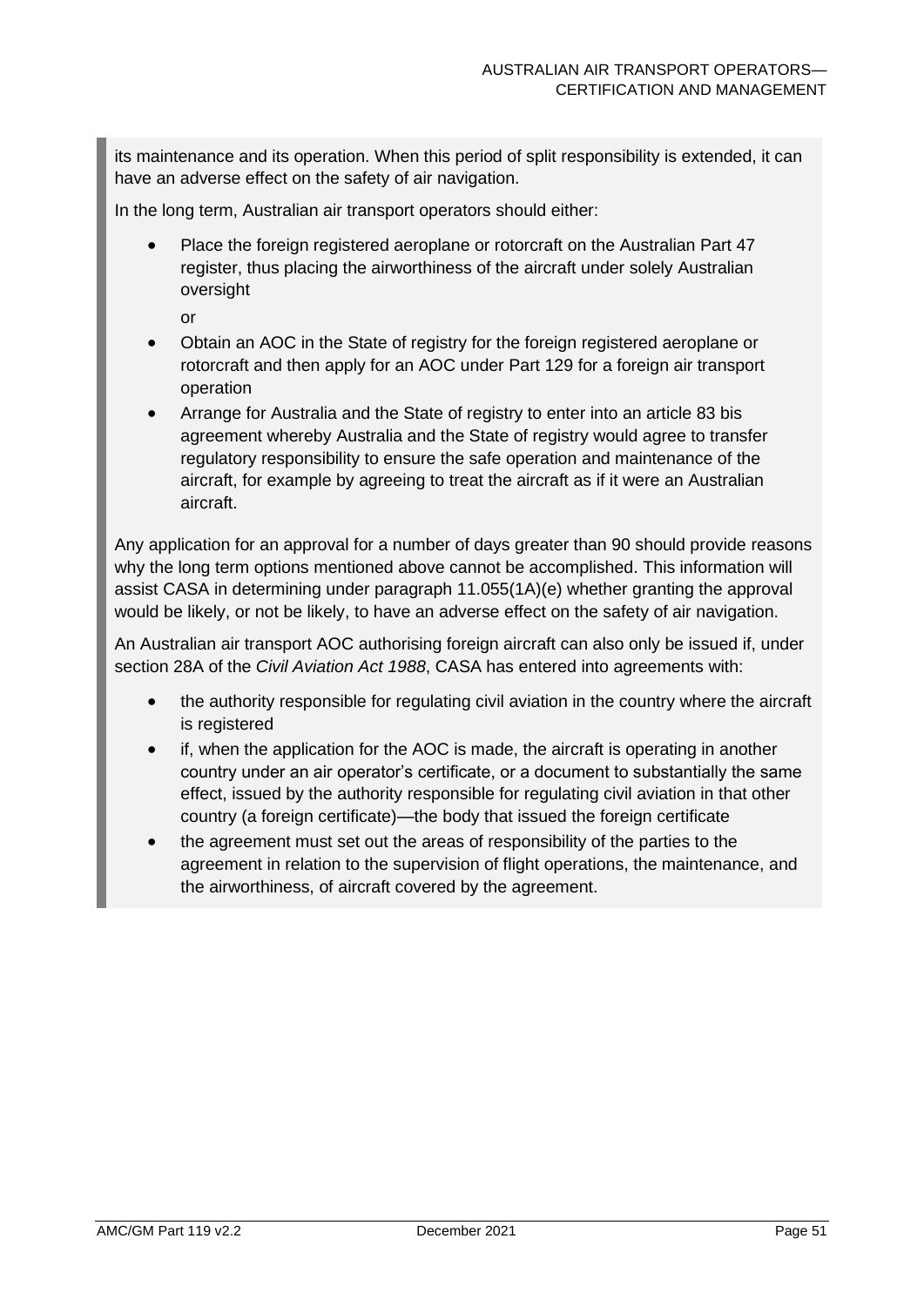its maintenance and its operation. When this period of split responsibility is extended, it can have an adverse effect on the safety of air navigation.

In the long term, Australian air transport operators should either:

- Place the foreign registered aeroplane or rotorcraft on the Australian Part 47 register, thus placing the airworthiness of the aircraft under solely Australian oversight

  or

- Obtain an AOC in the State of registry for the foreign registered aeroplane or rotorcraft and then apply for an AOC under Part 129 for a foreign air transport operation
- Arrange for Australia and the State of registry to enter into an article 83 bis agreement whereby Australia and the State of registry would agree to transfer regulatory responsibility to ensure the safe operation and maintenance of the aircraft, for example by agreeing to treat the aircraft as if it were an Australian aircraft.

Any application for an approval for a number of days greater than 90 should provide reasons why the long term options mentioned above cannot be accomplished. This information will assist CASA in determining under paragraph 11.055(1A)(e) whether granting the approval would be likely, or not be likely, to have an adverse effect on the safety of air navigation.

An Australian air transport AOC authorising foreign aircraft can also only be issued if, under section 28A of the *Civil Aviation Act 1988*, CASA has entered into agreements with:

- the authority responsible for regulating civil aviation in the country where the aircraft is registered
- if, when the application for the AOC is made, the aircraft is operating in another country under an air operator's certificate, or a document to substantially the same effect, issued by the authority responsible for regulating civil aviation in that other country (a foreign certificate)—the body that issued the foreign certificate
- the agreement must set out the areas of responsibility of the parties to the agreement in relation to the supervision of flight operations, the maintenance, and the airworthiness, of aircraft covered by the agreement.